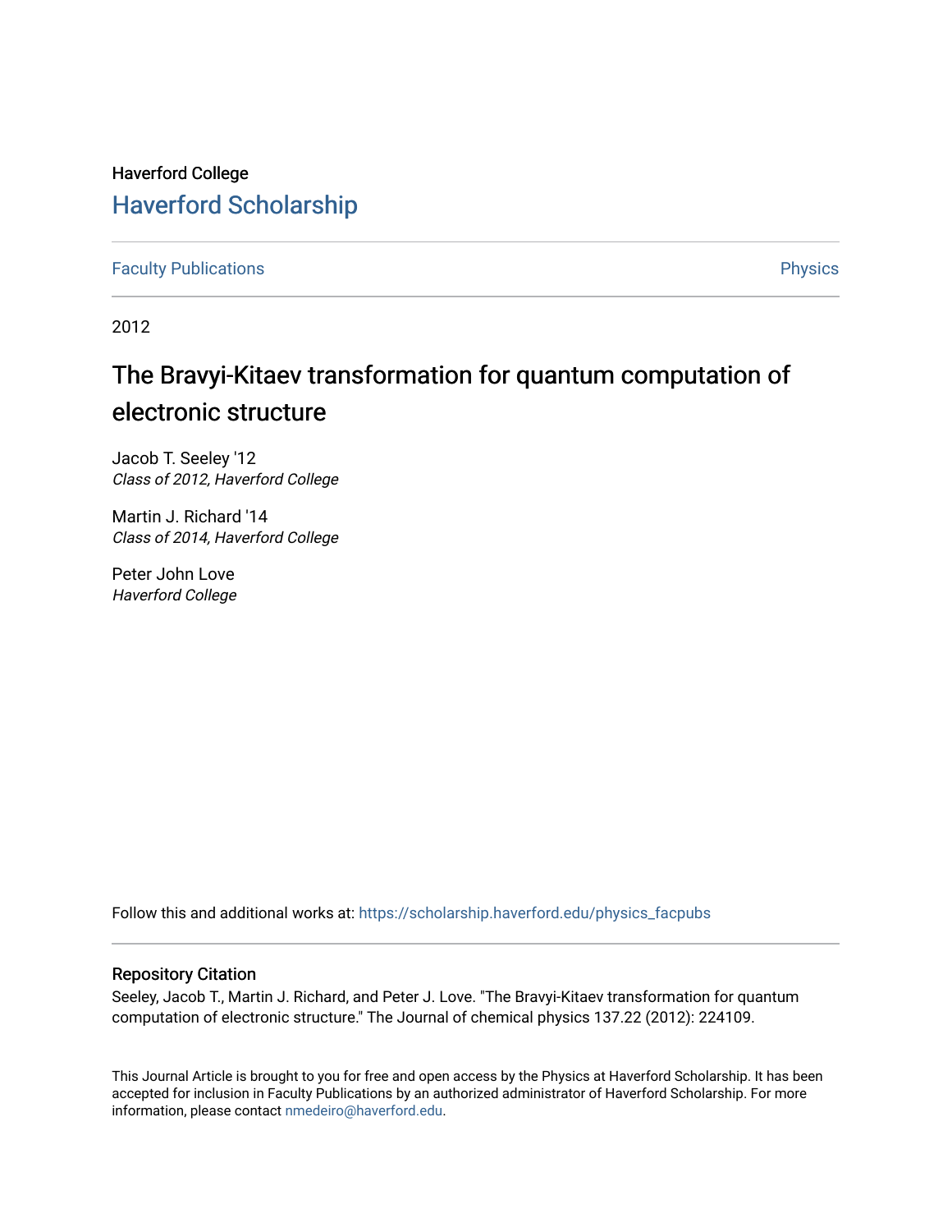Haverford College

# Haverford Scholarship

Faculty Publications

Physics

2012

# The Bravyi-Kitaev transformation for quantum computation of electronic structure

Jacob T. Seeley '12
*Class of 2012, Haverford College*

Martin J. Richard '14
*Class of 2014, Haverford College*

Peter John Love
*Haverford College*

Follow this and additional works at: https://scholarship.haverford.edu/physics_facpubs

## Repository Citation

Seeley, Jacob T., Martin J. Richard, and Peter J. Love. "The Bravyi-Kitaev transformation for quantum computation of electronic structure." The Journal of chemical physics 137.22 (2012): 224109.

This Journal Article is brought to you for free and open access by the Physics at Haverford Scholarship. It has been accepted for inclusion in Faculty Publications by an authorized administrator of Haverford Scholarship. For more information, please contact nmedeiro@haverford.edu.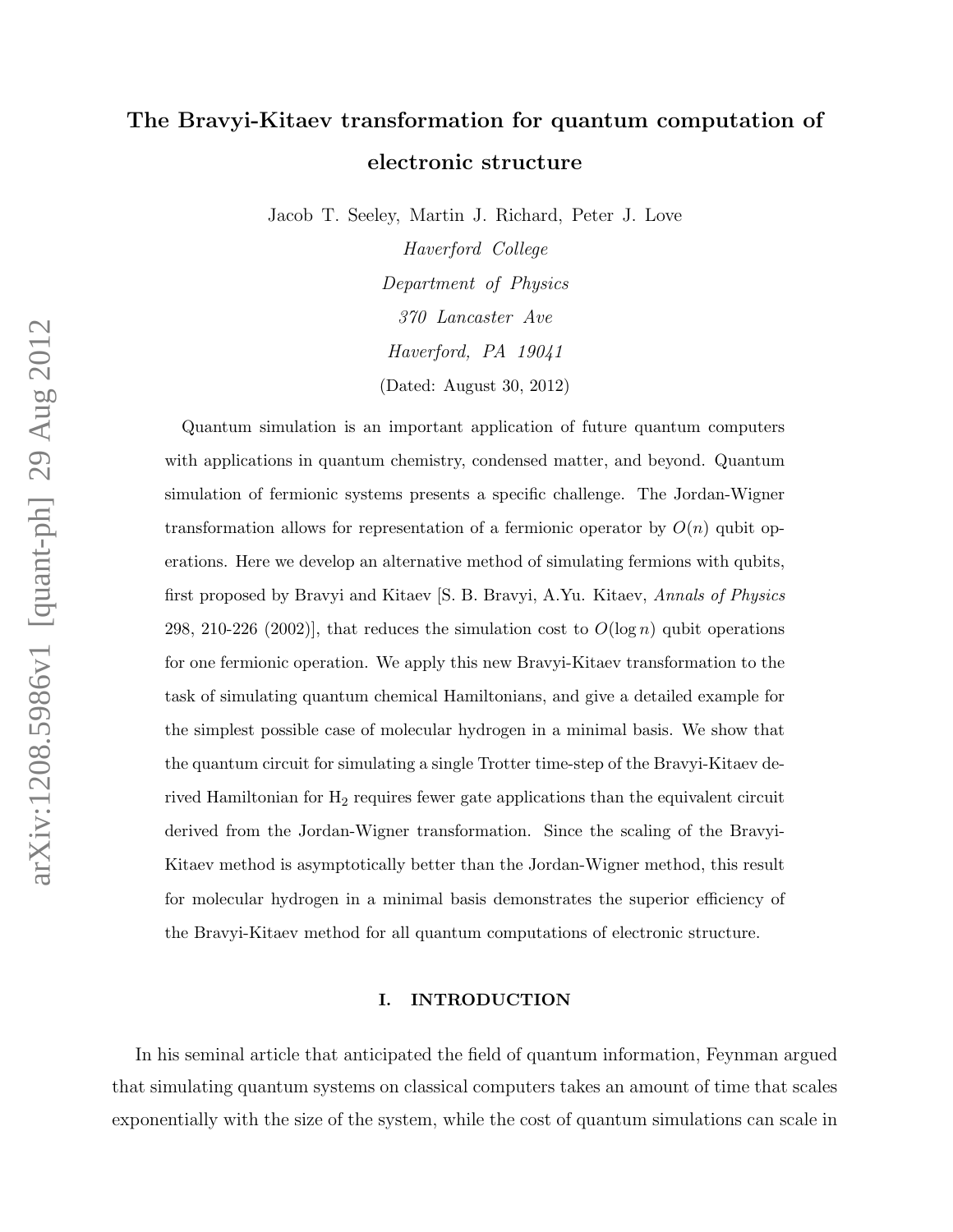# The Bravyi-Kitaev transformation for quantum computation of electronic structure

Jacob T. Seeley, Martin J. Richard, Peter J. Love

*Haverford College*

*Department of Physics*

*370 Lancaster Ave*

*Haverford, PA 19041*

(Dated: August 30, 2012)

Quantum simulation is an important application of future quantum computers with applications in quantum chemistry, condensed matter, and beyond. Quantum simulation of fermionic systems presents a specific challenge. The Jordan-Wigner transformation allows for representation of a fermionic operator by $O(n)$ qubit operations. Here we develop an alternative method of simulating fermions with qubits, first proposed by Bravyi and Kitaev [S. B. Bravyi, A.Yu. Kitaev, *Annals of Physics* 298, 210-226 (2002)], that reduces the simulation cost to $O(\log n)$ qubit operations for one fermionic operation. We apply this new Bravyi-Kitaev transformation to the task of simulating quantum chemical Hamiltonians, and give a detailed example for the simplest possible case of molecular hydrogen in a minimal basis. We show that the quantum circuit for simulating a single Trotter time-step of the Bravyi-Kitaev derived Hamiltonian for $H_2$ requires fewer gate applications than the equivalent circuit derived from the Jordan-Wigner transformation. Since the scaling of the Bravyi-Kitaev method is asymptotically better than the Jordan-Wigner method, this result for molecular hydrogen in a minimal basis demonstrates the superior efficiency of the Bravyi-Kitaev method for all quantum computations of electronic structure.

## I. INTRODUCTION

In his seminal article that anticipated the field of quantum information, Feynman argued that simulating quantum systems on classical computers takes an amount of time that scales exponentially with the size of the system, while the cost of quantum simulations can scale in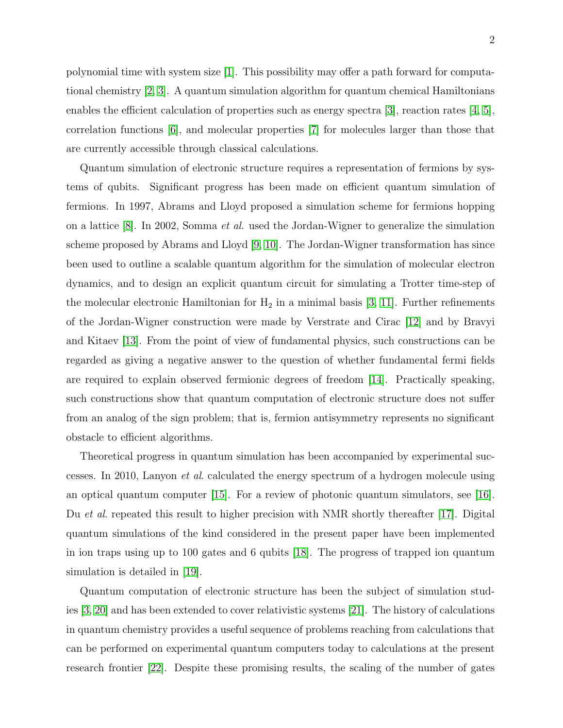polynomial time with system size [1]. This possibility may offer a path forward for computational chemistry [2, 3]. A quantum simulation algorithm for quantum chemical Hamiltonians enables the efficient calculation of properties such as energy spectra [3], reaction rates [4, 5], correlation functions [6], and molecular properties [7] for molecules larger than those that are currently accessible through classical calculations.

Quantum simulation of electronic structure requires a representation of fermions by systems of qubits. Significant progress has been made on efficient quantum simulation of fermions. In 1997, Abrams and Lloyd proposed a simulation scheme for fermions hopping on a lattice [8]. In 2002, Somma *et al.* used the Jordan-Wigner to generalize the simulation scheme proposed by Abrams and Lloyd [9, 10]. The Jordan-Wigner transformation has since been used to outline a scalable quantum algorithm for the simulation of molecular electron dynamics, and to design an explicit quantum circuit for simulating a Trotter time-step of the molecular electronic Hamiltonian for $H_2$ in a minimal basis [3, 11]. Further refinements of the Jordan-Wigner construction were made by Verstrate and Cirac [12] and by Bravyi and Kitaev [13]. From the point of view of fundamental physics, such constructions can be regarded as giving a negative answer to the question of whether fundamental fermi fields are required to explain observed fermionic degrees of freedom [14]. Practically speaking, such constructions show that quantum computation of electronic structure does not suffer from an analog of the sign problem; that is, fermion antisymmetry represents no significant obstacle to efficient algorithms.

Theoretical progress in quantum simulation has been accompanied by experimental successes. In 2010, Lanyon *et al.* calculated the energy spectrum of a hydrogen molecule using an optical quantum computer [15]. For a review of photonic quantum simulators, see [16]. Du *et al.* repeated this result to higher precision with NMR shortly thereafter [17]. Digital quantum simulations of the kind considered in the present paper have been implemented in ion traps using up to 100 gates and 6 qubits [18]. The progress of trapped ion quantum simulation is detailed in [19].

Quantum computation of electronic structure has been the subject of simulation studies [3, 20] and has been extended to cover relativistic systems [21]. The history of calculations in quantum chemistry provides a useful sequence of problems reaching from calculations that can be performed on experimental quantum computers today to calculations at the present research frontier [22]. Despite these promising results, the scaling of the number of gates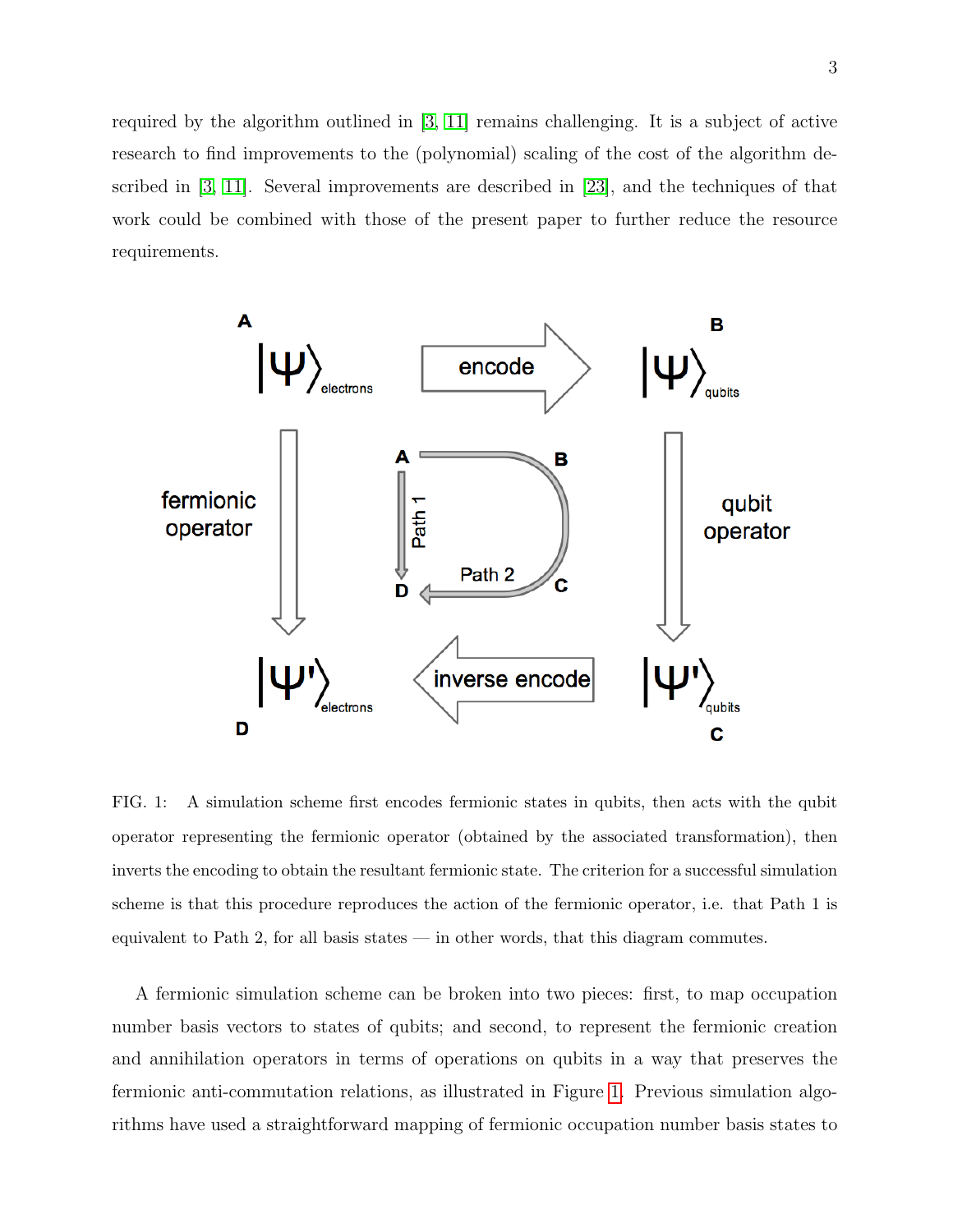required by the algorithm outlined in [3, 11] remains challenging. It is a subject of active research to find improvements to the (polynomial) scaling of the cost of the algorithm described in [3, 11]. Several improvements are described in [23], and the techniques of that work could be combined with those of the present paper to further reduce the resource requirements.

FIG. 1: A simulation scheme first encodes fermionic states in qubits, then acts with the qubit operator representing the fermionic operator (obtained by the associated transformation), then inverts the encoding to obtain the resultant fermionic state. The criterion for a successful simulation scheme is that this procedure reproduces the action of the fermionic operator, i.e. that Path 1 is equivalent to Path 2, for all basis states — in other words, that this diagram commutes.

A fermionic simulation scheme can be broken into two pieces: first, to map occupation number basis vectors to states of qubits; and second, to represent the fermionic creation and annihilation operators in terms of operations on qubits in a way that preserves the fermionic anti-commutation relations, as illustrated in Figure 1. Previous simulation algorithms have used a straightforward mapping of fermionic occupation number basis states to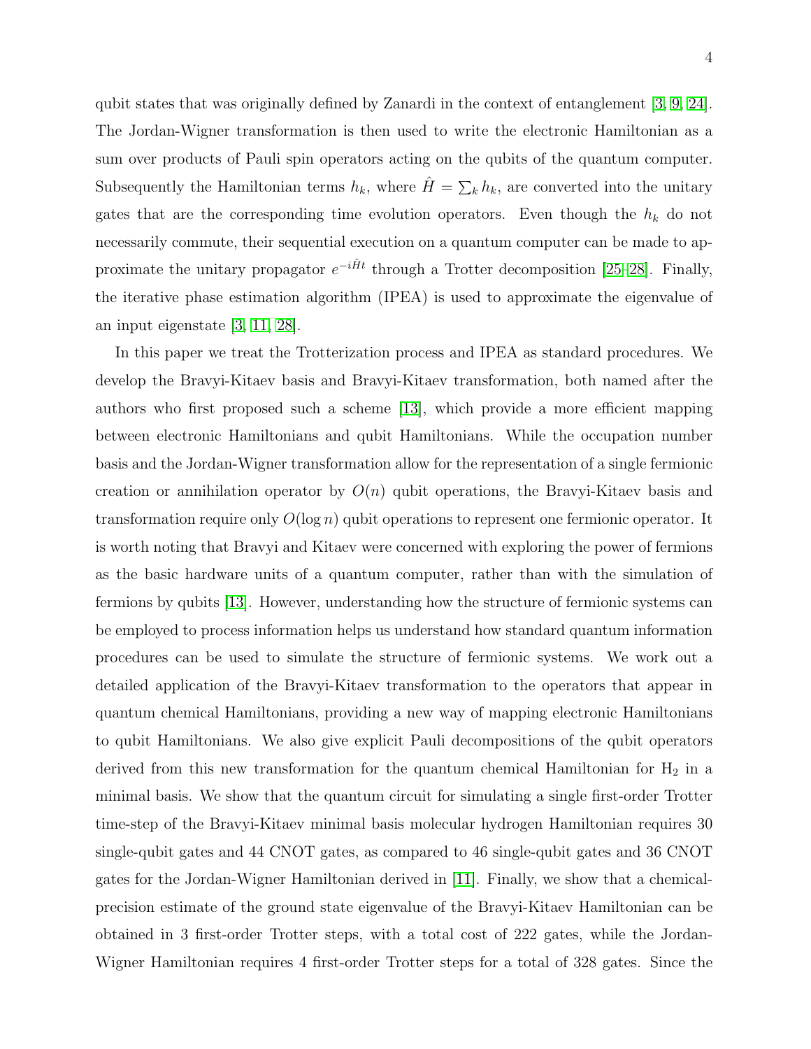qubit states that was originally defined by Zanardi in the context of entanglement [3, 9, 24]. The Jordan-Wigner transformation is then used to write the electronic Hamiltonian as a sum over products of Pauli spin operators acting on the qubits of the quantum computer. Subsequently the Hamiltonian terms $h_k$, where $\hat{H} = \sum_k h_k$, are converted into the unitary gates that are the corresponding time evolution operators. Even though the $h_k$ do not necessarily commute, their sequential execution on a quantum computer can be made to approximate the unitary propagator $e^{-i\hat{H}t}$ through a Trotter decomposition [25–28]. Finally, the iterative phase estimation algorithm (IPEA) is used to approximate the eigenvalue of an input eigenstate [3, 11, 28].

In this paper we treat the Trotterization process and IPEA as standard procedures. We develop the Bravyi-Kitaev basis and Bravyi-Kitaev transformation, both named after the authors who first proposed such a scheme [13], which provide a more efficient mapping between electronic Hamiltonians and qubit Hamiltonians. While the occupation number basis and the Jordan-Wigner transformation allow for the representation of a single fermionic creation or annihilation operator by $O(n)$ qubit operations, the Bravyi-Kitaev basis and transformation require only $O(\log n)$ qubit operations to represent one fermionic operator. It is worth noting that Bravyi and Kitaev were concerned with exploring the power of fermions as the basic hardware units of a quantum computer, rather than with the simulation of fermions by qubits [13]. However, understanding how the structure of fermionic systems can be employed to process information helps us understand how standard quantum information procedures can be used to simulate the structure of fermionic systems. We work out a detailed application of the Bravyi-Kitaev transformation to the operators that appear in quantum chemical Hamiltonians, providing a new way of mapping electronic Hamiltonians to qubit Hamiltonians. We also give explicit Pauli decompositions of the qubit operators derived from this new transformation for the quantum chemical Hamiltonian for $H_2$ in a minimal basis. We show that the quantum circuit for simulating a single first-order Trotter time-step of the Bravyi-Kitaev minimal basis molecular hydrogen Hamiltonian requires 30 single-qubit gates and 44 CNOT gates, as compared to 46 single-qubit gates and 36 CNOT gates for the Jordan-Wigner Hamiltonian derived in [11]. Finally, we show that a chemical-precision estimate of the ground state eigenvalue of the Bravyi-Kitaev Hamiltonian can be obtained in 3 first-order Trotter steps, with a total cost of 222 gates, while the Jordan-Wigner Hamiltonian requires 4 first-order Trotter steps for a total of 328 gates. Since the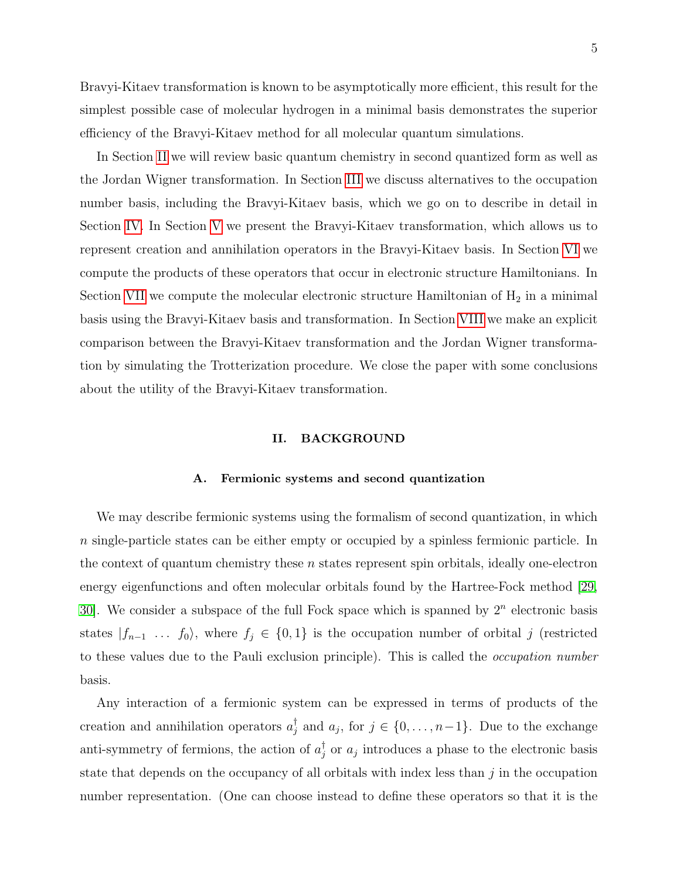Bravyi-Kitaev transformation is known to be asymptotically more efficient, this result for the simplest possible case of molecular hydrogen in a minimal basis demonstrates the superior efficiency of the Bravyi-Kitaev method for all molecular quantum simulations.

In Section II we will review basic quantum chemistry in second quantized form as well as the Jordan Wigner transformation. In Section III we discuss alternatives to the occupation number basis, including the Bravyi-Kitaev basis, which we go on to describe in detail in Section IV. In Section V we present the Bravyi-Kitaev transformation, which allows us to represent creation and annihilation operators in the Bravyi-Kitaev basis. In Section VI we compute the products of these operators that occur in electronic structure Hamiltonians. In Section VII we compute the molecular electronic structure Hamiltonian of $H_2$ in a minimal basis using the Bravyi-Kitaev basis and transformation. In Section VIII we make an explicit comparison between the Bravyi-Kitaev transformation and the Jordan Wigner transformation by simulating the Trotterization procedure. We close the paper with some conclusions about the utility of the Bravyi-Kitaev transformation.

## II. BACKGROUND

### A. Fermionic systems and second quantization

We may describe fermionic systems using the formalism of second quantization, in which $n$ single-particle states can be either empty or occupied by a spinless fermionic particle. In the context of quantum chemistry these $n$ states represent spin orbitals, ideally one-electron energy eigenfunctions and often molecular orbitals found by the Hartree-Fock method [29, 30]. We consider a subspace of the full Fock space which is spanned by $2^n$ electronic basis states $|f_{n-1} \ \dots \ f_0\rangle$, where $f_j \in \{0, 1\}$ is the occupation number of orbital $j$ (restricted to these values due to the Pauli exclusion principle). This is called the *occupation number* basis.

Any interaction of a fermionic system can be expressed in terms of products of the creation and annihilation operators $a_j^\dagger$ and $a_j$, for $j \in \{0, \dots, n-1\}$. Due to the exchange anti-symmetry of fermions, the action of $a_j^\dagger$ or $a_j$ introduces a phase to the electronic basis state that depends on the occupancy of all orbitals with index less than $j$ in the occupation number representation. (One can choose instead to define these operators so that it is the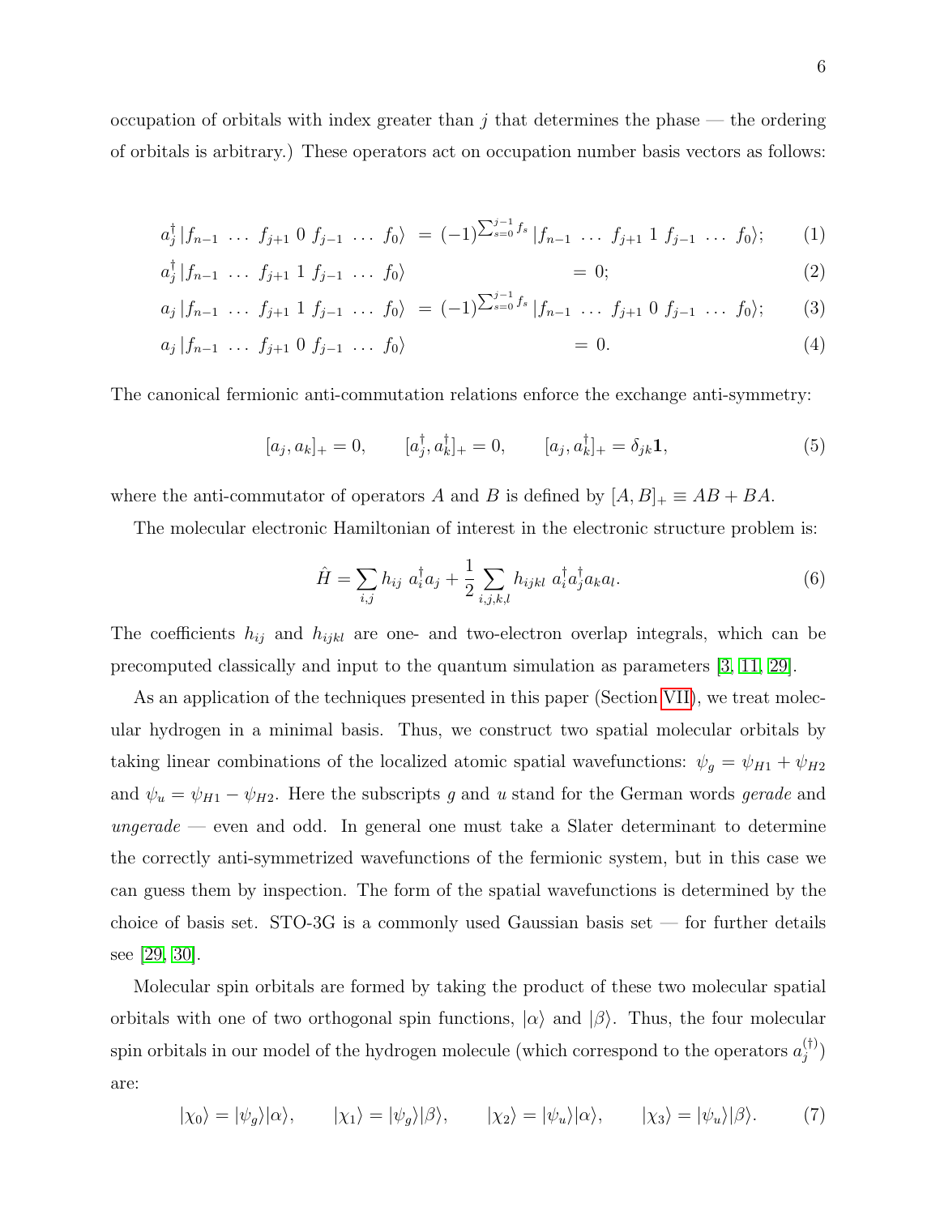occupation of orbitals with index greater than $j$ that determines the phase — the ordering of orbitals is arbitrary.) These operators act on occupation number basis vectors as follows:

$$a_j^\dagger |f_{n-1} \, \ldots \, f_{j+1} \; 0 \; f_{j-1} \, \ldots \, f_0\rangle = (-1)^{\sum_{s=0}^{j-1} f_s} |f_{n-1} \, \ldots \, f_{j+1} \; 1 \; f_{j-1} \, \ldots \, f_0\rangle; \tag{1}$$

$$a_j^\dagger |f_{n-1} \, \ldots \, f_{j+1} \; 1 \; f_{j-1} \, \ldots \, f_0\rangle = 0; \tag{2}$$

$$a_j |f_{n-1} \, \ldots \, f_{j+1} \; 1 \; f_{j-1} \, \ldots \, f_0\rangle = (-1)^{\sum_{s=0}^{j-1} f_s} |f_{n-1} \, \ldots \, f_{j+1} \; 0 \; f_{j-1} \, \ldots \, f_0\rangle; \tag{3}$$

$$a_j |f_{n-1} \, \ldots \, f_{j+1} \; 0 \; f_{j-1} \, \ldots \, f_0\rangle = 0. \tag{4}$$

The canonical fermionic anti-commutation relations enforce the exchange anti-symmetry:

$$[a_j, a_k]_+ = 0, \qquad [a_j^\dagger, a_k^\dagger]_+ = 0, \qquad [a_j, a_k^\dagger]_+ = \delta_{jk}\mathbf{1}, \tag{5}$$

where the anti-commutator of operators $A$ and $B$ is defined by $[A, B]_+ \equiv AB + BA$.

The molecular electronic Hamiltonian of interest in the electronic structure problem is:

$$\hat{H} = \sum_{i,j} h_{ij} \; a_i^\dagger a_j + \frac{1}{2} \sum_{i,j,k,l} h_{ijkl} \; a_i^\dagger a_j^\dagger a_k a_l. \tag{6}$$

The coefficients $h_{ij}$ and $h_{ijkl}$ are one- and two-electron overlap integrals, which can be precomputed classically and input to the quantum simulation as parameters [3, 11, 29].

As an application of the techniques presented in this paper (Section VII), we treat molecular hydrogen in a minimal basis. Thus, we construct two spatial molecular orbitals by taking linear combinations of the localized atomic spatial wavefunctions: $\psi_g = \psi_{H1} + \psi_{H2}$ and $\psi_u = \psi_{H1} - \psi_{H2}$. Here the subscripts $g$ and $u$ stand for the German words *gerade* and *ungerade* — even and odd. In general one must take a Slater determinant to determine the correctly anti-symmetrized wavefunctions of the fermionic system, but in this case we can guess them by inspection. The form of the spatial wavefunctions is determined by the choice of basis set. STO-3G is a commonly used Gaussian basis set — for further details see [29, 30].

Molecular spin orbitals are formed by taking the product of these two molecular spatial orbitals with one of two orthogonal spin functions, $|\alpha\rangle$ and $|\beta\rangle$. Thus, the four molecular spin orbitals in our model of the hydrogen molecule (which correspond to the operators $a_j^{(\dagger)}$) are:

$$|\chi_0\rangle = |\psi_g\rangle|\alpha\rangle, \qquad |\chi_1\rangle = |\psi_g\rangle|\beta\rangle, \qquad |\chi_2\rangle = |\psi_u\rangle|\alpha\rangle, \qquad |\chi_3\rangle = |\psi_u\rangle|\beta\rangle. \tag{7}$$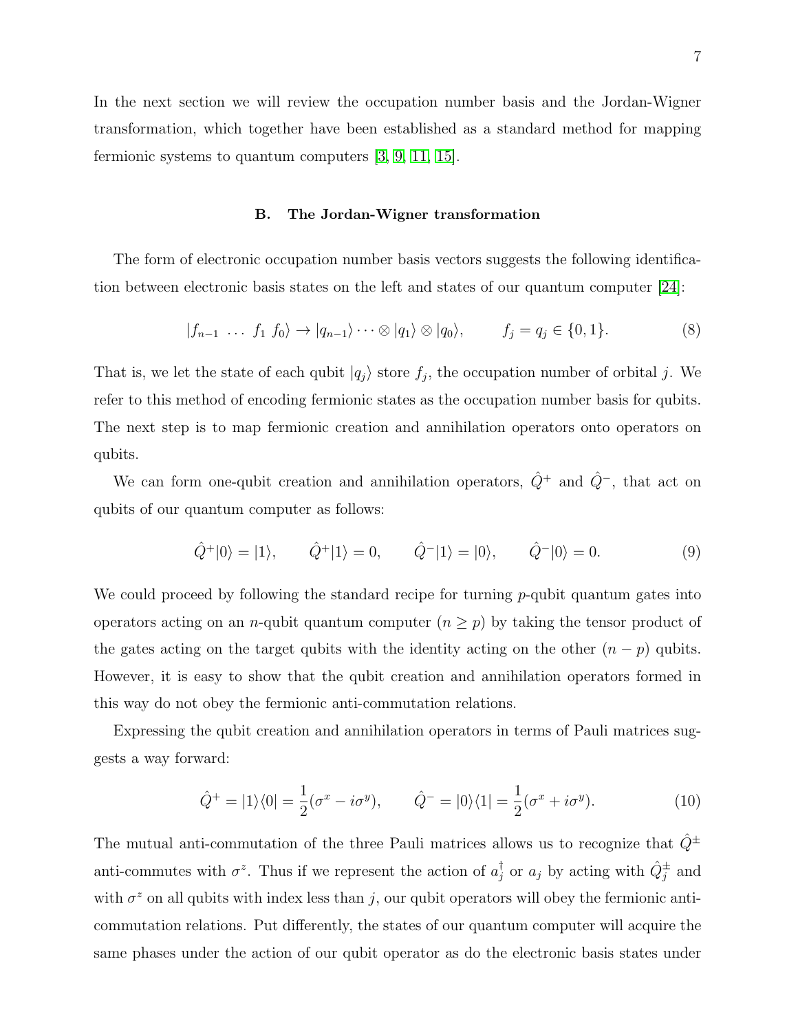In the next section we will review the occupation number basis and the Jordan-Wigner transformation, which together have been established as a standard method for mapping fermionic systems to quantum computers [3, 9, 11, 15].

### B. The Jordan-Wigner transformation

The form of electronic occupation number basis vectors suggests the following identification between electronic basis states on the left and states of our quantum computer [24]:

$$|f_{n-1} \ \ldots \ f_1 \ f_0\rangle \rightarrow |q_{n-1}\rangle \cdots \otimes |q_1\rangle \otimes |q_0\rangle, \qquad f_j = q_j \in \{0, 1\}. \tag{8}$$

That is, we let the state of each qubit $|q_j\rangle$ store $f_j$, the occupation number of orbital $j$. We refer to this method of encoding fermionic states as the occupation number basis for qubits. The next step is to map fermionic creation and annihilation operators onto operators on qubits.

We can form one-qubit creation and annihilation operators, $\hat{Q}^+$ and $\hat{Q}^-$, that act on qubits of our quantum computer as follows:

$$\hat{Q}^+|0\rangle = |1\rangle, \qquad \hat{Q}^+|1\rangle = 0, \qquad \hat{Q}^-|1\rangle = |0\rangle, \qquad \hat{Q}^-|0\rangle = 0. \tag{9}$$

We could proceed by following the standard recipe for turning $p$-qubit quantum gates into operators acting on an $n$-qubit quantum computer ($n \geq p$) by taking the tensor product of the gates acting on the target qubits with the identity acting on the other $(n - p)$ qubits. However, it is easy to show that the qubit creation and annihilation operators formed in this way do not obey the fermionic anti-commutation relations.

Expressing the qubit creation and annihilation operators in terms of Pauli matrices suggests a way forward:

$$\hat{Q}^+ = |1\rangle\langle 0| = \frac{1}{2}(\sigma^x - i\sigma^y), \qquad \hat{Q}^- = |0\rangle\langle 1| = \frac{1}{2}(\sigma^x + i\sigma^y). \tag{10}$$

The mutual anti-commutation of the three Pauli matrices allows us to recognize that $\hat{Q}^\pm$ anti-commutes with $\sigma^z$. Thus if we represent the action of $a_j^\dagger$ or $a_j$ by acting with $\hat{Q}_j^\pm$ and with $\sigma^z$ on all qubits with index less than $j$, our qubit operators will obey the fermionic anti-commutation relations. Put differently, the states of our quantum computer will acquire the same phases under the action of our qubit operator as do the electronic basis states under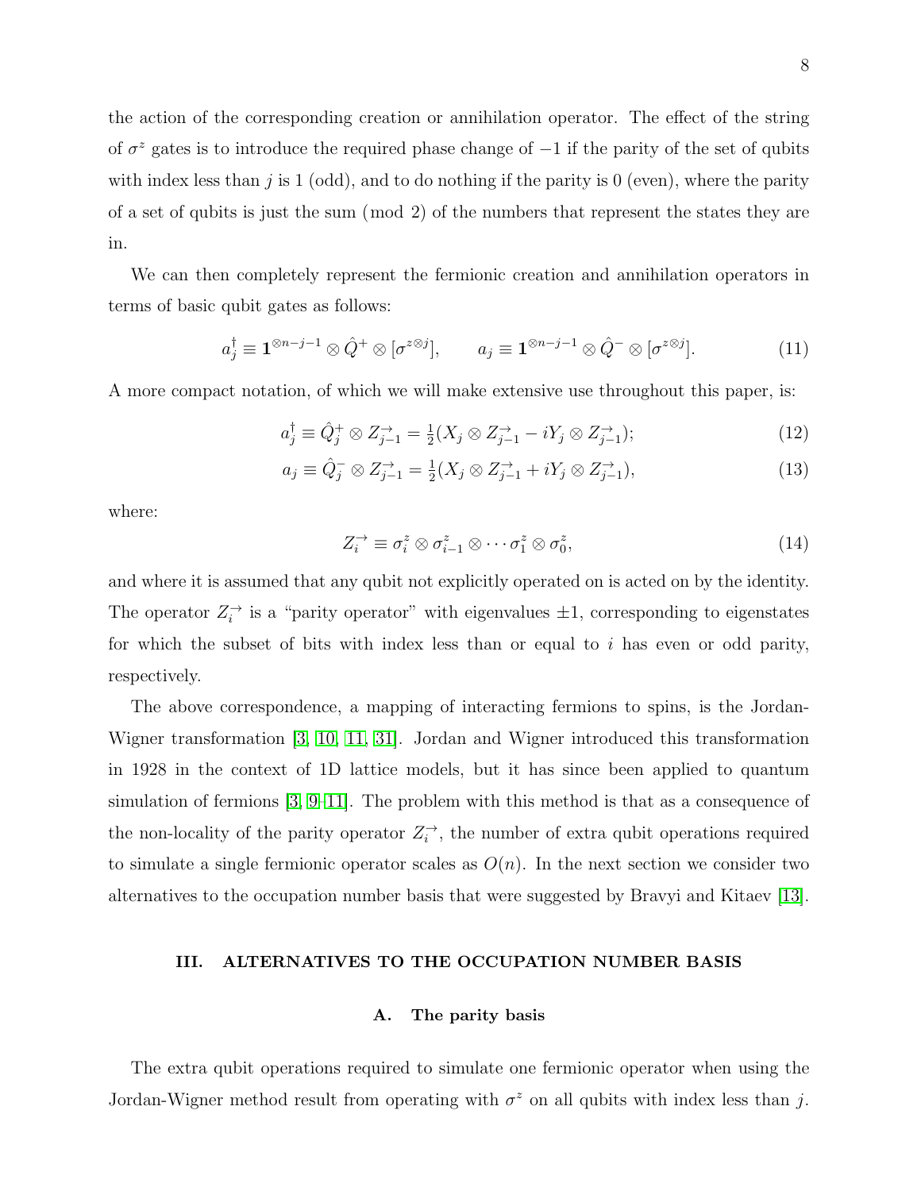the action of the corresponding creation or annihilation operator. The effect of the string of $\sigma^z$ gates is to introduce the required phase change of $-1$ if the parity of the set of qubits with index less than $j$ is 1 (odd), and to do nothing if the parity is 0 (even), where the parity of a set of qubits is just the sum (mod 2) of the numbers that represent the states they are in.

We can then completely represent the fermionic creation and annihilation operators in terms of basic qubit gates as follows:

$$a_j^\dagger \equiv \mathbf{1}^{\otimes n-j-1} \otimes \hat{Q}^+ \otimes [\sigma^{z\otimes j}], \qquad a_j \equiv \mathbf{1}^{\otimes n-j-1} \otimes \hat{Q}^- \otimes [\sigma^{z\otimes j}]. \tag{11}$$

A more compact notation, of which we will make extensive use throughout this paper, is:

$$a_j^\dagger \equiv \hat{Q}_j^+ \otimes Z_{j-1}^{\rightarrow} = \tfrac{1}{2}(X_j \otimes Z_{j-1}^{\rightarrow} - iY_j \otimes Z_{j-1}^{\rightarrow}); \tag{12}$$

$$a_j \equiv \hat{Q}_j^- \otimes Z_{j-1}^{\rightarrow} = \tfrac{1}{2}(X_j \otimes Z_{j-1}^{\rightarrow} + iY_j \otimes Z_{j-1}^{\rightarrow}), \tag{13}$$

where:

$$Z_i^{\rightarrow} \equiv \sigma_i^z \otimes \sigma_{i-1}^z \otimes \cdots \sigma_1^z \otimes \sigma_0^z, \tag{14}$$

and where it is assumed that any qubit not explicitly operated on is acted on by the identity. The operator $Z_i^{\rightarrow}$ is a "parity operator" with eigenvalues $\pm 1$, corresponding to eigenstates for which the subset of bits with index less than or equal to $i$ has even or odd parity, respectively.

The above correspondence, a mapping of interacting fermions to spins, is the Jordan-Wigner transformation [3, 10, 11, 31]. Jordan and Wigner introduced this transformation in 1928 in the context of 1D lattice models, but it has since been applied to quantum simulation of fermions [3, 9–11]. The problem with this method is that as a consequence of the non-locality of the parity operator $Z_i^{\rightarrow}$, the number of extra qubit operations required to simulate a single fermionic operator scales as $O(n)$. In the next section we consider two alternatives to the occupation number basis that were suggested by Bravyi and Kitaev [13].

## III. ALTERNATIVES TO THE OCCUPATION NUMBER BASIS

### A. The parity basis

The extra qubit operations required to simulate one fermionic operator when using the Jordan-Wigner method result from operating with $\sigma^z$ on all qubits with index less than $j$.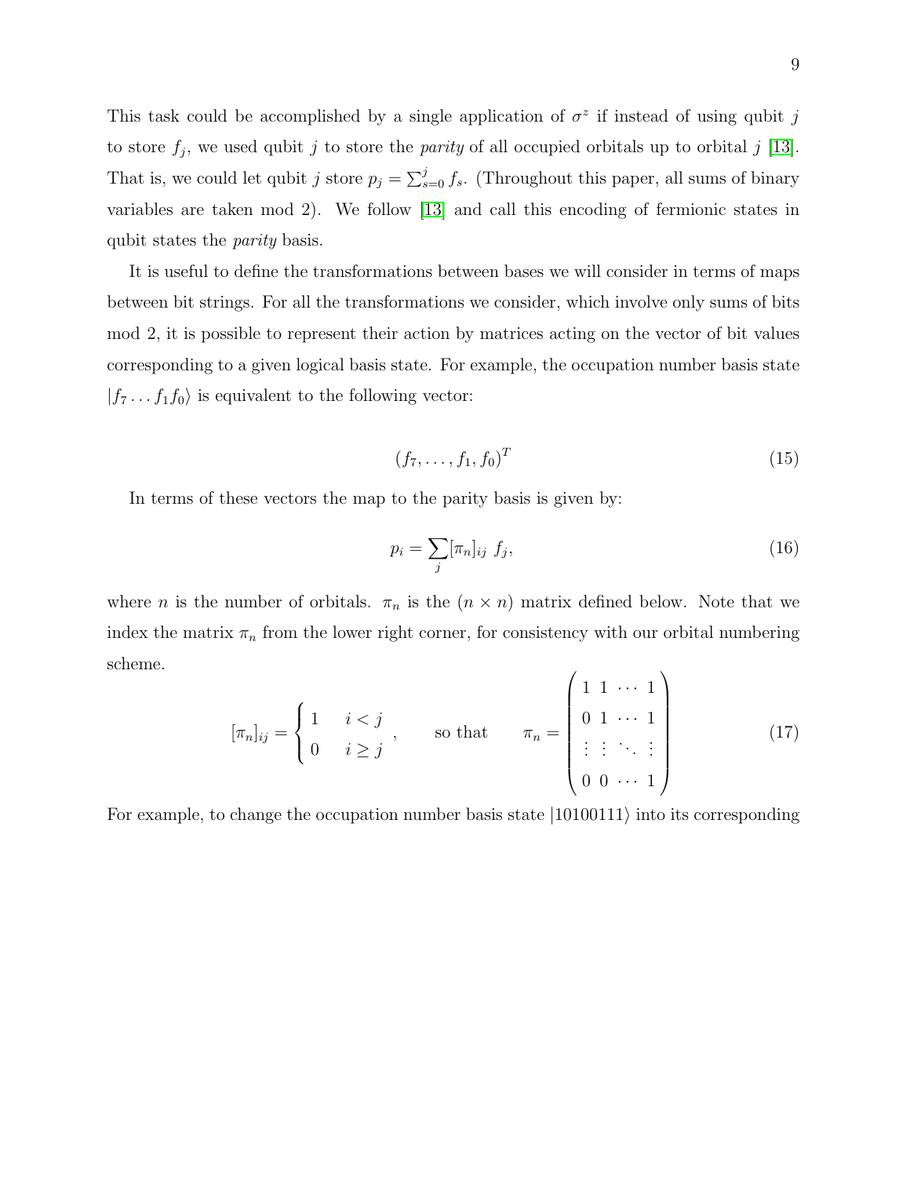This task could be accomplished by a single application of $\sigma^z$ if instead of using qubit $j$ to store $f_j$, we used qubit $j$ to store the *parity* of all occupied orbitals up to orbital $j$ [13]. That is, we could let qubit $j$ store $p_j = \sum_{s=0}^{j} f_s$. (Throughout this paper, all sums of binary variables are taken mod 2). We follow [13] and call this encoding of fermionic states in qubit states the *parity* basis.

It is useful to define the transformations between bases we will consider in terms of maps between bit strings. For all the transformations we consider, which involve only sums of bits mod 2, it is possible to represent their action by matrices acting on the vector of bit values corresponding to a given logical basis state. For example, the occupation number basis state $|f_7 \ldots f_1 f_0\rangle$ is equivalent to the following vector:

$$(f_7, \ldots, f_1, f_0)^T \tag{15}$$

In terms of these vectors the map to the parity basis is given by:

$$p_i = \sum_j [\pi_n]_{ij} \ f_j, \tag{16}$$

where $n$ is the number of orbitals. $\pi_n$ is the $(n \times n)$ matrix defined below. Note that we index the matrix $\pi_n$ from the lower right corner, for consistency with our orbital numbering scheme.

$$[\pi_n]_{ij} = \begin{cases} 1 & i < j \\ 0 & i \geq j \end{cases}, \qquad \text{so that} \qquad \pi_n = \begin{pmatrix} 1 & 1 & \cdots & 1 \\ 0 & 1 & \cdots & 1 \\ \vdots & \vdots & \ddots & \vdots \\ 0 & 0 & \cdots & 1 \end{pmatrix} \tag{17}$$

For example, to change the occupation number basis state $|10100111\rangle$ into its corresponding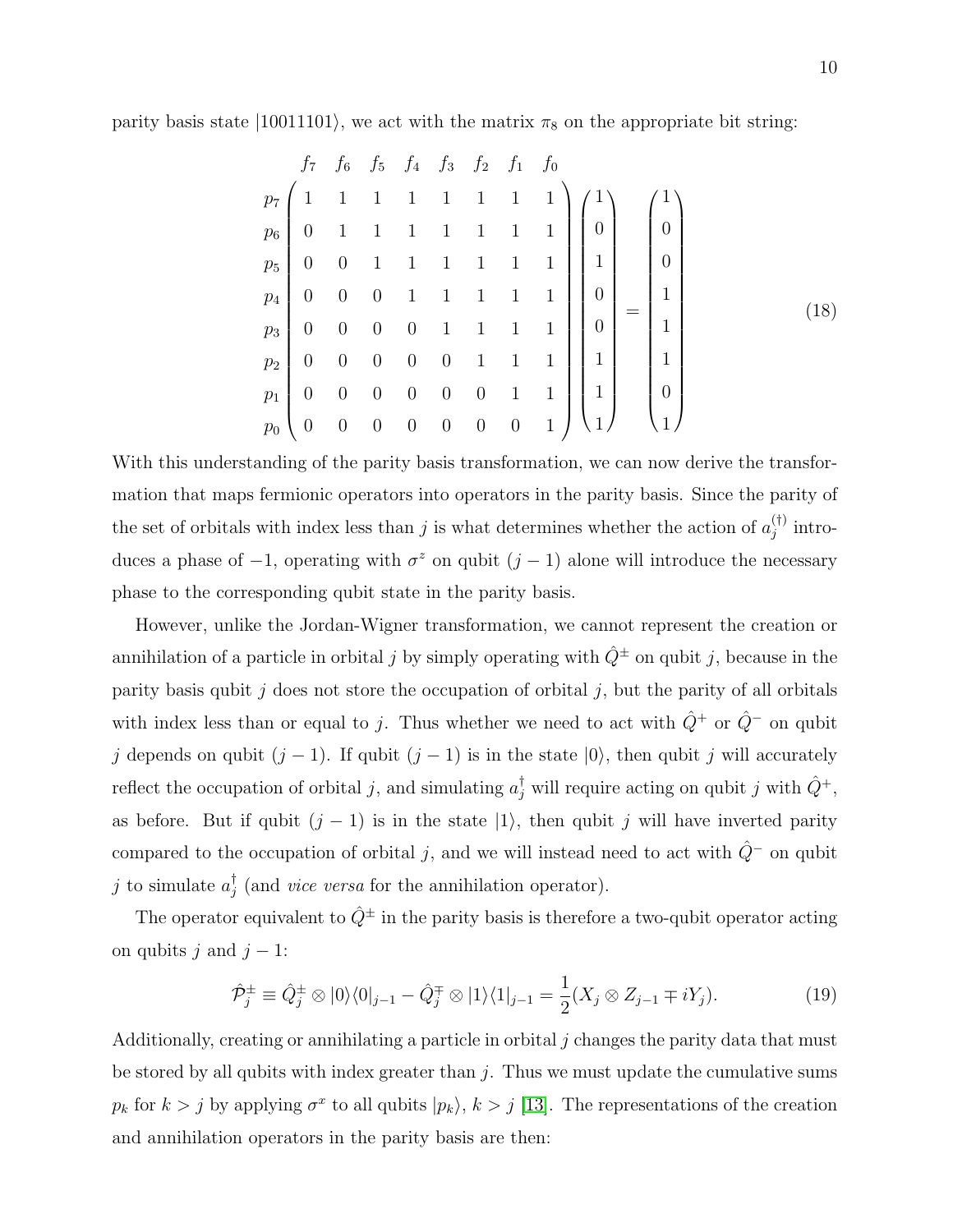parity basis state $|10011101\rangle$, we act with the matrix $\pi_8$ on the appropriate bit string:

$$
\begin{array}{c}
\\ p_7 \\ p_6 \\ p_5 \\ p_4 \\ p_3 \\ p_2 \\ p_1 \\ p_0
\end{array}
\begin{array}{c}
\begin{array}{cccccccc} f_7 & f_6 & f_5 & f_4 & f_3 & f_2 & f_1 & f_0 \end{array} \\
\begin{pmatrix}
1 & 1 & 1 & 1 & 1 & 1 & 1 & 1 \\
0 & 1 & 1 & 1 & 1 & 1 & 1 & 1 \\
0 & 0 & 1 & 1 & 1 & 1 & 1 & 1 \\
0 & 0 & 0 & 1 & 1 & 1 & 1 & 1 \\
0 & 0 & 0 & 0 & 1 & 1 & 1 & 1 \\
0 & 0 & 0 & 0 & 0 & 1 & 1 & 1 \\
0 & 0 & 0 & 0 & 0 & 0 & 1 & 1 \\
0 & 0 & 0 & 0 & 0 & 0 & 0 & 1
\end{pmatrix}
\end{array}
\begin{pmatrix} 1 \\ 0 \\ 1 \\ 0 \\ 0 \\ 1 \\ 1 \\ 1 \end{pmatrix}
=
\begin{pmatrix} 1 \\ 0 \\ 0 \\ 1 \\ 1 \\ 1 \\ 0 \\ 1 \end{pmatrix}
\tag{18}
$$

With this understanding of the parity basis transformation, we can now derive the transformation that maps fermionic operators into operators in the parity basis. Since the parity of the set of orbitals with index less than $j$ is what determines whether the action of $a_j^{(\dagger)}$ introduces a phase of $-1$, operating with $\sigma^z$ on qubit $(j-1)$ alone will introduce the necessary phase to the corresponding qubit state in the parity basis.

However, unlike the Jordan-Wigner transformation, we cannot represent the creation or annihilation of a particle in orbital $j$ by simply operating with $\hat{Q}^{\pm}$ on qubit $j$, because in the parity basis qubit $j$ does not store the occupation of orbital $j$, but the parity of all orbitals with index less than or equal to $j$. Thus whether we need to act with $\hat{Q}^{+}$ or $\hat{Q}^{-}$ on qubit $j$ depends on qubit $(j-1)$. If qubit $(j-1)$ is in the state $|0\rangle$, then qubit $j$ will accurately reflect the occupation of orbital $j$, and simulating $a_j^\dagger$ will require acting on qubit $j$ with $\hat{Q}^{+}$, as before. But if qubit $(j-1)$ is in the state $|1\rangle$, then qubit $j$ will have inverted parity compared to the occupation of orbital $j$, and we will instead need to act with $\hat{Q}^{-}$ on qubit $j$ to simulate $a_j^\dagger$ (and *vice versa* for the annihilation operator).

The operator equivalent to $\hat{Q}^{\pm}$ in the parity basis is therefore a two-qubit operator acting on qubits $j$ and $j-1$:

$$
\hat{\mathcal{P}}_j^{\pm} \equiv \hat{Q}_j^{\pm} \otimes |0\rangle\langle 0|_{j-1} - \hat{Q}_j^{\mp} \otimes |1\rangle\langle 1|_{j-1} = \frac{1}{2}(X_j \otimes Z_{j-1} \mp iY_j). \tag{19}
$$

Additionally, creating or annihilating a particle in orbital $j$ changes the parity data that must be stored by all qubits with index greater than $j$. Thus we must update the cumulative sums $p_k$ for $k > j$ by applying $\sigma^x$ to all qubits $|p_k\rangle$, $k > j$ [13]. The representations of the creation and annihilation operators in the parity basis are then: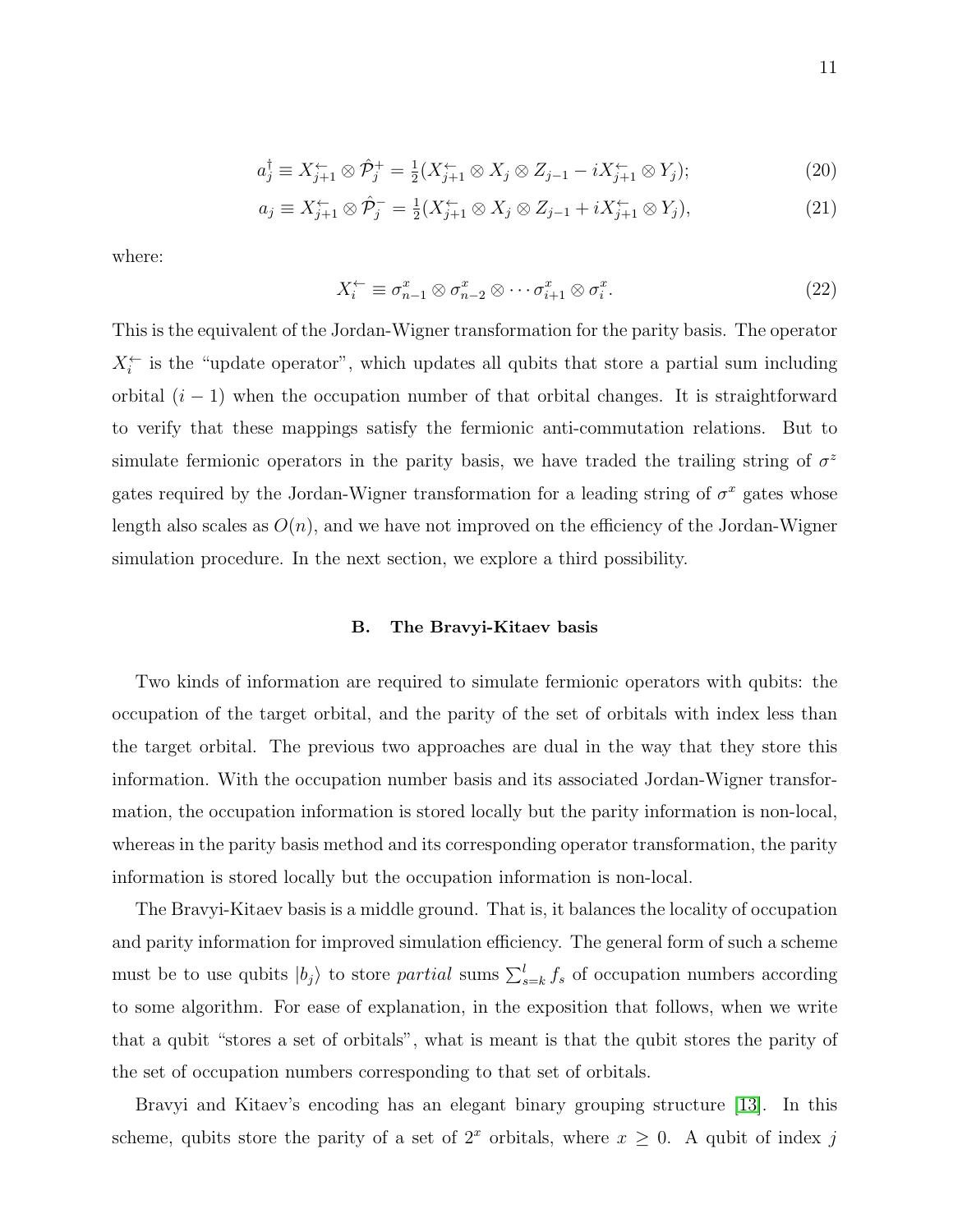$$a_j^\dagger \equiv X_{j+1}^{\leftarrow} \otimes \hat{\mathcal{P}}_j^+ = \tfrac{1}{2}(X_{j+1}^{\leftarrow} \otimes X_j \otimes Z_{j-1} - iX_{j+1}^{\leftarrow} \otimes Y_j); \tag{20}$$

$$a_j \equiv X_{j+1}^{\leftarrow} \otimes \hat{\mathcal{P}}_j^- = \tfrac{1}{2}(X_{j+1}^{\leftarrow} \otimes X_j \otimes Z_{j-1} + iX_{j+1}^{\leftarrow} \otimes Y_j), \tag{21}$$

where:

$$X_i^{\leftarrow} \equiv \sigma_{n-1}^x \otimes \sigma_{n-2}^x \otimes \cdots \sigma_{i+1}^x \otimes \sigma_i^x. \tag{22}$$

This is the equivalent of the Jordan-Wigner transformation for the parity basis. The operator $X_i^{\leftarrow}$ is the "update operator", which updates all qubits that store a partial sum including orbital $(i-1)$ when the occupation number of that orbital changes. It is straightforward to verify that these mappings satisfy the fermionic anti-commutation relations. But to simulate fermionic operators in the parity basis, we have traded the trailing string of $\sigma^z$ gates required by the Jordan-Wigner transformation for a leading string of $\sigma^x$ gates whose length also scales as $O(n)$, and we have not improved on the efficiency of the Jordan-Wigner simulation procedure. In the next section, we explore a third possibility.

### B. The Bravyi-Kitaev basis

Two kinds of information are required to simulate fermionic operators with qubits: the occupation of the target orbital, and the parity of the set of orbitals with index less than the target orbital. The previous two approaches are dual in the way that they store this information. With the occupation number basis and its associated Jordan-Wigner transformation, the occupation information is stored locally but the parity information is non-local, whereas in the parity basis method and its corresponding operator transformation, the parity information is stored locally but the occupation information is non-local.

The Bravyi-Kitaev basis is a middle ground. That is, it balances the locality of occupation and parity information for improved simulation efficiency. The general form of such a scheme must be to use qubits $|b_j\rangle$ to store *partial* sums $\sum_{s=k}^{l} f_s$ of occupation numbers according to some algorithm. For ease of explanation, in the exposition that follows, when we write that a qubit "stores a set of orbitals", what is meant is that the qubit stores the parity of the set of occupation numbers corresponding to that set of orbitals.

Bravyi and Kitaev's encoding has an elegant binary grouping structure [13]. In this scheme, qubits store the parity of a set of $2^x$ orbitals, where $x \geq 0$. A qubit of index $j$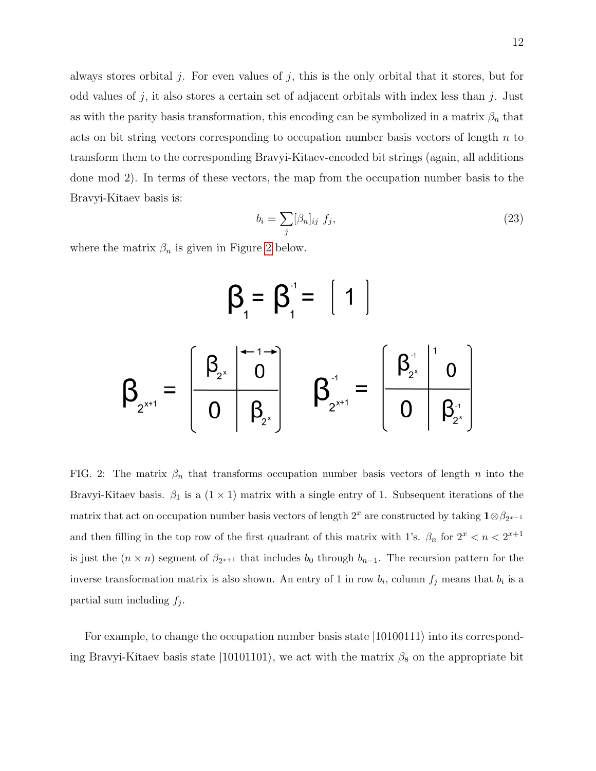always stores orbital $j$. For even values of $j$, this is the only orbital that it stores, but for odd values of $j$, it also stores a certain set of adjacent orbitals with index less than $j$. Just as with the parity basis transformation, this encoding can be symbolized in a matrix $\beta_n$ that acts on bit string vectors corresponding to occupation number basis vectors of length $n$ to transform them to the corresponding Bravyi-Kitaev-encoded bit strings (again, all additions done mod 2). In terms of these vectors, the map from the occupation number basis to the Bravyi-Kitaev basis is:

$$b_i = \sum_j [\beta_n]_{ij} \; f_j, \tag{23}$$

where the matrix $\beta_n$ is given in Figure 2 below.

$$\beta_1 = \beta_1^{-1} = \begin{bmatrix} 1 \end{bmatrix}$$

$$\beta_{2^{x+1}} = \left(\begin{array}{c|c} \beta_{2^x} & \overset{\leftarrow 1 \rightarrow}{0} \\ \hline 0 & \beta_{2^x} \end{array}\right) \qquad \beta^{-1}_{2^{x+1}} = \left(\begin{array}{c|c} \beta^{-1}_{2^x} & {}^{1}\;0 \\ \hline 0 & \beta^{-1}_{2^x} \end{array}\right)$$

FIG. 2: The matrix $\beta_n$ that transforms occupation number basis vectors of length $n$ into the Bravyi-Kitaev basis. $\beta_1$ is a $(1 \times 1)$ matrix with a single entry of 1. Subsequent iterations of the matrix that act on occupation number basis vectors of length $2^x$ are constructed by taking $\mathbf{1} \otimes \beta_{2^{x-1}}$ and then filling in the top row of the first quadrant of this matrix with 1's. $\beta_n$ for $2^x < n < 2^{x+1}$ is just the $(n \times n)$ segment of $\beta_{2^{x+1}}$ that includes $b_0$ through $b_{n-1}$. The recursion pattern for the inverse transformation matrix is also shown. An entry of 1 in row $b_i$, column $f_j$ means that $b_i$ is a partial sum including $f_j$.

For example, to change the occupation number basis state $|10100111\rangle$ into its corresponding Bravyi-Kitaev basis state $|10101101\rangle$, we act with the matrix $\beta_8$ on the appropriate bit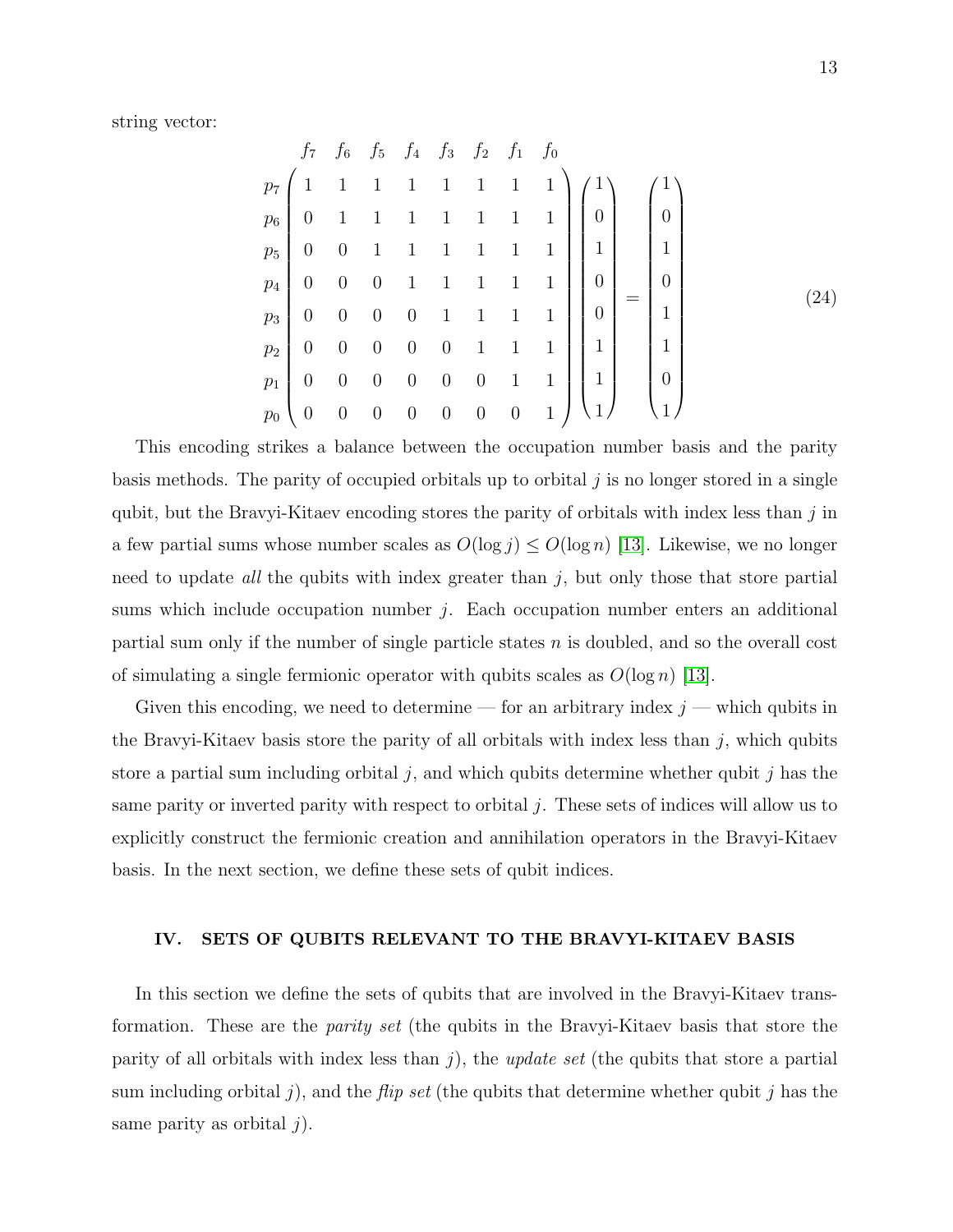string vector:

$$
\begin{array}{c}
 \\
p_7 \\
p_6 \\
p_5 \\
p_4 \\
p_3 \\
p_2 \\
p_1 \\
p_0
\end{array}
\begin{array}{c}
\begin{array}{cccccccc}
f_7 & f_6 & f_5 & f_4 & f_3 & f_2 & f_1 & f_0
\end{array} \\
\begin{pmatrix}
1 & 1 & 1 & 1 & 1 & 1 & 1 & 1 \\
0 & 1 & 1 & 1 & 1 & 1 & 1 & 1 \\
0 & 0 & 1 & 1 & 1 & 1 & 1 & 1 \\
0 & 0 & 0 & 1 & 1 & 1 & 1 & 1 \\
0 & 0 & 0 & 0 & 1 & 1 & 1 & 1 \\
0 & 0 & 0 & 0 & 0 & 1 & 1 & 1 \\
0 & 0 & 0 & 0 & 0 & 0 & 1 & 1 \\
0 & 0 & 0 & 0 & 0 & 0 & 0 & 1
\end{pmatrix}
\end{array}
\begin{pmatrix} 1 \\ 0 \\ 1 \\ 0 \\ 0 \\ 1 \\ 1 \\ 1 \end{pmatrix}
=
\begin{pmatrix} 1 \\ 0 \\ 1 \\ 0 \\ 1 \\ 1 \\ 0 \\ 1 \end{pmatrix}
\tag{24}
$$

This encoding strikes a balance between the occupation number basis and the parity basis methods. The parity of occupied orbitals up to orbital $j$ is no longer stored in a single qubit, but the Bravyi-Kitaev encoding stores the parity of orbitals with index less than $j$ in a few partial sums whose number scales as $O(\log j) \leq O(\log n)$ [13]. Likewise, we no longer need to update *all* the qubits with index greater than $j$, but only those that store partial sums which include occupation number $j$. Each occupation number enters an additional partial sum only if the number of single particle states $n$ is doubled, and so the overall cost of simulating a single fermionic operator with qubits scales as $O(\log n)$ [13].

Given this encoding, we need to determine — for an arbitrary index $j$ — which qubits in the Bravyi-Kitaev basis store the parity of all orbitals with index less than $j$, which qubits store a partial sum including orbital $j$, and which qubits determine whether qubit $j$ has the same parity or inverted parity with respect to orbital $j$. These sets of indices will allow us to explicitly construct the fermionic creation and annihilation operators in the Bravyi-Kitaev basis. In the next section, we define these sets of qubit indices.

## IV. SETS OF QUBITS RELEVANT TO THE BRAVYI-KITAEV BASIS

In this section we define the sets of qubits that are involved in the Bravyi-Kitaev transformation. These are the *parity set* (the qubits in the Bravyi-Kitaev basis that store the parity of all orbitals with index less than $j$), the *update set* (the qubits that store a partial sum including orbital $j$), and the *flip set* (the qubits that determine whether qubit $j$ has the same parity as orbital $j$).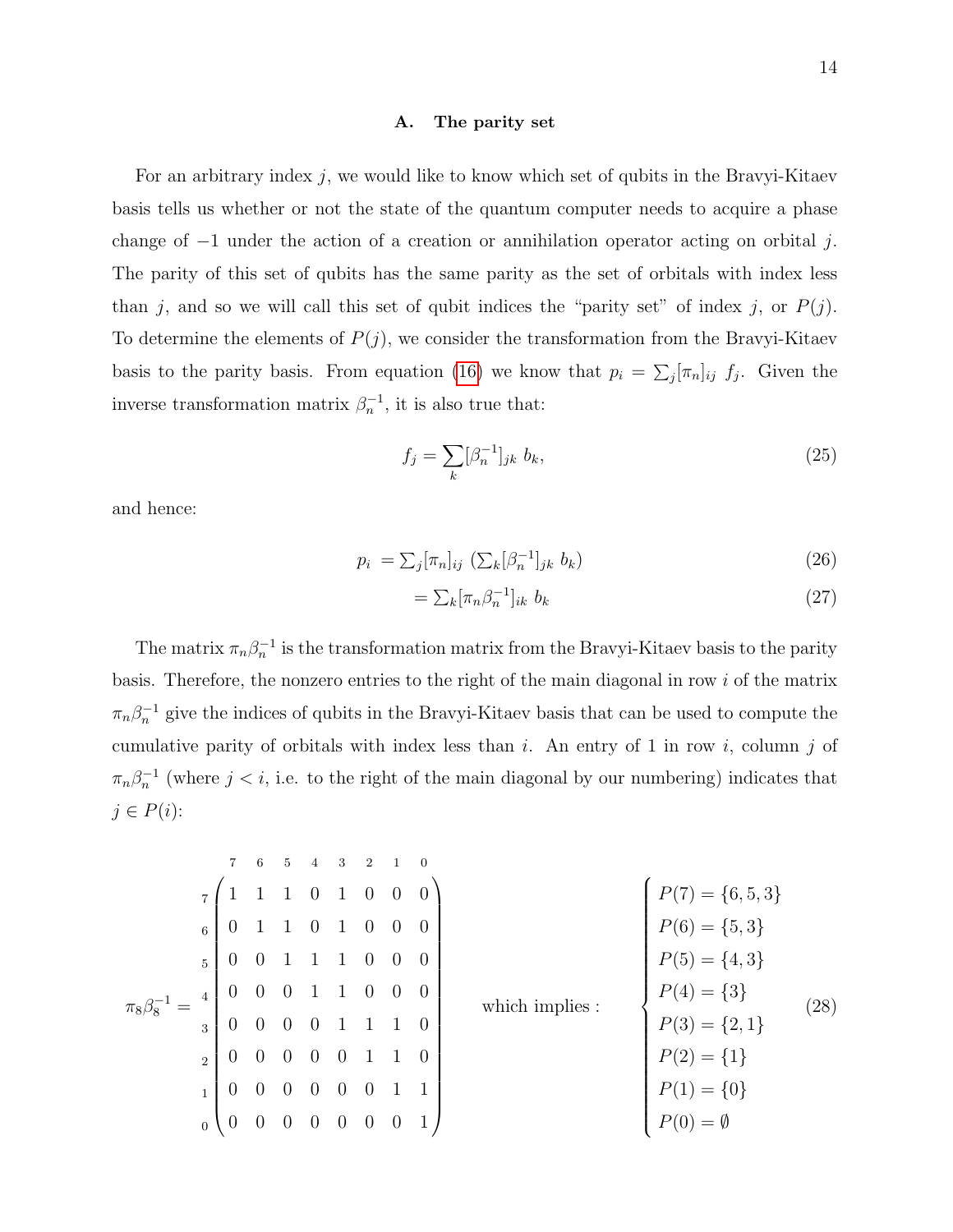## A. The parity set

For an arbitrary index $j$, we would like to know which set of qubits in the Bravyi-Kitaev basis tells us whether or not the state of the quantum computer needs to acquire a phase change of $-1$ under the action of a creation or annihilation operator acting on orbital $j$. The parity of this set of qubits has the same parity as the set of orbitals with index less than $j$, and so we will call this set of qubit indices the "parity set" of index $j$, or $P(j)$. To determine the elements of $P(j)$, we consider the transformation from the Bravyi-Kitaev basis to the parity basis. From equation (16) we know that $p_i = \sum_j [\pi_n]_{ij}\ f_j$. Given the inverse transformation matrix $\beta_n^{-1}$, it is also true that:

$$f_j = \sum_k [\beta_n^{-1}]_{jk}\ b_k, \tag{25}$$

and hence:

$$p_i = \textstyle\sum_j [\pi_n]_{ij}\ \left(\sum_k [\beta_n^{-1}]_{jk}\ b_k\right) \tag{26}$$

$$= \textstyle\sum_k [\pi_n \beta_n^{-1}]_{ik}\ b_k \tag{27}$$

The matrix $\pi_n \beta_n^{-1}$ is the transformation matrix from the Bravyi-Kitaev basis to the parity basis. Therefore, the nonzero entries to the right of the main diagonal in row $i$ of the matrix $\pi_n \beta_n^{-1}$ give the indices of qubits in the Bravyi-Kitaev basis that can be used to compute the cumulative parity of orbitals with index less than $i$. An entry of 1 in row $i$, column $j$ of $\pi_n \beta_n^{-1}$ (where $j < i$, i.e. to the right of the main diagonal by our numbering) indicates that $j \in P(i)$:

$$\pi_8 \beta_8^{-1} = \begin{array}{c} \\ 7 \\ 6 \\ 5 \\ 4 \\ 3 \\ 2 \\ 1 \\ 0 \end{array} \!\!\begin{array}{c} \begin{array}{cccccccc} 7 & 6 & 5 & 4 & 3 & 2 & 1 & 0 \end{array} \\ \begin{pmatrix} 1 & 1 & 1 & 0 & 1 & 0 & 0 & 0 \\ 0 & 1 & 1 & 0 & 1 & 0 & 0 & 0 \\ 0 & 0 & 1 & 1 & 1 & 0 & 0 & 0 \\ 0 & 0 & 0 & 1 & 1 & 0 & 0 & 0 \\ 0 & 0 & 0 & 0 & 1 & 1 & 1 & 0 \\ 0 & 0 & 0 & 0 & 0 & 1 & 1 & 0 \\ 0 & 0 & 0 & 0 & 0 & 0 & 1 & 1 \\ 0 & 0 & 0 & 0 & 0 & 0 & 0 & 1 \end{pmatrix} \end{array} \quad \text{which implies :} \quad \begin{cases} P(7) = \{6, 5, 3\} \\ P(6) = \{5, 3\} \\ P(5) = \{4, 3\} \\ P(4) = \{3\} \\ P(3) = \{2, 1\} \\ P(2) = \{1\} \\ P(1) = \{0\} \\ P(0) = \emptyset \end{cases} \tag{28}$$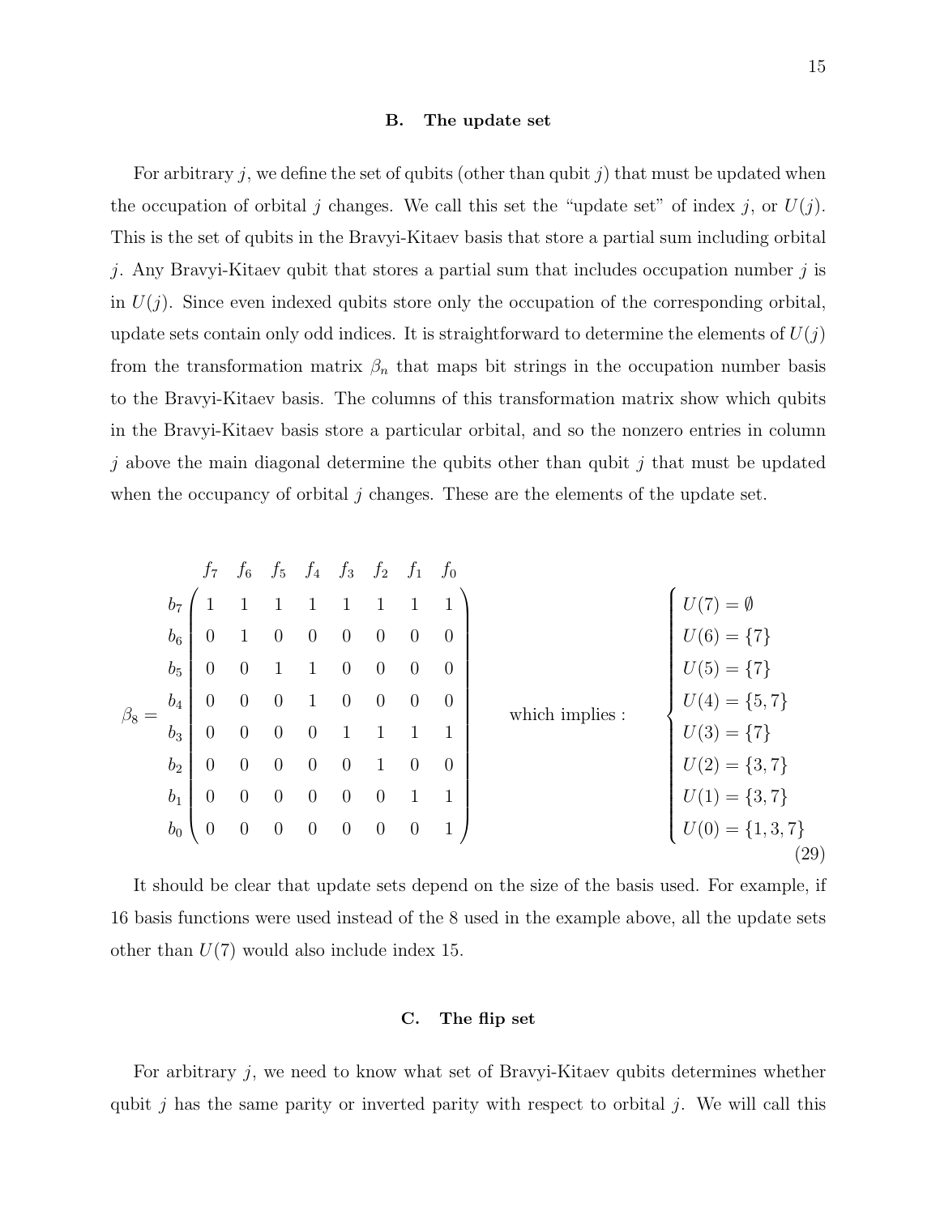### B. The update set

For arbitrary $j$, we define the set of qubits (other than qubit $j$) that must be updated when the occupation of orbital $j$ changes. We call this set the "update set" of index $j$, or $U(j)$. This is the set of qubits in the Bravyi-Kitaev basis that store a partial sum including orbital $j$. Any Bravyi-Kitaev qubit that stores a partial sum that includes occupation number $j$ is in $U(j)$. Since even indexed qubits store only the occupation of the corresponding orbital, update sets contain only odd indices. It is straightforward to determine the elements of $U(j)$ from the transformation matrix $\beta_n$ that maps bit strings in the occupation number basis to the Bravyi-Kitaev basis. The columns of this transformation matrix show which qubits in the Bravyi-Kitaev basis store a particular orbital, and so the nonzero entries in column $j$ above the main diagonal determine the qubits other than qubit $j$ that must be updated when the occupancy of orbital $j$ changes. These are the elements of the update set.

$$
\beta_8 = \begin{array}{c} \\ b_7 \\ b_6 \\ b_5 \\ b_4 \\ b_3 \\ b_2 \\ b_1 \\ b_0 \end{array}
\begin{array}{c}
\begin{array}{cccccccc} f_7 & f_6 & f_5 & f_4 & f_3 & f_2 & f_1 & f_0 \end{array} \\
\begin{pmatrix}
1 & 1 & 1 & 1 & 1 & 1 & 1 & 1 \\
0 & 1 & 0 & 0 & 0 & 0 & 0 & 0 \\
0 & 0 & 1 & 1 & 0 & 0 & 0 & 0 \\
0 & 0 & 0 & 1 & 0 & 0 & 0 & 0 \\
0 & 0 & 0 & 0 & 1 & 1 & 1 & 1 \\
0 & 0 & 0 & 0 & 0 & 1 & 0 & 0 \\
0 & 0 & 0 & 0 & 0 & 0 & 1 & 1 \\
0 & 0 & 0 & 0 & 0 & 0 & 0 & 1
\end{pmatrix}
\end{array}
\quad \text{which implies :} \quad
\begin{cases}
U(7) = \emptyset \\
U(6) = \{7\} \\
U(5) = \{7\} \\
U(4) = \{5, 7\} \\
U(3) = \{7\} \\
U(2) = \{3, 7\} \\
U(1) = \{3, 7\} \\
U(0) = \{1, 3, 7\}
\end{cases}
\tag{29}
$$

It should be clear that update sets depend on the size of the basis used. For example, if 16 basis functions were used instead of the 8 used in the example above, all the update sets other than $U(7)$ would also include index 15.

### C. The flip set

For arbitrary $j$, we need to know what set of Bravyi-Kitaev qubits determines whether qubit $j$ has the same parity or inverted parity with respect to orbital $j$. We will call this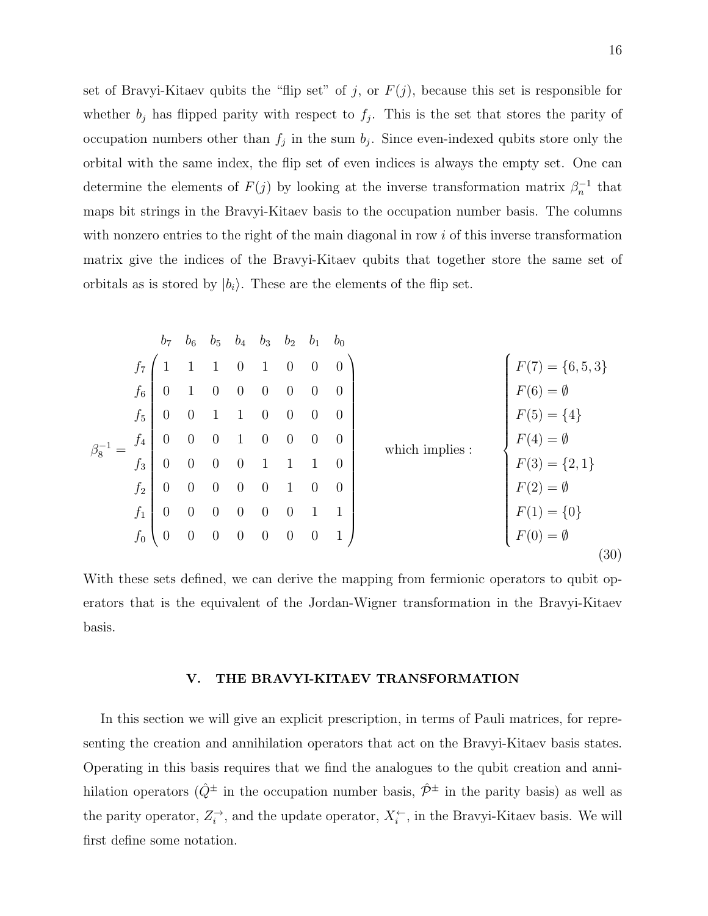set of Bravyi-Kitaev qubits the "flip set" of $j$, or $F(j)$, because this set is responsible for whether $b_j$ has flipped parity with respect to $f_j$. This is the set that stores the parity of occupation numbers other than $f_j$ in the sum $b_j$. Since even-indexed qubits store only the orbital with the same index, the flip set of even indices is always the empty set. One can determine the elements of $F(j)$ by looking at the inverse transformation matrix $\beta_n^{-1}$ that maps bit strings in the Bravyi-Kitaev basis to the occupation number basis. The columns with nonzero entries to the right of the main diagonal in row $i$ of this inverse transformation matrix give the indices of the Bravyi-Kitaev qubits that together store the same set of orbitals as is stored by $|b_i\rangle$. These are the elements of the flip set.

$$
\beta_8^{-1} = \begin{array}{c} \\ f_7 \\ f_6 \\ f_5 \\ f_4 \\ f_3 \\ f_2 \\ f_1 \\ f_0 \end{array}
\begin{array}{c}
\begin{array}{cccccccc} b_7 & b_6 & b_5 & b_4 & b_3 & b_2 & b_1 & b_0 \end{array} \\
\begin{pmatrix}
1 & 1 & 1 & 0 & 1 & 0 & 0 & 0 \\
0 & 1 & 0 & 0 & 0 & 0 & 0 & 0 \\
0 & 0 & 1 & 1 & 0 & 0 & 0 & 0 \\
0 & 0 & 0 & 1 & 0 & 0 & 0 & 0 \\
0 & 0 & 0 & 0 & 1 & 1 & 1 & 0 \\
0 & 0 & 0 & 0 & 0 & 1 & 0 & 0 \\
0 & 0 & 0 & 0 & 0 & 0 & 1 & 1 \\
0 & 0 & 0 & 0 & 0 & 0 & 0 & 1
\end{pmatrix}
\end{array}
\qquad \text{which implies :} \qquad
\begin{cases}
F(7) = \{6, 5, 3\} \\
F(6) = \emptyset \\
F(5) = \{4\} \\
F(4) = \emptyset \\
F(3) = \{2, 1\} \\
F(2) = \emptyset \\
F(1) = \{0\} \\
F(0) = \emptyset
\end{cases}
\tag{30}
$$

With these sets defined, we can derive the mapping from fermionic operators to qubit operators that is the equivalent of the Jordan-Wigner transformation in the Bravyi-Kitaev basis.

## V. THE BRAVYI-KITAEV TRANSFORMATION

In this section we will give an explicit prescription, in terms of Pauli matrices, for representing the creation and annihilation operators that act on the Bravyi-Kitaev basis states. Operating in this basis requires that we find the analogues to the qubit creation and annihilation operators ($\hat{Q}^{\pm}$ in the occupation number basis, $\hat{\mathcal{P}}^{\pm}$ in the parity basis) as well as the parity operator, $Z_i^{\rightarrow}$, and the update operator, $X_i^{\leftarrow}$, in the Bravyi-Kitaev basis. We will first define some notation.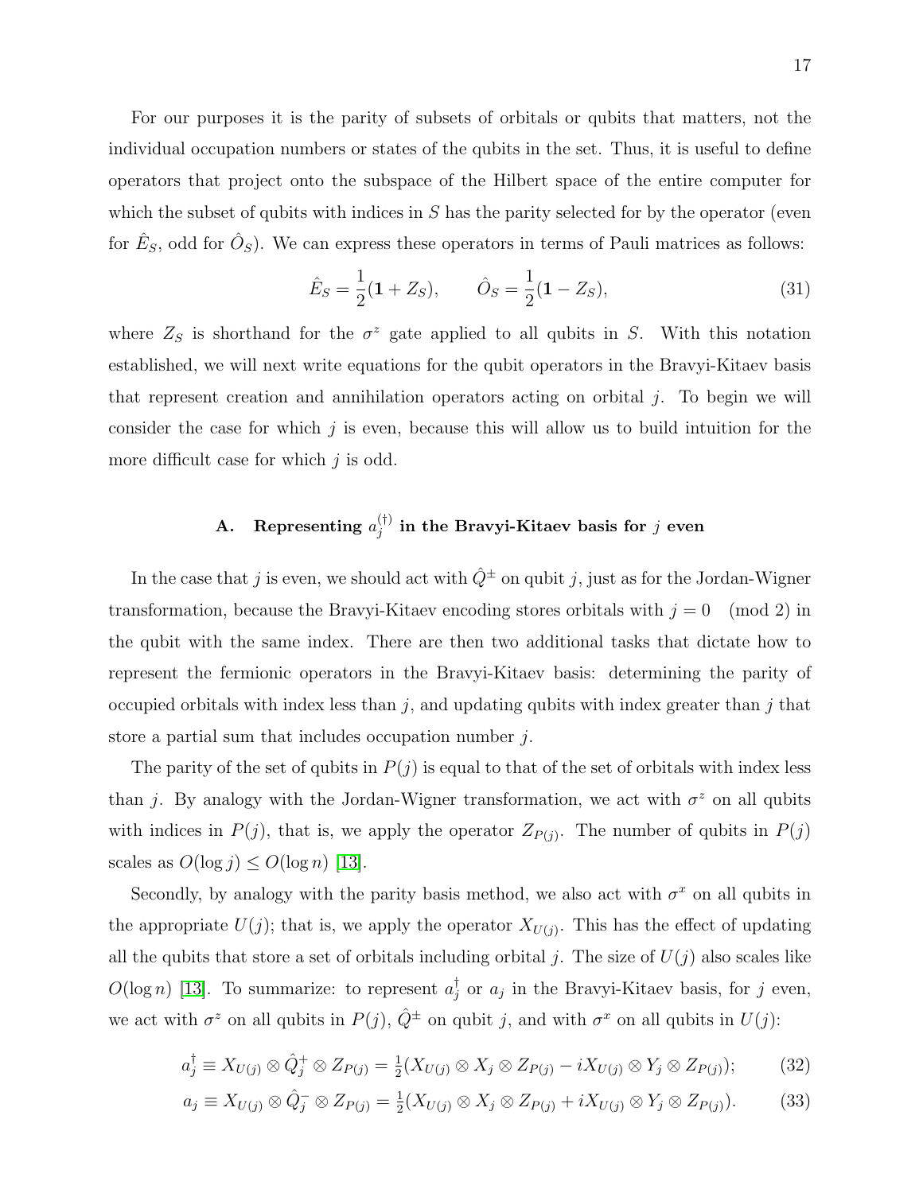For our purposes it is the parity of subsets of orbitals or qubits that matters, not the individual occupation numbers or states of the qubits in the set. Thus, it is useful to define operators that project onto the subspace of the Hilbert space of the entire computer for which the subset of qubits with indices in $S$ has the parity selected for by the operator (even for $\hat{E}_S$, odd for $\hat{O}_S$). We can express these operators in terms of Pauli matrices as follows:

$$\hat{E}_S = \frac{1}{2}(\mathbf{1} + Z_S), \qquad \hat{O}_S = \frac{1}{2}(\mathbf{1} - Z_S), \tag{31}$$

where $Z_S$ is shorthand for the $\sigma^z$ gate applied to all qubits in $S$. With this notation established, we will next write equations for the qubit operators in the Bravyi-Kitaev basis that represent creation and annihilation operators acting on orbital $j$. To begin we will consider the case for which $j$ is even, because this will allow us to build intuition for the more difficult case for which $j$ is odd.

## A. Representing $a_j^{(\dagger)}$ in the Bravyi-Kitaev basis for $j$ even

In the case that $j$ is even, we should act with $\hat{Q}^{\pm}$ on qubit $j$, just as for the Jordan-Wigner transformation, because the Bravyi-Kitaev encoding stores orbitals with $j = 0 \pmod 2$ in the qubit with the same index. There are then two additional tasks that dictate how to represent the fermionic operators in the Bravyi-Kitaev basis: determining the parity of occupied orbitals with index less than $j$, and updating qubits with index greater than $j$ that store a partial sum that includes occupation number $j$.

The parity of the set of qubits in $P(j)$ is equal to that of the set of orbitals with index less than $j$. By analogy with the Jordan-Wigner transformation, we act with $\sigma^z$ on all qubits with indices in $P(j)$, that is, we apply the operator $Z_{P(j)}$. The number of qubits in $P(j)$ scales as $O(\log j) \leq O(\log n)$ [13].

Secondly, by analogy with the parity basis method, we also act with $\sigma^x$ on all qubits in the appropriate $U(j)$; that is, we apply the operator $X_{U(j)}$. This has the effect of updating all the qubits that store a set of orbitals including orbital $j$. The size of $U(j)$ also scales like $O(\log n)$ [13]. To summarize: to represent $a_j^\dagger$ or $a_j$ in the Bravyi-Kitaev basis, for $j$ even, we act with $\sigma^z$ on all qubits in $P(j)$, $\hat{Q}^{\pm}$ on qubit $j$, and with $\sigma^x$ on all qubits in $U(j)$:

$$a_j^\dagger \equiv X_{U(j)} \otimes \hat{Q}_j^+ \otimes Z_{P(j)} = \tfrac{1}{2}(X_{U(j)} \otimes X_j \otimes Z_{P(j)} - iX_{U(j)} \otimes Y_j \otimes Z_{P(j)}); \tag{32}$$

$$a_j \equiv X_{U(j)} \otimes \hat{Q}_j^- \otimes Z_{P(j)} = \tfrac{1}{2}(X_{U(j)} \otimes X_j \otimes Z_{P(j)} + iX_{U(j)} \otimes Y_j \otimes Z_{P(j)}). \tag{33}$$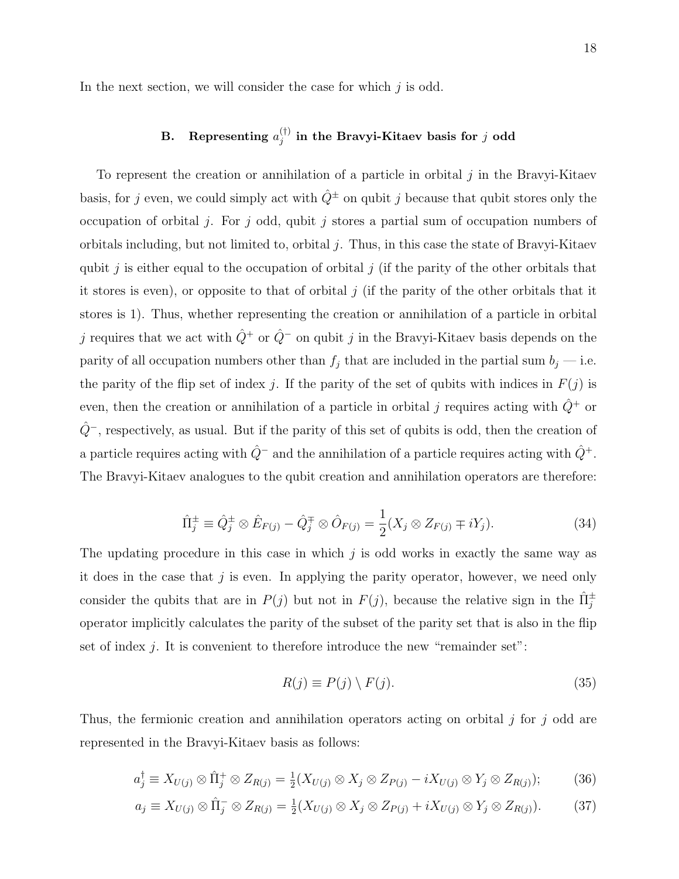In the next section, we will consider the case for which $j$ is odd.

## B. Representing $a_j^{(\dagger)}$ in the Bravyi-Kitaev basis for $j$ odd

To represent the creation or annihilation of a particle in orbital $j$ in the Bravyi-Kitaev basis, for $j$ even, we could simply act with $\hat{Q}^{\pm}$ on qubit $j$ because that qubit stores only the occupation of orbital $j$. For $j$ odd, qubit $j$ stores a partial sum of occupation numbers of orbitals including, but not limited to, orbital $j$. Thus, in this case the state of Bravyi-Kitaev qubit $j$ is either equal to the occupation of orbital $j$ (if the parity of the other orbitals that it stores is even), or opposite to that of orbital $j$ (if the parity of the other orbitals that it stores is 1). Thus, whether representing the creation or annihilation of a particle in orbital $j$ requires that we act with $\hat{Q}^{+}$ or $\hat{Q}^{-}$ on qubit $j$ in the Bravyi-Kitaev basis depends on the parity of all occupation numbers other than $f_j$ that are included in the partial sum $b_j$ — i.e. the parity of the flip set of index $j$. If the parity of the set of qubits with indices in $F(j)$ is even, then the creation or annihilation of a particle in orbital $j$ requires acting with $\hat{Q}^{+}$ or $\hat{Q}^{-}$, respectively, as usual. But if the parity of this set of qubits is odd, then the creation of a particle requires acting with $\hat{Q}^{-}$ and the annihilation of a particle requires acting with $\hat{Q}^{+}$. The Bravyi-Kitaev analogues to the qubit creation and annihilation operators are therefore:

$$\hat{\Pi}_j^{\pm} \equiv \hat{Q}_j^{\pm} \otimes \hat{E}_{F(j)} - \hat{Q}_j^{\mp} \otimes \hat{O}_{F(j)} = \frac{1}{2}(X_j \otimes Z_{F(j)} \mp iY_j). \tag{34}$$

The updating procedure in this case in which $j$ is odd works in exactly the same way as it does in the case that $j$ is even. In applying the parity operator, however, we need only consider the qubits that are in $P(j)$ but not in $F(j)$, because the relative sign in the $\hat{\Pi}_j^{\pm}$ operator implicitly calculates the parity of the subset of the parity set that is also in the flip set of index $j$. It is convenient to therefore introduce the new "remainder set":

$$R(j) \equiv P(j) \setminus F(j). \tag{35}$$

Thus, the fermionic creation and annihilation operators acting on orbital $j$ for $j$ odd are represented in the Bravyi-Kitaev basis as follows:

$$a_j^{\dagger} \equiv X_{U(j)} \otimes \hat{\Pi}_j^{+} \otimes Z_{R(j)} = \tfrac{1}{2}(X_{U(j)} \otimes X_j \otimes Z_{P(j)} - iX_{U(j)} \otimes Y_j \otimes Z_{R(j)}); \tag{36}$$

$$a_j \equiv X_{U(j)} \otimes \hat{\Pi}_j^{-} \otimes Z_{R(j)} = \tfrac{1}{2}(X_{U(j)} \otimes X_j \otimes Z_{P(j)} + iX_{U(j)} \otimes Y_j \otimes Z_{R(j)}). \tag{37}$$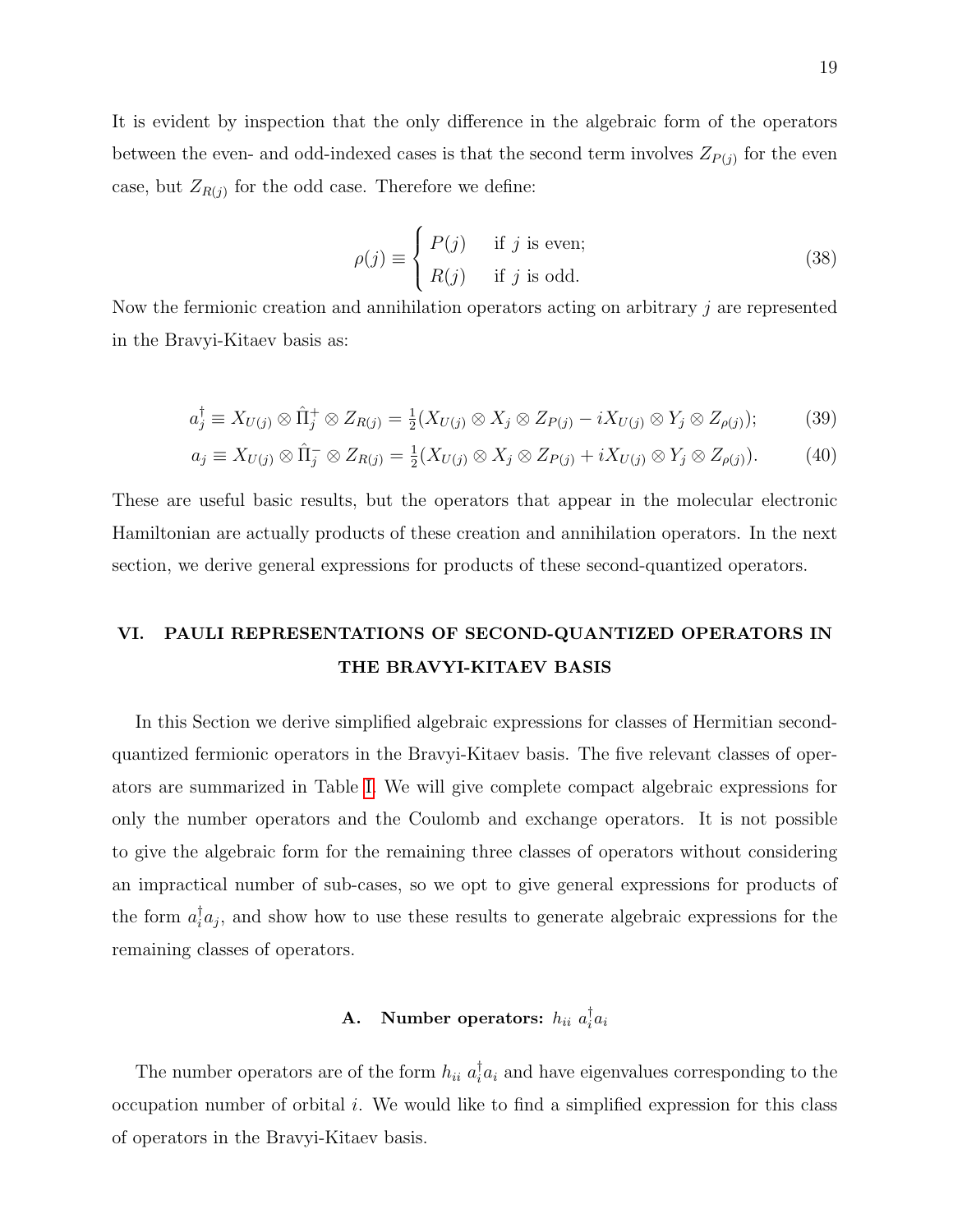It is evident by inspection that the only difference in the algebraic form of the operators between the even- and odd-indexed cases is that the second term involves $Z_{P(j)}$ for the even case, but $Z_{R(j)}$ for the odd case. Therefore we define:

$$\rho(j) \equiv \begin{cases} P(j) & \text{if } j \text{ is even;} \\ R(j) & \text{if } j \text{ is odd.} \end{cases} \tag{38}$$

Now the fermionic creation and annihilation operators acting on arbitrary $j$ are represented in the Bravyi-Kitaev basis as:

$$a_j^\dagger \equiv X_{U(j)} \otimes \hat{\Pi}_j^+ \otimes Z_{R(j)} = \tfrac{1}{2}(X_{U(j)} \otimes X_j \otimes Z_{P(j)} - iX_{U(j)} \otimes Y_j \otimes Z_{\rho(j)}); \tag{39}$$

$$a_j \equiv X_{U(j)} \otimes \hat{\Pi}_j^- \otimes Z_{R(j)} = \tfrac{1}{2}(X_{U(j)} \otimes X_j \otimes Z_{P(j)} + iX_{U(j)} \otimes Y_j \otimes Z_{\rho(j)}). \tag{40}$$

These are useful basic results, but the operators that appear in the molecular electronic Hamiltonian are actually products of these creation and annihilation operators. In the next section, we derive general expressions for products of these second-quantized operators.

## VI. PAULI REPRESENTATIONS OF SECOND-QUANTIZED OPERATORS IN THE BRAVYI-KITAEV BASIS

In this Section we derive simplified algebraic expressions for classes of Hermitian second-quantized fermionic operators in the Bravyi-Kitaev basis. The five relevant classes of operators are summarized in Table I. We will give complete compact algebraic expressions for only the number operators and the Coulomb and exchange operators. It is not possible to give the algebraic form for the remaining three classes of operators without considering an impractical number of sub-cases, so we opt to give general expressions for products of the form $a_i^\dagger a_j$, and show how to use these results to generate algebraic expressions for the remaining classes of operators.

### A. Number operators: $h_{ii}\ a_i^\dagger a_i$

The number operators are of the form $h_{ii}\ a_i^\dagger a_i$ and have eigenvalues corresponding to the occupation number of orbital $i$. We would like to find a simplified expression for this class of operators in the Bravyi-Kitaev basis.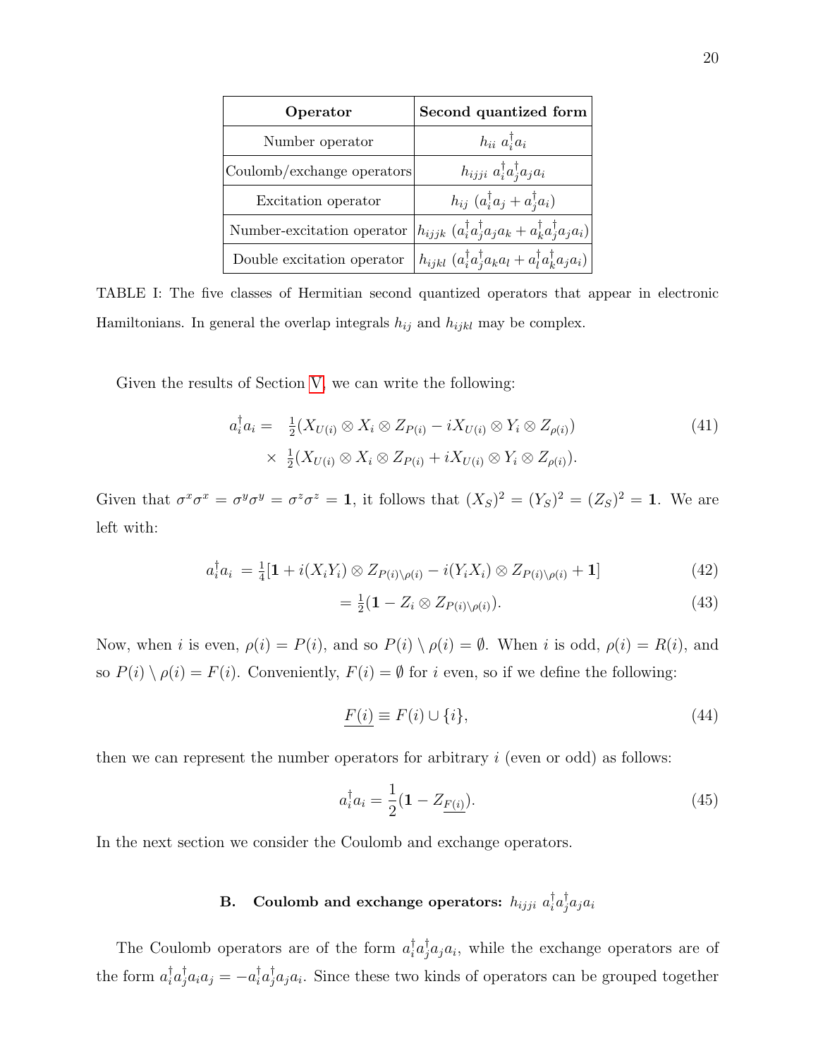| Operator | Second quantized form |
| --- | --- |
| Number operator | $h_{ii}\ a_i^\dagger a_i$ |
| Coulomb/exchange operators | $h_{ijji}\ a_i^\dagger a_j^\dagger a_j a_i$ |
| Excitation operator | $h_{ij}\ (a_i^\dagger a_j + a_j^\dagger a_i)$ |
| Number-excitation operator | $h_{ijjk}\ (a_i^\dagger a_j^\dagger a_j a_k + a_k^\dagger a_j^\dagger a_j a_i)$ |
| Double excitation operator | $h_{ijkl}\ (a_i^\dagger a_j^\dagger a_k a_l + a_l^\dagger a_k^\dagger a_j a_i)$ |

TABLE I: The five classes of Hermitian second quantized operators that appear in electronic Hamiltonians. In general the overlap integrals $h_{ij}$ and $h_{ijkl}$ may be complex.

Given the results of Section V, we can write the following:

$$a_i^\dagger a_i = \frac{1}{2}(X_{U(i)} \otimes X_i \otimes Z_{P(i)} - iX_{U(i)} \otimes Y_i \otimes Z_{\rho(i)}) \times \frac{1}{2}(X_{U(i)} \otimes X_i \otimes Z_{P(i)} + iX_{U(i)} \otimes Y_i \otimes Z_{\rho(i)}). \quad (41)$$

Given that $\sigma^x\sigma^x = \sigma^y\sigma^y = \sigma^z\sigma^z = \mathbf{1}$, it follows that $(X_S)^2 = (Y_S)^2 = (Z_S)^2 = \mathbf{1}$. We are left with:

$$a_i^\dagger a_i = \frac{1}{4}[\mathbf{1} + i(X_iY_i) \otimes Z_{P(i)\setminus\rho(i)} - i(Y_iX_i) \otimes Z_{P(i)\setminus\rho(i)} + \mathbf{1}] \quad (42)$$

$$= \frac{1}{2}(\mathbf{1} - Z_i \otimes Z_{P(i)\setminus\rho(i)}). \quad (43)$$

Now, when $i$ is even, $\rho(i) = P(i)$, and so $P(i) \setminus \rho(i) = \emptyset$. When $i$ is odd, $\rho(i) = R(i)$, and so $P(i) \setminus \rho(i) = F(i)$. Conveniently, $F(i) = \emptyset$ for $i$ even, so if we define the following:

$$\underline{F(i)} \equiv F(i) \cup \{i\}, \quad (44)$$

then we can represent the number operators for arbitrary $i$ (even or odd) as follows:

$$a_i^\dagger a_i = \frac{1}{2}(\mathbf{1} - Z_{\underline{F(i)}}). \quad (45)$$

In the next section we consider the Coulomb and exchange operators.

### B. Coulomb and exchange operators: $h_{ijji}\ a_i^\dagger a_j^\dagger a_j a_i$

The Coulomb operators are of the form $a_i^\dagger a_j^\dagger a_j a_i$, while the exchange operators are of the form $a_i^\dagger a_j^\dagger a_i a_j = -a_i^\dagger a_j^\dagger a_j a_i$. Since these two kinds of operators can be grouped together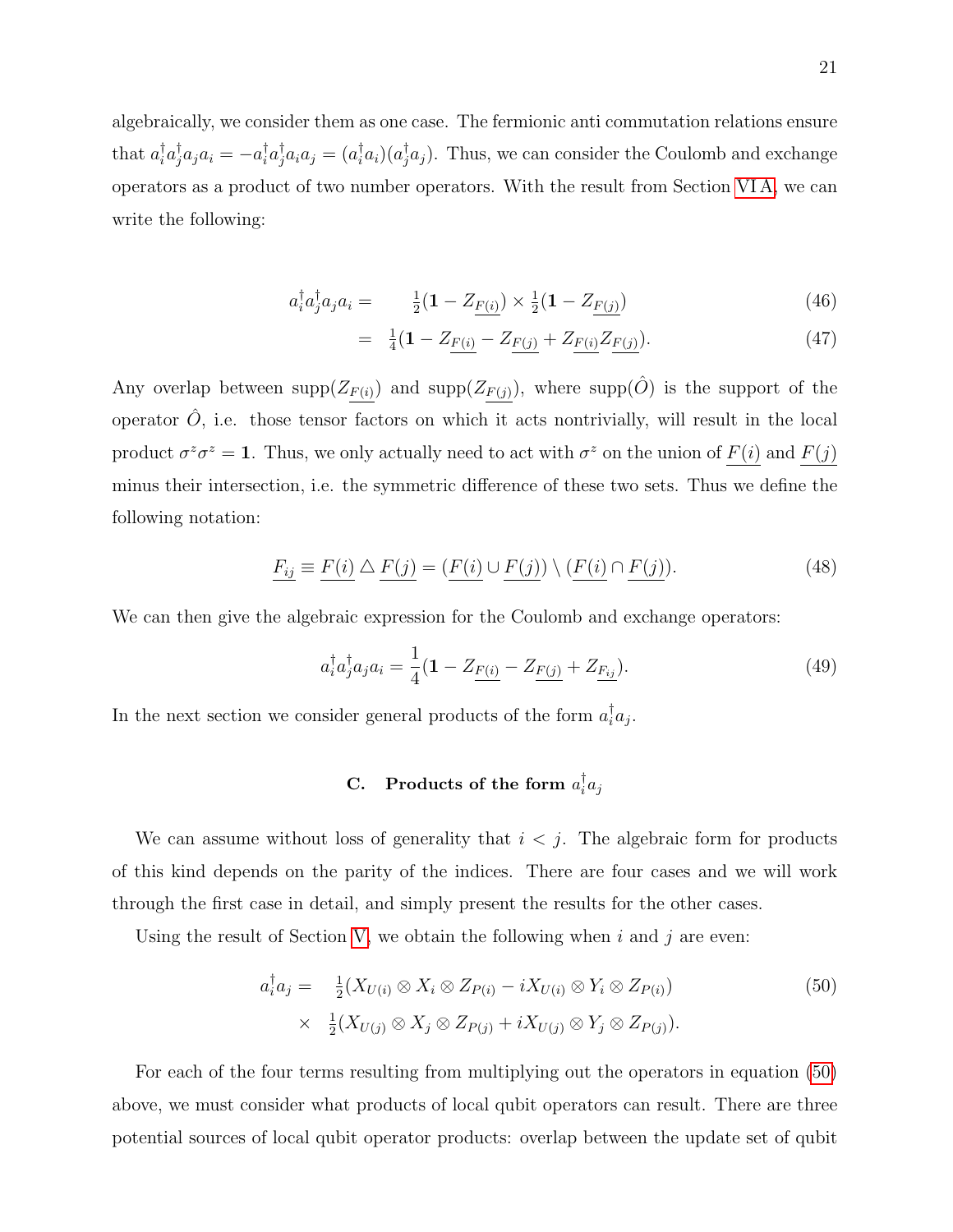algebraically, we consider them as one case. The fermionic anti commutation relations ensure that $a_i^\dagger a_j^\dagger a_j a_i = -a_i^\dagger a_j^\dagger a_i a_j = (a_i^\dagger a_i)(a_j^\dagger a_j)$. Thus, we can consider the Coulomb and exchange operators as a product of two number operators. With the result from Section VI A, we can write the following:

$$a_i^\dagger a_j^\dagger a_j a_i = \tfrac{1}{2}(\mathbf{1} - Z_{\underline{F(i)}}) \times \tfrac{1}{2}(\mathbf{1} - Z_{\underline{F(j)}}) \tag{46}$$

$$= \tfrac{1}{4}(\mathbf{1} - Z_{\underline{F(i)}} - Z_{\underline{F(j)}} + Z_{\underline{F(i)}} Z_{\underline{F(j)}}). \tag{47}$$

Any overlap between $\mathrm{supp}(Z_{\underline{F(i)}})$ and $\mathrm{supp}(Z_{\underline{F(j)}})$, where $\mathrm{supp}(\hat{O})$ is the support of the operator $\hat{O}$, i.e. those tensor factors on which it acts nontrivially, will result in the local product $\sigma^z \sigma^z = \mathbf{1}$. Thus, we only actually need to act with $\sigma^z$ on the union of $\underline{F(i)}$ and $\underline{F(j)}$ minus their intersection, i.e. the symmetric difference of these two sets. Thus we define the following notation:

$$\underline{F_{ij}} \equiv \underline{F(i)} \triangle \underline{F(j)} = (\underline{F(i)} \cup \underline{F(j)}) \setminus (\underline{F(i)} \cap \underline{F(j)}). \tag{48}$$

We can then give the algebraic expression for the Coulomb and exchange operators:

$$a_i^\dagger a_j^\dagger a_j a_i = \frac{1}{4}(\mathbf{1} - Z_{\underline{F(i)}} - Z_{\underline{F(j)}} + Z_{\underline{F_{ij}}}). \tag{49}$$

In the next section we consider general products of the form $a_i^\dagger a_j$.

### C. Products of the form $a_i^\dagger a_j$

We can assume without loss of generality that $i < j$. The algebraic form for products of this kind depends on the parity of the indices. There are four cases and we will work through the first case in detail, and simply present the results for the other cases.

Using the result of Section V, we obtain the following when $i$ and $j$ are even:

$$\begin{aligned} a_i^\dagger a_j = \;& \tfrac{1}{2}(X_{U(i)} \otimes X_i \otimes Z_{P(i)} - iX_{U(i)} \otimes Y_i \otimes Z_{P(i)}) \\ \times \;& \tfrac{1}{2}(X_{U(j)} \otimes X_j \otimes Z_{P(j)} + iX_{U(j)} \otimes Y_j \otimes Z_{P(j)}). \end{aligned} \tag{50}$$

For each of the four terms resulting from multiplying out the operators in equation (50) above, we must consider what products of local qubit operators can result. There are three potential sources of local qubit operator products: overlap between the update set of qubit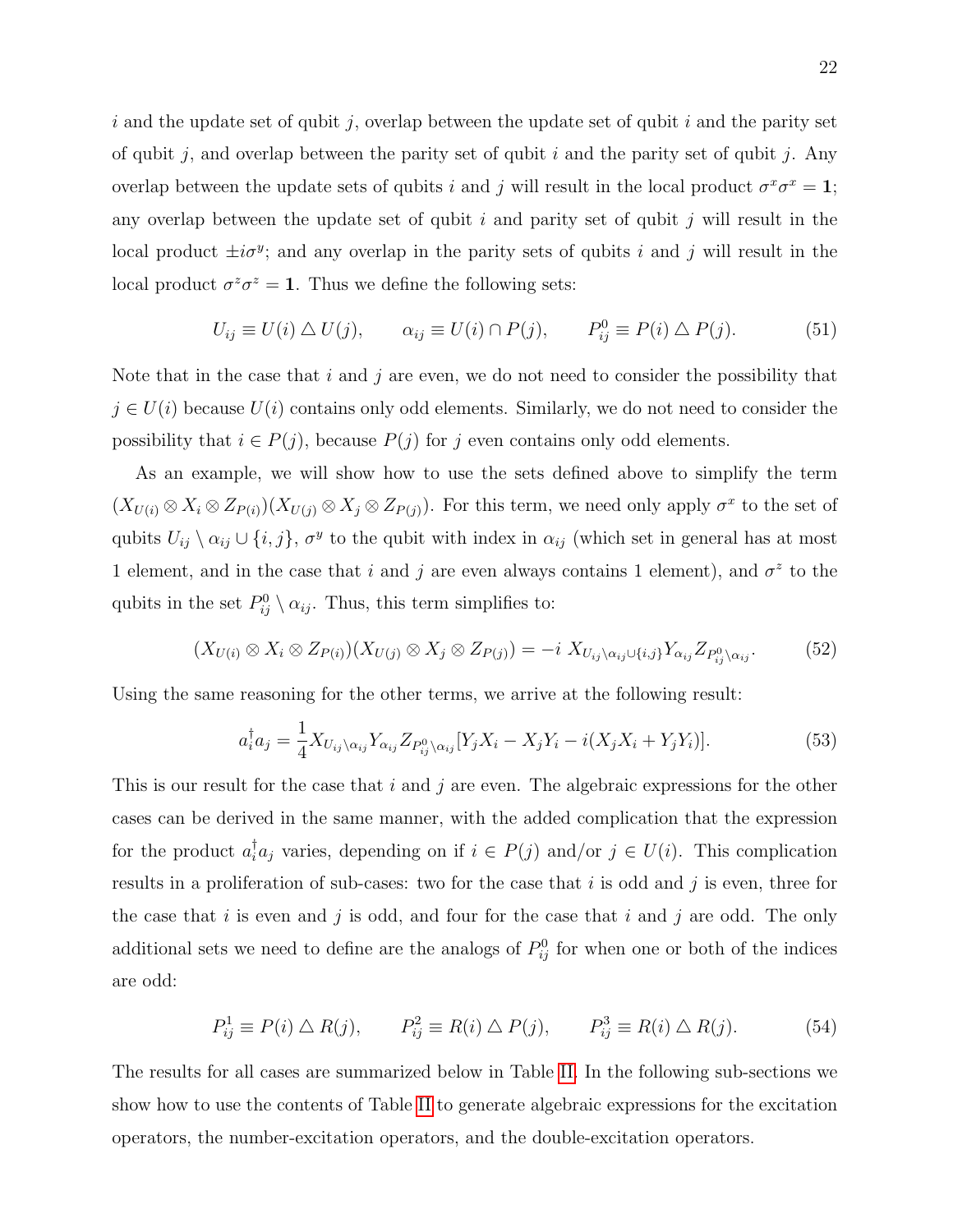$i$ and the update set of qubit $j$, overlap between the update set of qubit $i$ and the parity set of qubit $j$, and overlap between the parity set of qubit $i$ and the parity set of qubit $j$. Any overlap between the update sets of qubits $i$ and $j$ will result in the local product $\sigma^x\sigma^x = \mathbf{1}$; any overlap between the update set of qubit $i$ and parity set of qubit $j$ will result in the local product $\pm i\sigma^y$; and any overlap in the parity sets of qubits $i$ and $j$ will result in the local product $\sigma^z\sigma^z = \mathbf{1}$. Thus we define the following sets:

$$U_{ij} \equiv U(i) \triangle U(j), \qquad \alpha_{ij} \equiv U(i) \cap P(j), \qquad P^0_{ij} \equiv P(i) \triangle P(j). \tag{51}$$

Note that in the case that $i$ and $j$ are even, we do not need to consider the possibility that $j \in U(i)$ because $U(i)$ contains only odd elements. Similarly, we do not need to consider the possibility that $i \in P(j)$, because $P(j)$ for $j$ even contains only odd elements.

As an example, we will show how to use the sets defined above to simplify the term $(X_{U(i)} \otimes X_i \otimes Z_{P(i)})(X_{U(j)} \otimes X_j \otimes Z_{P(j)})$. For this term, we need only apply $\sigma^x$ to the set of qubits $U_{ij} \setminus \alpha_{ij} \cup \{i,j\}$, $\sigma^y$ to the qubit with index in $\alpha_{ij}$ (which set in general has at most 1 element, and in the case that $i$ and $j$ are even always contains 1 element), and $\sigma^z$ to the qubits in the set $P^0_{ij} \setminus \alpha_{ij}$. Thus, this term simplifies to:

$$(X_{U(i)} \otimes X_i \otimes Z_{P(i)})(X_{U(j)} \otimes X_j \otimes Z_{P(j)}) = -i\; X_{U_{ij}\setminus\alpha_{ij}\cup\{i,j\}} Y_{\alpha_{ij}} Z_{P^0_{ij}\setminus\alpha_{ij}}. \tag{52}$$

Using the same reasoning for the other terms, we arrive at the following result:

$$a_i^\dagger a_j = \frac{1}{4} X_{U_{ij}\setminus\alpha_{ij}} Y_{\alpha_{ij}} Z_{P^0_{ij}\setminus\alpha_{ij}} [Y_j X_i - X_j Y_i - i(X_j X_i + Y_j Y_i)]. \tag{53}$$

This is our result for the case that $i$ and $j$ are even. The algebraic expressions for the other cases can be derived in the same manner, with the added complication that the expression for the product $a_i^\dagger a_j$ varies, depending on if $i \in P(j)$ and/or $j \in U(i)$. This complication results in a proliferation of sub-cases: two for the case that $i$ is odd and $j$ is even, three for the case that $i$ is even and $j$ is odd, and four for the case that $i$ and $j$ are odd. The only additional sets we need to define are the analogs of $P^0_{ij}$ for when one or both of the indices are odd:

$$P^1_{ij} \equiv P(i) \triangle R(j), \qquad P^2_{ij} \equiv R(i) \triangle P(j), \qquad P^3_{ij} \equiv R(i) \triangle R(j). \tag{54}$$

The results for all cases are summarized below in Table II. In the following sub-sections we show how to use the contents of Table II to generate algebraic expressions for the excitation operators, the number-excitation operators, and the double-excitation operators.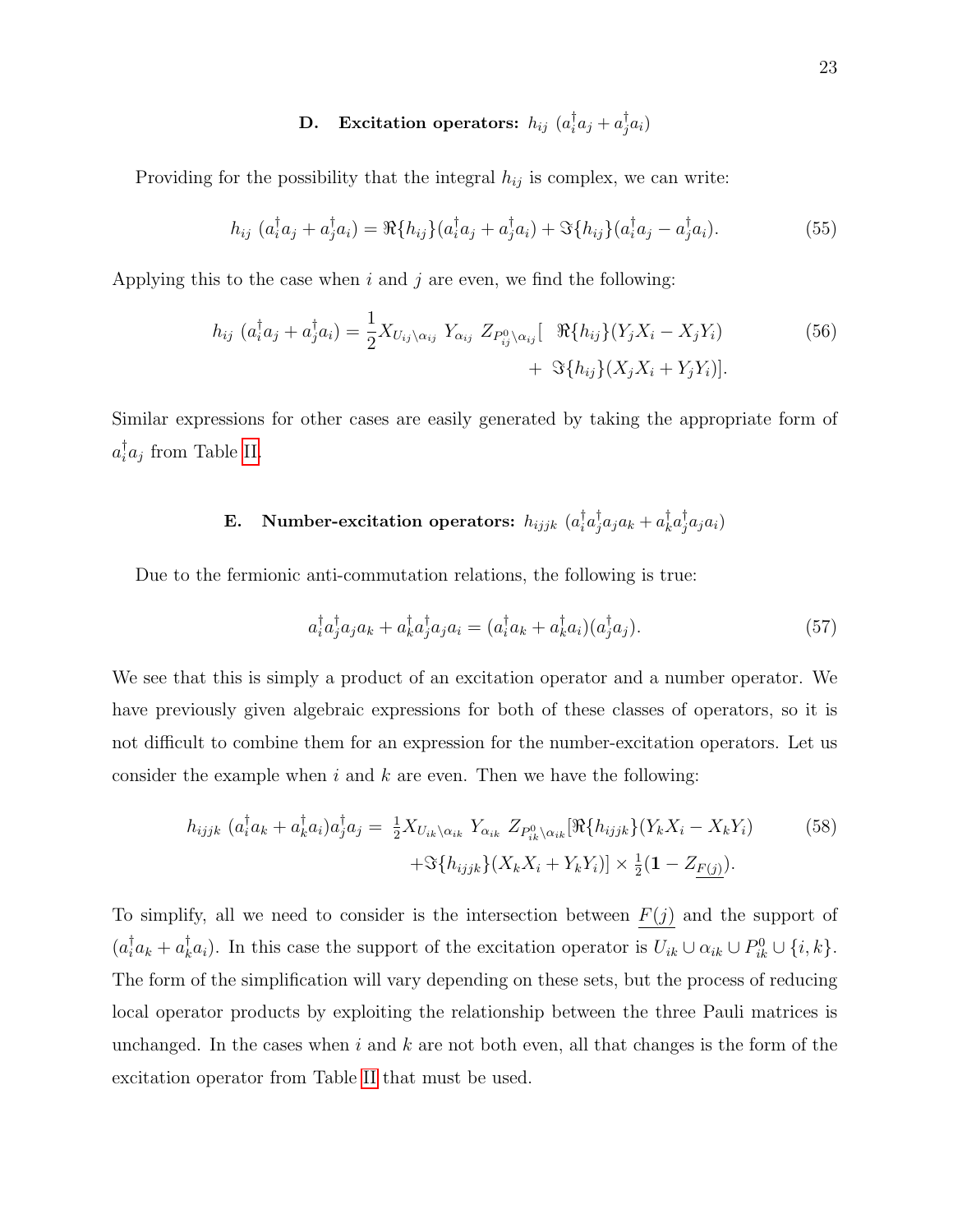### D. Excitation operators: $h_{ij}\ (a_i^\dagger a_j + a_j^\dagger a_i)$

Providing for the possibility that the integral $h_{ij}$ is complex, we can write:

$$h_{ij}\ (a_i^\dagger a_j + a_j^\dagger a_i) = \Re\{h_{ij}\}(a_i^\dagger a_j + a_j^\dagger a_i) + \Im\{h_{ij}\}(a_i^\dagger a_j - a_j^\dagger a_i). \tag{55}$$

Applying this to the case when $i$ and $j$ are even, we find the following:

$$\begin{aligned} h_{ij}\ (a_i^\dagger a_j + a_j^\dagger a_i) = \frac{1}{2} X_{U_{ij}\setminus\alpha_{ij}}\ Y_{\alpha_{ij}}\ Z_{P^0_{ij}\setminus\alpha_{ij}}[\ &\Re\{h_{ij}\}(Y_j X_i - X_j Y_i) \\ &+ \Im\{h_{ij}\}(X_j X_i + Y_j Y_i)]. \end{aligned} \tag{56}$$

Similar expressions for other cases are easily generated by taking the appropriate form of $a_i^\dagger a_j$ from Table II.

### E. Number-excitation operators: $h_{ijjk}\ (a_i^\dagger a_j^\dagger a_j a_k + a_k^\dagger a_j^\dagger a_j a_i)$

Due to the fermionic anti-commutation relations, the following is true:

$$a_i^\dagger a_j^\dagger a_j a_k + a_k^\dagger a_j^\dagger a_j a_i = (a_i^\dagger a_k + a_k^\dagger a_i)(a_j^\dagger a_j). \tag{57}$$

We see that this is simply a product of an excitation operator and a number operator. We have previously given algebraic expressions for both of these classes of operators, so it is not difficult to combine them for an expression for the number-excitation operators. Let us consider the example when $i$ and $k$ are even. Then we have the following:

$$\begin{aligned} h_{ijjk}\ (a_i^\dagger a_k + a_k^\dagger a_i) a_j^\dagger a_j = \ &\tfrac{1}{2} X_{U_{ik}\setminus\alpha_{ik}}\ Y_{\alpha_{ik}}\ Z_{P^0_{ik}\setminus\alpha_{ik}}[\Re\{h_{ijjk}\}(Y_k X_i - X_k Y_i) \\ &+ \Im\{h_{ijjk}\}(X_k X_i + Y_k Y_i)] \times \tfrac{1}{2}(\mathbf{1} - Z_{\underline{F(j)}}). \end{aligned} \tag{58}$$

To simplify, all we need to consider is the intersection between $\underline{F(j)}$ and the support of $(a_i^\dagger a_k + a_k^\dagger a_i)$. In this case the support of the excitation operator is $U_{ik} \cup \alpha_{ik} \cup P^0_{ik} \cup \{i, k\}$. The form of the simplification will vary depending on these sets, but the process of reducing local operator products by exploiting the relationship between the three Pauli matrices is unchanged. In the cases when $i$ and $k$ are not both even, all that changes is the form of the excitation operator from Table II that must be used.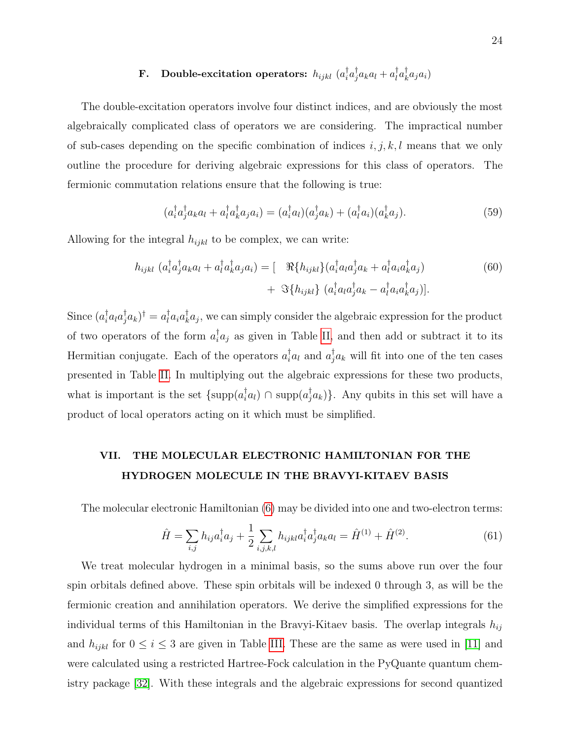### F. Double-excitation operators: $h_{ijkl}\ (a_i^\dagger a_j^\dagger a_k a_l + a_l^\dagger a_k^\dagger a_j a_i)$

The double-excitation operators involve four distinct indices, and are obviously the most algebraically complicated class of operators we are considering. The impractical number of sub-cases depending on the specific combination of indices $i, j, k, l$ means that we only outline the procedure for deriving algebraic expressions for this class of operators. The fermionic commutation relations ensure that the following is true:

$$(a_i^\dagger a_j^\dagger a_k a_l + a_l^\dagger a_k^\dagger a_j a_i) = (a_i^\dagger a_l)(a_j^\dagger a_k) + (a_l^\dagger a_i)(a_k^\dagger a_j). \tag{59}$$

Allowing for the integral $h_{ijkl}$ to be complex, we can write:

$$\begin{aligned} h_{ijkl}\ (a_i^\dagger a_j^\dagger a_k a_l + a_l^\dagger a_k^\dagger a_j a_i) = [\ & \Re\{h_{ijkl}\}(a_i^\dagger a_l a_j^\dagger a_k + a_l^\dagger a_i a_k^\dagger a_j) \\ & +\ \Im\{h_{ijkl}\}\ (a_i^\dagger a_l a_j^\dagger a_k - a_l^\dagger a_i a_k^\dagger a_j)]. \end{aligned} \tag{60}$$

Since $(a_i^\dagger a_l a_j^\dagger a_k)^\dagger = a_l^\dagger a_i a_k^\dagger a_j$, we can simply consider the algebraic expression for the product of two operators of the form $a_i^\dagger a_j$ as given in Table II, and then add or subtract it to its Hermitian conjugate. Each of the operators $a_i^\dagger a_l$ and $a_j^\dagger a_k$ will fit into one of the ten cases presented in Table II. In multiplying out the algebraic expressions for these two products, what is important is the set $\{\text{supp}(a_i^\dagger a_l) \cap \text{supp}(a_j^\dagger a_k)\}$. Any qubits in this set will have a product of local operators acting on it which must be simplified.

## VII. THE MOLECULAR ELECTRONIC HAMILTONIAN FOR THE HYDROGEN MOLECULE IN THE BRAVYI-KITAEV BASIS

The molecular electronic Hamiltonian (6) may be divided into one and two-electron terms:

$$\hat{H} = \sum_{i,j} h_{ij} a_i^\dagger a_j + \frac{1}{2} \sum_{i,j,k,l} h_{ijkl} a_i^\dagger a_j^\dagger a_k a_l = \hat{H}^{(1)} + \hat{H}^{(2)}. \tag{61}$$

We treat molecular hydrogen in a minimal basis, so the sums above run over the four spin orbitals defined above. These spin orbitals will be indexed 0 through 3, as will be the fermionic creation and annihilation operators. We derive the simplified expressions for the individual terms of this Hamiltonian in the Bravyi-Kitaev basis. The overlap integrals $h_{ij}$ and $h_{ijkl}$ for $0 \leq i \leq 3$ are given in Table III. These are the same as were used in [11] and were calculated using a restricted Hartree-Fock calculation in the PyQuante quantum chemistry package [32]. With these integrals and the algebraic expressions for second quantized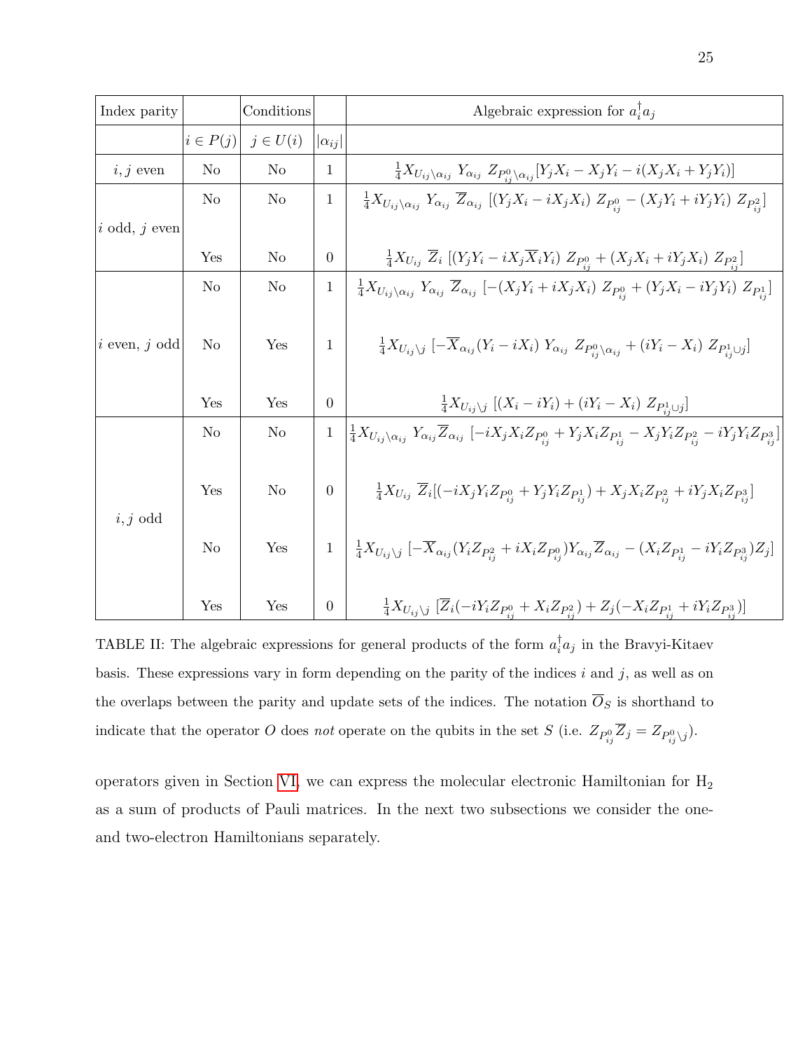| Index parity |  | Conditions |  | Algebraic expression for $a_i^\dagger a_j$ |
|---|---|---|---|---|
|  | $i \in P(j)$ | $j \in U(i)$ | $\lvert\alpha_{ij}\rvert$ |  |
| $i, j$ even | No | No | 1 | $\frac{1}{4} X_{U_{ij} \setminus \alpha_{ij}} \; Y_{\alpha_{ij}} \; Z_{P^0_{ij} \setminus \alpha_{ij}} [Y_j X_i - X_j Y_i - i(X_j X_i + Y_j Y_i)]$ |
| $i$ odd, $j$ even | No | No | 1 | $\frac{1}{4} X_{U_{ij} \setminus \alpha_{ij}} \; Y_{\alpha_{ij}} \; \overline{Z}_{\alpha_{ij}} \; [(Y_j X_i - i X_j X_i) \; Z_{P^0_{ij}} - (X_j Y_i + i Y_j Y_i) \; Z_{P^2_{ij}}]$ |
|  | Yes | No | 0 | $\frac{1}{4} X_{U_{ij}} \; \overline{Z}_i \; [(Y_j Y_i - i X_j \overline{X}_i Y_i) \; Z_{P^0_{ij}} + (X_j X_i + i Y_j X_i) \; Z_{P^2_{ij}}]$ |
| $i$ even, $j$ odd | No | No | 1 | $\frac{1}{4} X_{U_{ij} \setminus \alpha_{ij}} \; Y_{\alpha_{ij}} \; \overline{Z}_{\alpha_{ij}} \; [-(X_j Y_i + i X_j X_i) \; Z_{P^0_{ij}} + (Y_j X_i - i Y_j Y_i) \; Z_{P^1_{ij}}]$ |
|  | No | Yes | 1 | $\frac{1}{4} X_{U_{ij} \setminus j} \; [-\overline{X}_{\alpha_{ij}} (Y_i - i X_i) \; Y_{\alpha_{ij}} \; Z_{P^0_{ij} \setminus \alpha_{ij}} + (i Y_i - X_i) \; Z_{P^1_{ij} \cup j}]$ |
|  | Yes | Yes | 0 | $\frac{1}{4} X_{U_{ij} \setminus j} \; [(X_i - i Y_i) + (i Y_i - X_i) \; Z_{P^1_{ij} \cup j}]$ |
| $i, j$ odd | No | No | 1 | $\frac{1}{4} X_{U_{ij} \setminus \alpha_{ij}} \; Y_{\alpha_{ij}} \overline{Z}_{\alpha_{ij}} \; [-i X_j X_i Z_{P^0_{ij}} + Y_j X_i Z_{P^1_{ij}} - X_j Y_i Z_{P^2_{ij}} - i Y_j Y_i Z_{P^3_{ij}}]$ |
|  | Yes | No | 0 | $\frac{1}{4} X_{U_{ij}} \; \overline{Z}_i [(-i X_j Y_i Z_{P^0_{ij}} + Y_j Y_i Z_{P^1_{ij}}) + X_j X_i Z_{P^2_{ij}} + i Y_j X_i Z_{P^3_{ij}}]$ |
|  | No | Yes | 1 | $\frac{1}{4} X_{U_{ij} \setminus j} \; [-\overline{X}_{\alpha_{ij}} (Y_i Z_{P^2_{ij}} + i X_i Z_{P^0_{ij}}) Y_{\alpha_{ij}} \overline{Z}_{\alpha_{ij}} - (X_i Z_{P^1_{ij}} - i Y_i Z_{P^3_{ij}}) Z_j]$ |
|  | Yes | Yes | 0 | $\frac{1}{4} X_{U_{ij} \setminus j} \; [\overline{Z}_i (-i Y_i Z_{P^0_{ij}} + X_i Z_{P^2_{ij}}) + Z_j (-X_i Z_{P^1_{ij}} + i Y_i Z_{P^3_{ij}})]$ |

TABLE II: The algebraic expressions for general products of the form $a_i^\dagger a_j$ in the Bravyi-Kitaev basis. These expressions vary in form depending on the parity of the indices $i$ and $j$, as well as on the overlaps between the parity and update sets of the indices. The notation $\overline{O}_S$ is shorthand to indicate that the operator $O$ does *not* operate on the qubits in the set $S$ (i.e. $Z_{P^0_{ij}} \overline{Z}_j = Z_{P^0_{ij} \setminus j}$).

operators given in Section VI, we can express the molecular electronic Hamiltonian for $H_2$ as a sum of products of Pauli matrices. In the next two subsections we consider the one- and two-electron Hamiltonians separately.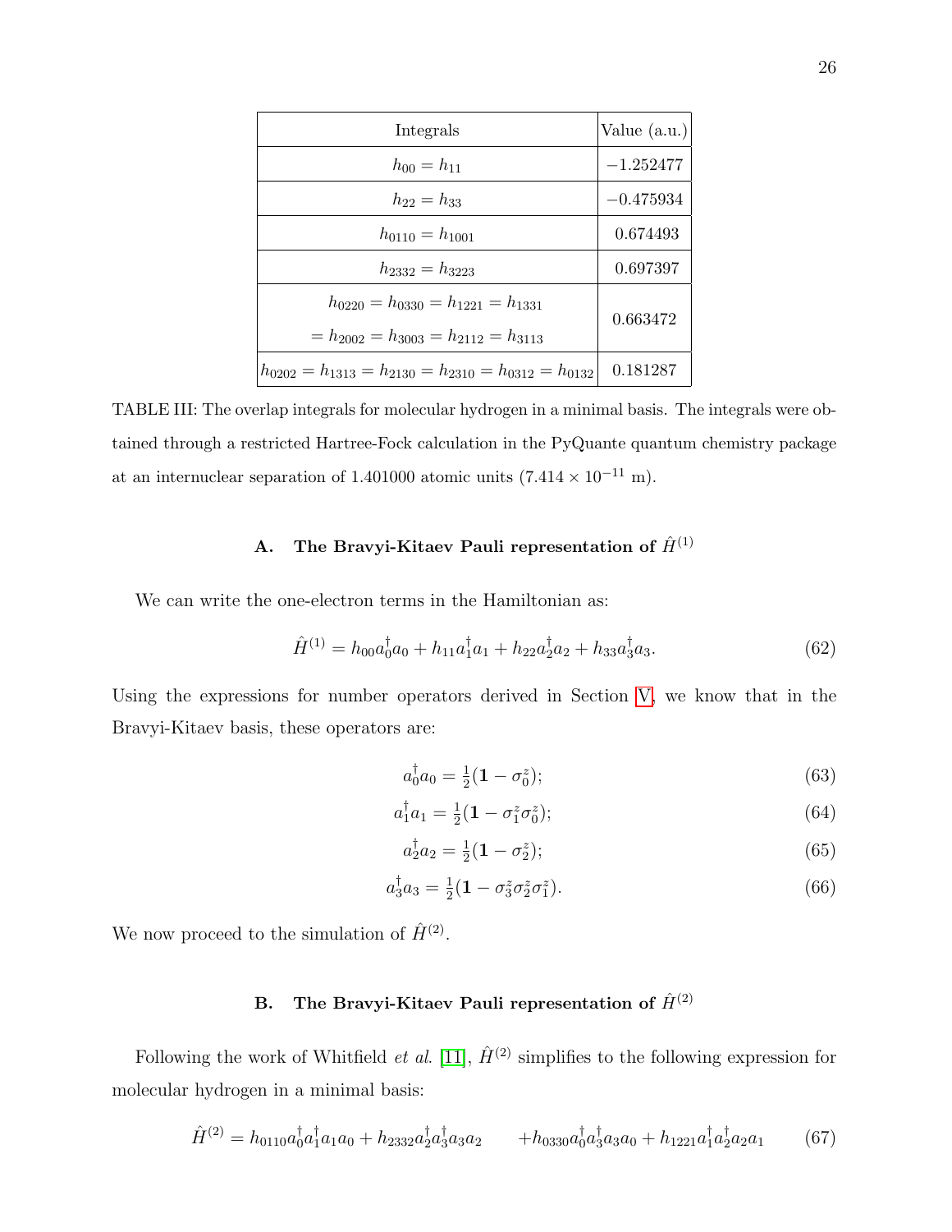| Integrals | Value (a.u.) |
| --- | --- |
| $h_{00} = h_{11}$ | $-1.252477$ |
| $h_{22} = h_{33}$ | $-0.475934$ |
| $h_{0110} = h_{1001}$ | $0.674493$ |
| $h_{2332} = h_{3223}$ | $0.697397$ |
| $h_{0220} = h_{0330} = h_{1221} = h_{1331}$ $= h_{2002} = h_{3003} = h_{2112} = h_{3113}$ | $0.663472$ |
| $h_{0202} = h_{1313} = h_{2130} = h_{2310} = h_{0312} = h_{0132}$ | $0.181287$ |

TABLE III: The overlap integrals for molecular hydrogen in a minimal basis. The integrals were obtained through a restricted Hartree-Fock calculation in the PyQuante quantum chemistry package at an internuclear separation of 1.401000 atomic units ($7.414 \times 10^{-11}$ m).

### A. The Bravyi-Kitaev Pauli representation of $\hat{H}^{(1)}$

We can write the one-electron terms in the Hamiltonian as:

$$\hat{H}^{(1)} = h_{00}a_0^\dagger a_0 + h_{11}a_1^\dagger a_1 + h_{22}a_2^\dagger a_2 + h_{33}a_3^\dagger a_3. \tag{62}$$

Using the expressions for number operators derived in Section V, we know that in the Bravyi-Kitaev basis, these operators are:

$$a_0^\dagger a_0 = \tfrac{1}{2}(\mathbf{1} - \sigma_0^z); \tag{63}$$

$$a_1^\dagger a_1 = \tfrac{1}{2}(\mathbf{1} - \sigma_1^z\sigma_0^z); \tag{64}$$

$$a_2^\dagger a_2 = \tfrac{1}{2}(\mathbf{1} - \sigma_2^z); \tag{65}$$

$$a_3^\dagger a_3 = \tfrac{1}{2}(\mathbf{1} - \sigma_3^z\sigma_2^z\sigma_1^z). \tag{66}$$

We now proceed to the simulation of $\hat{H}^{(2)}$.

### B. The Bravyi-Kitaev Pauli representation of $\hat{H}^{(2)}$

Following the work of Whitfield *et al*. [11], $\hat{H}^{(2)}$ simplifies to the following expression for molecular hydrogen in a minimal basis:

$$\hat{H}^{(2)} = h_{0110}a_0^\dagger a_1^\dagger a_1 a_0 + h_{2332}a_2^\dagger a_3^\dagger a_3 a_2 \qquad + h_{0330}a_0^\dagger a_3^\dagger a_3 a_0 + h_{1221}a_1^\dagger a_2^\dagger a_2 a_1 \tag{67}$$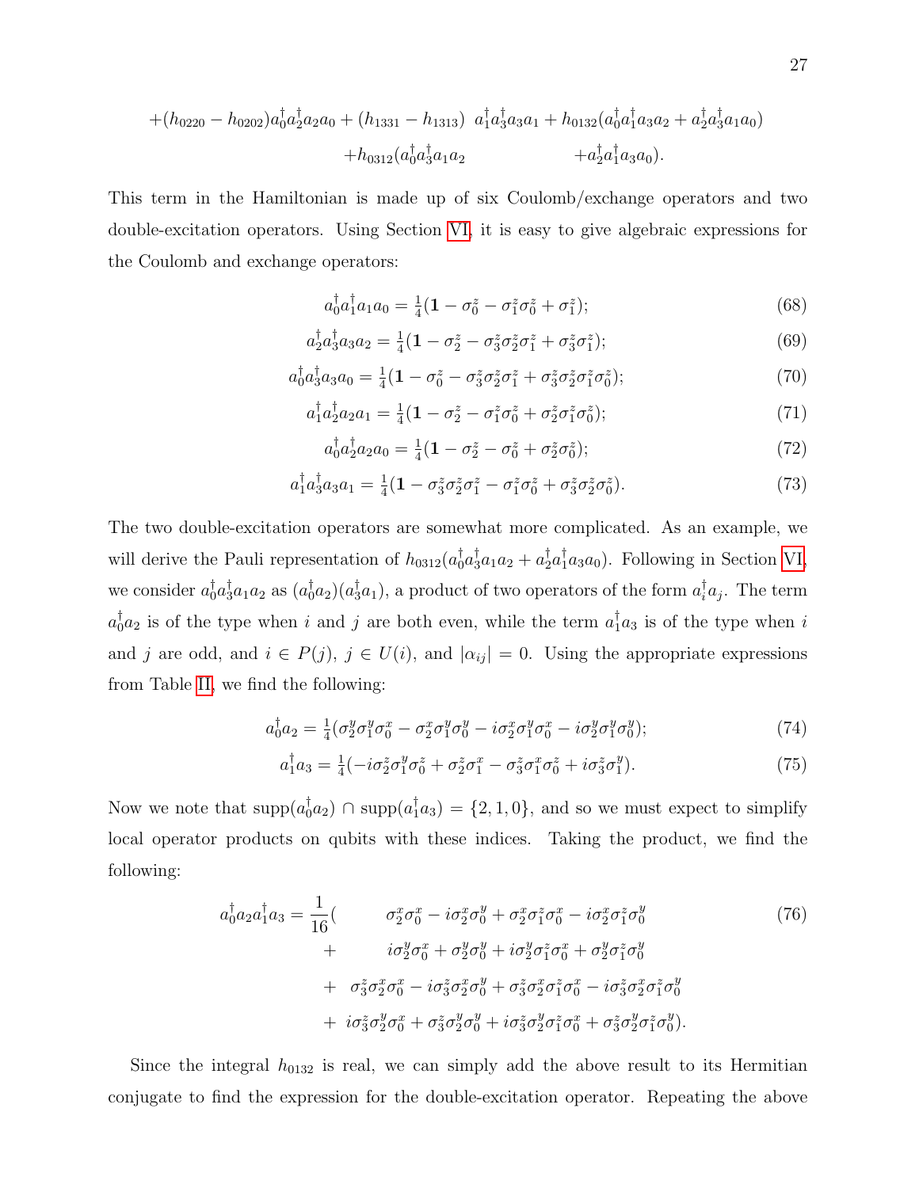$$+(h_{0220}-h_{0202})a_0^\dagger a_2^\dagger a_2 a_0 + (h_{1331}-h_{1313})\ \ a_1^\dagger a_3^\dagger a_3 a_1 + h_{0132}(a_0^\dagger a_1^\dagger a_3 a_2 + a_2^\dagger a_3^\dagger a_1 a_0)$$
$$+h_{0312}(a_0^\dagger a_3^\dagger a_1 a_2 \qquad\qquad\qquad + a_2^\dagger a_1^\dagger a_3 a_0).$$

This term in the Hamiltonian is made up of six Coulomb/exchange operators and two double-excitation operators. Using Section VI, it is easy to give algebraic expressions for the Coulomb and exchange operators:

$$a_0^\dagger a_1^\dagger a_1 a_0 = \tfrac{1}{4}(\mathbf{1} - \sigma_0^z - \sigma_1^z\sigma_0^z + \sigma_1^z); \tag{68}$$

$$a_2^\dagger a_3^\dagger a_3 a_2 = \tfrac{1}{4}(\mathbf{1} - \sigma_2^z - \sigma_3^z\sigma_2^z\sigma_1^z + \sigma_3^z\sigma_1^z); \tag{69}$$

$$a_0^\dagger a_3^\dagger a_3 a_0 = \tfrac{1}{4}(\mathbf{1} - \sigma_0^z - \sigma_3^z\sigma_2^z\sigma_1^z + \sigma_3^z\sigma_2^z\sigma_1^z\sigma_0^z); \tag{70}$$

$$a_1^\dagger a_2^\dagger a_2 a_1 = \tfrac{1}{4}(\mathbf{1} - \sigma_2^z - \sigma_1^z\sigma_0^z + \sigma_2^z\sigma_1^z\sigma_0^z); \tag{71}$$

$$a_0^\dagger a_2^\dagger a_2 a_0 = \tfrac{1}{4}(\mathbf{1} - \sigma_2^z - \sigma_0^z + \sigma_2^z\sigma_0^z); \tag{72}$$

$$a_1^\dagger a_3^\dagger a_3 a_1 = \tfrac{1}{4}(\mathbf{1} - \sigma_3^z\sigma_2^z\sigma_1^z - \sigma_1^z\sigma_0^z + \sigma_3^z\sigma_2^z\sigma_0^z). \tag{73}$$

The two double-excitation operators are somewhat more complicated. As an example, we will derive the Pauli representation of $h_{0312}(a_0^\dagger a_3^\dagger a_1 a_2 + a_2^\dagger a_1^\dagger a_3 a_0)$. Following in Section VI, we consider $a_0^\dagger a_3^\dagger a_1 a_2$ as $(a_0^\dagger a_2)(a_3^\dagger a_1)$, a product of two operators of the form $a_i^\dagger a_j$. The term $a_0^\dagger a_2$ is of the type when $i$ and $j$ are both even, while the term $a_1^\dagger a_3$ is of the type when $i$ and $j$ are odd, and $i \in P(j)$, $j \in U(i)$, and $|\alpha_{ij}| = 0$. Using the appropriate expressions from Table II, we find the following:

$$a_0^\dagger a_2 = \tfrac{1}{4}(\sigma_2^y\sigma_1^y\sigma_0^x - \sigma_2^x\sigma_1^y\sigma_0^y - i\sigma_2^x\sigma_1^y\sigma_0^x - i\sigma_2^y\sigma_1^y\sigma_0^y); \tag{74}$$

$$a_1^\dagger a_3 = \tfrac{1}{4}(-i\sigma_2^z\sigma_1^y\sigma_0^z + \sigma_2^z\sigma_1^x - \sigma_3^z\sigma_1^x\sigma_0^z + i\sigma_3^z\sigma_1^y). \tag{75}$$

Now we note that $\mathrm{supp}(a_0^\dagger a_2) \cap \mathrm{supp}(a_1^\dagger a_3) = \{2,1,0\}$, and so we must expect to simplify local operator products on qubits with these indices. Taking the product, we find the following:

$$\begin{aligned} a_0^\dagger a_2 a_1^\dagger a_3 = \frac{1}{16}( & \quad \sigma_2^x\sigma_0^x - i\sigma_2^x\sigma_0^y + \sigma_2^x\sigma_1^z\sigma_0^x - i\sigma_2^x\sigma_1^z\sigma_0^y \\ + & \quad i\sigma_2^y\sigma_0^x + \sigma_2^y\sigma_0^y + i\sigma_2^y\sigma_1^z\sigma_0^x + \sigma_2^y\sigma_1^z\sigma_0^y \\ + & \ \sigma_3^z\sigma_2^x\sigma_0^x - i\sigma_3^z\sigma_2^x\sigma_0^y + \sigma_3^z\sigma_2^x\sigma_1^z\sigma_0^x - i\sigma_3^z\sigma_2^x\sigma_1^z\sigma_0^y \\ + & \ i\sigma_3^z\sigma_2^y\sigma_0^x + \sigma_3^z\sigma_2^y\sigma_0^y + i\sigma_3^z\sigma_2^y\sigma_1^z\sigma_0^x + \sigma_3^z\sigma_2^y\sigma_1^z\sigma_0^y). \end{aligned} \tag{76}$$

Since the integral $h_{0132}$ is real, we can simply add the above result to its Hermitian conjugate to find the expression for the double-excitation operator. Repeating the above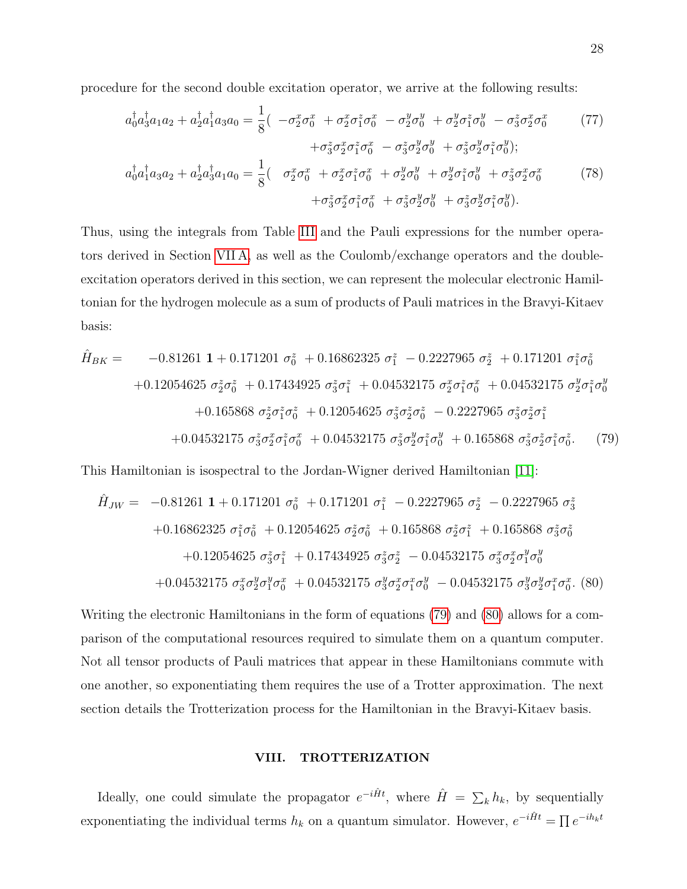procedure for the second double excitation operator, we arrive at the following results:

$$a_0^\dagger a_3^\dagger a_1 a_2 + a_2^\dagger a_1^\dagger a_3 a_0 = \frac{1}{8}( -\sigma_2^x\sigma_0^x + \sigma_2^x\sigma_1^z\sigma_0^x - \sigma_2^y\sigma_0^y + \sigma_2^y\sigma_1^z\sigma_0^y - \sigma_3^z\sigma_2^x\sigma_0^x + \sigma_3^z\sigma_2^x\sigma_1^z\sigma_0^x - \sigma_3^z\sigma_2^y\sigma_0^y + \sigma_3^z\sigma_2^y\sigma_1^z\sigma_0^y); \tag{77}$$

$$a_0^\dagger a_1^\dagger a_3 a_2 + a_2^\dagger a_3^\dagger a_1 a_0 = \frac{1}{8}( \sigma_2^x\sigma_0^x + \sigma_2^x\sigma_1^z\sigma_0^x + \sigma_2^y\sigma_0^y + \sigma_2^y\sigma_1^z\sigma_0^y + \sigma_3^z\sigma_2^x\sigma_0^x + \sigma_3^z\sigma_2^x\sigma_1^z\sigma_0^x + \sigma_3^z\sigma_2^y\sigma_0^y + \sigma_3^z\sigma_2^y\sigma_1^z\sigma_0^y). \tag{78}$$

Thus, using the integrals from Table III and the Pauli expressions for the number operators derived in Section VII A, as well as the Coulomb/exchange operators and the double-excitation operators derived in this section, we can represent the molecular electronic Hamiltonian for the hydrogen molecule as a sum of products of Pauli matrices in the Bravyi-Kitaev basis:

$$\begin{aligned}\hat{H}_{BK} = & -0.81261\,\mathbf{1} + 0.171201\,\sigma_0^z + 0.16862325\,\sigma_1^z - 0.2227965\,\sigma_2^z + 0.171201\,\sigma_1^z\sigma_0^z \\ & +0.12054625\,\sigma_2^z\sigma_0^z + 0.17434925\,\sigma_3^z\sigma_1^z + 0.04532175\,\sigma_2^x\sigma_1^z\sigma_0^x + 0.04532175\,\sigma_2^y\sigma_1^z\sigma_0^y \\ & +0.165868\,\sigma_2^z\sigma_1^z\sigma_0^z + 0.12054625\,\sigma_3^z\sigma_2^z\sigma_0^z - 0.2227965\,\sigma_3^z\sigma_2^z\sigma_1^z \\ & +0.04532175\,\sigma_3^z\sigma_2^x\sigma_1^z\sigma_0^x + 0.04532175\,\sigma_3^z\sigma_2^y\sigma_1^z\sigma_0^y + 0.165868\,\sigma_3^z\sigma_2^z\sigma_1^z\sigma_0^z. \end{aligned} \tag{79}$$

This Hamiltonian is isospectral to the Jordan-Wigner derived Hamiltonian [11]:

$$\begin{aligned}\hat{H}_{JW} = & -0.81261\,\mathbf{1} + 0.171201\,\sigma_0^z + 0.171201\,\sigma_1^z - 0.2227965\,\sigma_2^z - 0.2227965\,\sigma_3^z \\ & +0.16862325\,\sigma_1^z\sigma_0^z + 0.12054625\,\sigma_2^z\sigma_0^z + 0.165868\,\sigma_2^z\sigma_1^z + 0.165868\,\sigma_3^z\sigma_0^z \\ & +0.12054625\,\sigma_3^z\sigma_1^z + 0.17434925\,\sigma_3^z\sigma_2^z - 0.04532175\,\sigma_3^x\sigma_2^x\sigma_1^y\sigma_0^y \\ & +0.04532175\,\sigma_3^x\sigma_2^y\sigma_1^y\sigma_0^x + 0.04532175\,\sigma_3^y\sigma_2^x\sigma_1^x\sigma_0^y - 0.04532175\,\sigma_3^y\sigma_2^y\sigma_1^x\sigma_0^x. \end{aligned} \tag{80}$$

Writing the electronic Hamiltonians in the form of equations (79) and (80) allows for a comparison of the computational resources required to simulate them on a quantum computer. Not all tensor products of Pauli matrices that appear in these Hamiltonians commute with one another, so exponentiating them requires the use of a Trotter approximation. The next section details the Trotterization process for the Hamiltonian in the Bravyi-Kitaev basis.

## VIII. TROTTERIZATION

Ideally, one could simulate the propagator $e^{-i\hat{H}t}$, where $\hat{H} = \sum_k h_k$, by sequentially exponentiating the individual terms $h_k$ on a quantum simulator. However, $e^{-i\hat{H}t} = \prod e^{-ih_k t}$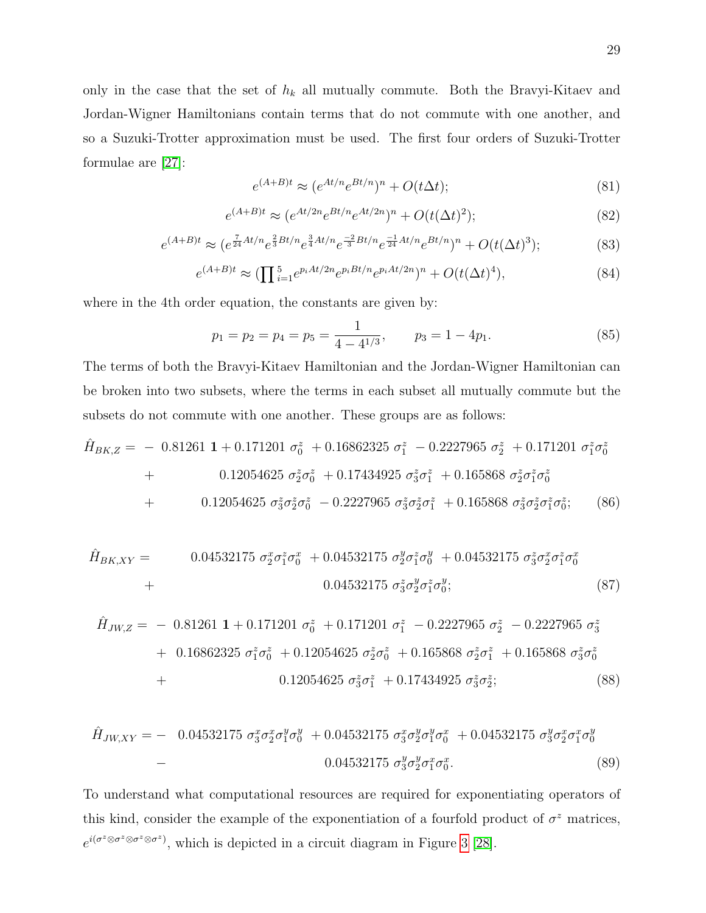only in the case that the set of $h_k$ all mutually commute. Both the Bravyi-Kitaev and Jordan-Wigner Hamiltonians contain terms that do not commute with one another, and so a Suzuki-Trotter approximation must be used. The first four orders of Suzuki-Trotter formulae are [27]:

$$e^{(A+B)t} \approx (e^{At/n}e^{Bt/n})^n + O(t\Delta t); \tag{81}$$

$$e^{(A+B)t} \approx (e^{At/2n}e^{Bt/n}e^{At/2n})^n + O(t(\Delta t)^2); \tag{82}$$

$$e^{(A+B)t} \approx (e^{\frac{7}{24}At/n}e^{\frac{2}{3}Bt/n}e^{\frac{3}{4}At/n}e^{\frac{-2}{3}Bt/n}e^{\frac{-1}{24}At/n}e^{Bt/n})^n + O(t(\Delta t)^3); \tag{83}$$

$$e^{(A+B)t} \approx (\textstyle\prod_{i=1}^{5} e^{p_i At/2n}e^{p_i Bt/n}e^{p_i At/2n})^n + O(t(\Delta t)^4), \tag{84}$$

where in the 4th order equation, the constants are given by:

$$p_1 = p_2 = p_4 = p_5 = \frac{1}{4 - 4^{1/3}}, \qquad p_3 = 1 - 4p_1. \tag{85}$$

The terms of both the Bravyi-Kitaev Hamiltonian and the Jordan-Wigner Hamiltonian can be broken into two subsets, where the terms in each subset all mutually commute but the subsets do not commute with one another. These groups are as follows:

$$\begin{aligned}\hat{H}_{BK,Z} = & -0.81261\,\mathbf{1} + 0.171201\,\sigma_0^z + 0.16862325\,\sigma_1^z - 0.2227965\,\sigma_2^z + 0.171201\,\sigma_1^z\sigma_0^z \\ & + 0.12054625\,\sigma_2^z\sigma_0^z + 0.17434925\,\sigma_3^z\sigma_1^z + 0.165868\,\sigma_2^z\sigma_1^z\sigma_0^z \\ & + 0.12054625\,\sigma_3^z\sigma_2^z\sigma_0^z - 0.2227965\,\sigma_3^z\sigma_2^z\sigma_1^z + 0.165868\,\sigma_3^z\sigma_2^z\sigma_1^z\sigma_0^z;\end{aligned} \tag{86}$$

$$\begin{aligned}\hat{H}_{BK,XY} = & \; 0.04532175\,\sigma_2^x\sigma_1^z\sigma_0^x + 0.04532175\,\sigma_2^y\sigma_1^z\sigma_0^y + 0.04532175\,\sigma_3^z\sigma_2^x\sigma_1^z\sigma_0^x \\ & + 0.04532175\,\sigma_3^z\sigma_2^y\sigma_1^z\sigma_0^y;\end{aligned} \tag{87}$$

$$\begin{aligned}\hat{H}_{JW,Z} = & -0.81261\,\mathbf{1} + 0.171201\,\sigma_0^z + 0.171201\,\sigma_1^z - 0.2227965\,\sigma_2^z - 0.2227965\,\sigma_3^z \\ & + 0.16862325\,\sigma_1^z\sigma_0^z + 0.12054625\,\sigma_2^z\sigma_0^z + 0.165868\,\sigma_2^z\sigma_1^z + 0.165868\,\sigma_3^z\sigma_0^z \\ & + 0.12054625\,\sigma_3^z\sigma_1^z + 0.17434925\,\sigma_3^z\sigma_2^z;\end{aligned} \tag{88}$$

$$\begin{aligned}\hat{H}_{JW,XY} = & -0.04532175\,\sigma_3^x\sigma_2^x\sigma_1^y\sigma_0^y + 0.04532175\,\sigma_3^x\sigma_2^y\sigma_1^y\sigma_0^x + 0.04532175\,\sigma_3^y\sigma_2^x\sigma_1^x\sigma_0^y \\ & - 0.04532175\,\sigma_3^y\sigma_2^y\sigma_1^x\sigma_0^x.\end{aligned} \tag{89}$$

To understand what computational resources are required for exponentiating operators of this kind, consider the example of the exponentiation of a fourfold product of $\sigma^z$ matrices, $e^{i(\sigma^z\otimes\sigma^z\otimes\sigma^z\otimes\sigma^z)}$, which is depicted in a circuit diagram in Figure 3 [28].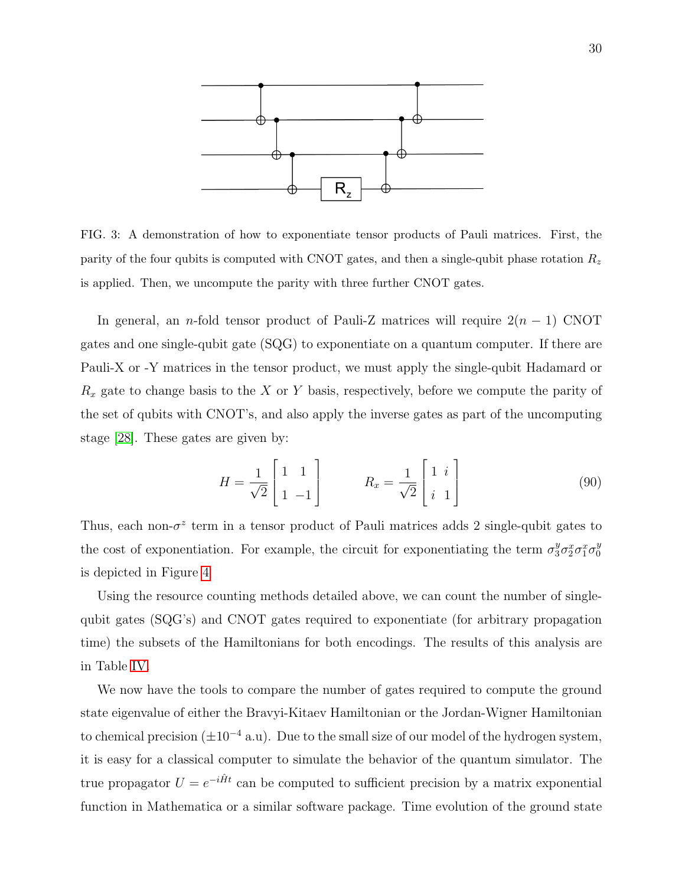FIG. 3: A demonstration of how to exponentiate tensor products of Pauli matrices. First, the parity of the four qubits is computed with CNOT gates, and then a single-qubit phase rotation $R_z$ is applied. Then, we uncompute the parity with three further CNOT gates.

In general, an $n$-fold tensor product of Pauli-Z matrices will require $2(n-1)$ CNOT gates and one single-qubit gate (SQG) to exponentiate on a quantum computer. If there are Pauli-X or -Y matrices in the tensor product, we must apply the single-qubit Hadamard or $R_x$ gate to change basis to the $X$ or $Y$ basis, respectively, before we compute the parity of the set of qubits with CNOT's, and also apply the inverse gates as part of the uncomputing stage [28]. These gates are given by:

$$H = \frac{1}{\sqrt{2}} \begin{bmatrix} 1 & 1 \\ 1 & -1 \end{bmatrix} \qquad R_x = \frac{1}{\sqrt{2}} \begin{bmatrix} 1 & i \\ i & 1 \end{bmatrix} \tag{90}$$

Thus, each non-$\sigma^z$ term in a tensor product of Pauli matrices adds 2 single-qubit gates to the cost of exponentiation. For example, the circuit for exponentiating the term $\sigma_3^y \sigma_2^x \sigma_1^x \sigma_0^y$ is depicted in Figure 4.

Using the resource counting methods detailed above, we can count the number of single-qubit gates (SQG's) and CNOT gates required to exponentiate (for arbitrary propagation time) the subsets of the Hamiltonians for both encodings. The results of this analysis are in Table IV.

We now have the tools to compare the number of gates required to compute the ground state eigenvalue of either the Bravyi-Kitaev Hamiltonian or the Jordan-Wigner Hamiltonian to chemical precision ($\pm 10^{-4}$ a.u). Due to the small size of our model of the hydrogen system, it is easy for a classical computer to simulate the behavior of the quantum simulator. The true propagator $U = e^{-i\hat{H}t}$ can be computed to sufficient precision by a matrix exponential function in Mathematica or a similar software package. Time evolution of the ground state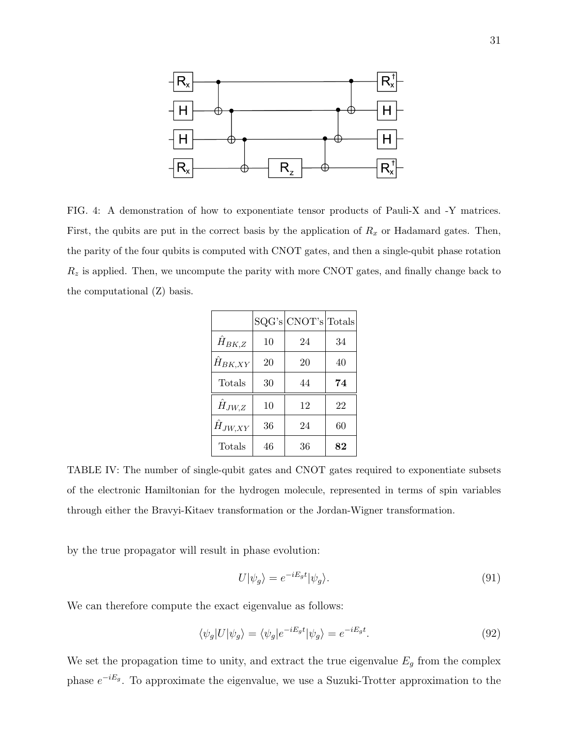FIG. 4: A demonstration of how to exponentiate tensor products of Pauli-X and -Y matrices. First, the qubits are put in the correct basis by the application of $R_x$ or Hadamard gates. Then, the parity of the four qubits is computed with CNOT gates, and then a single-qubit phase rotation $R_z$ is applied. Then, we uncompute the parity with more CNOT gates, and finally change back to the computational (Z) basis.

| | SQG's | CNOT's | Totals |
|---|---|---|---|
| $\hat{H}_{BK,Z}$ | 10 | 24 | 34 |
| $\hat{H}_{BK,XY}$ | 20 | 20 | 40 |
| Totals | 30 | 44 | **74** |
| $\hat{H}_{JW,Z}$ | 10 | 12 | 22 |
| $\hat{H}_{JW,XY}$ | 36 | 24 | 60 |
| Totals | 46 | 36 | **82** |

TABLE IV: The number of single-qubit gates and CNOT gates required to exponentiate subsets of the electronic Hamiltonian for the hydrogen molecule, represented in terms of spin variables through either the Bravyi-Kitaev transformation or the Jordan-Wigner transformation.

by the true propagator will result in phase evolution:

$$U|\psi_g\rangle = e^{-iE_g t}|\psi_g\rangle. \tag{91}$$

We can therefore compute the exact eigenvalue as follows:

$$\langle\psi_g|U|\psi_g\rangle = \langle\psi_g|e^{-iE_g t}|\psi_g\rangle = e^{-iE_g t}. \tag{92}$$

We set the propagation time to unity, and extract the true eigenvalue $E_g$ from the complex phase $e^{-iE_g}$. To approximate the eigenvalue, we use a Suzuki-Trotter approximation to the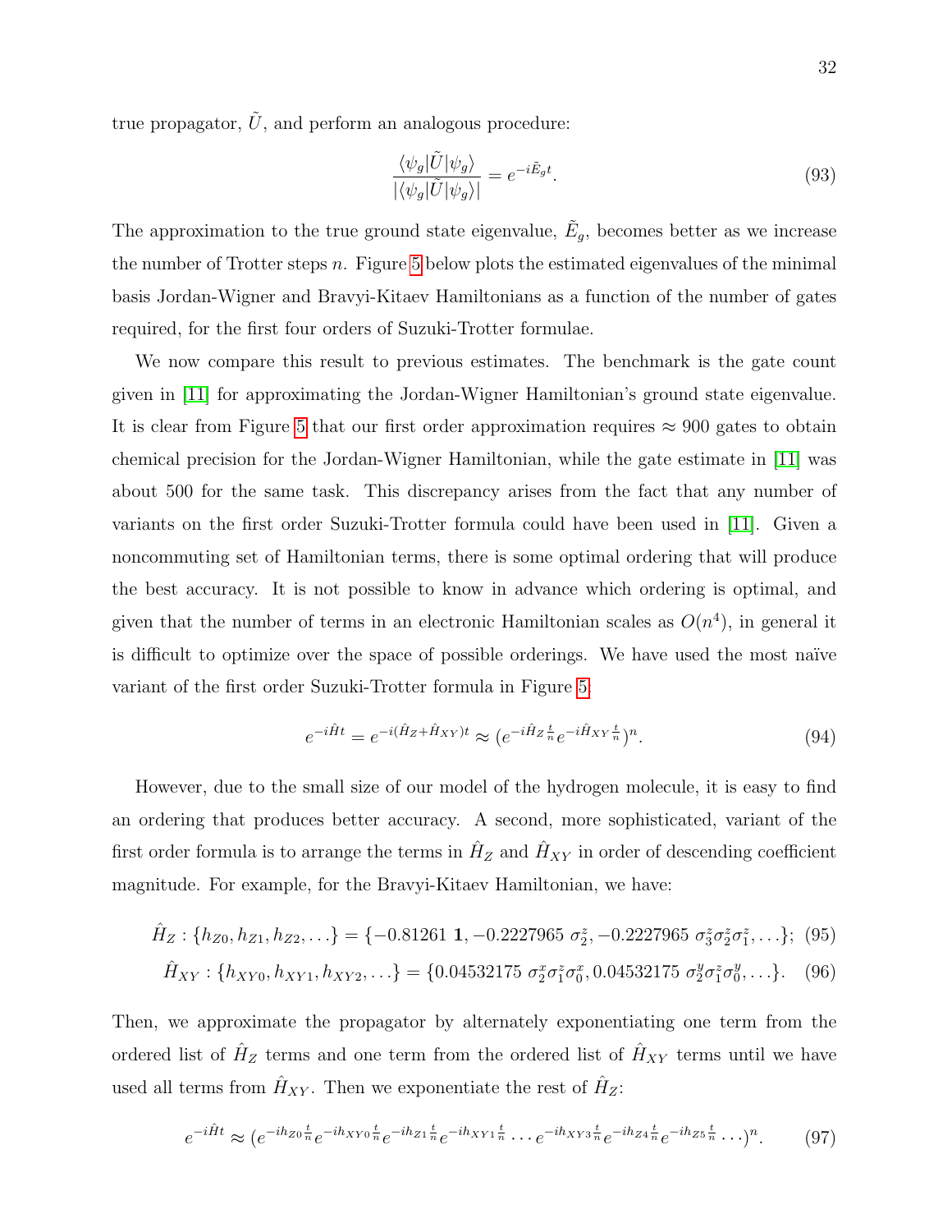true propagator, $\tilde{U}$, and perform an analogous procedure:

$$\frac{\langle\psi_g|\tilde{U}|\psi_g\rangle}{|\langle\psi_g|\tilde{U}|\psi_g\rangle|} = e^{-i\tilde{E}_g t}. \tag{93}$$

The approximation to the true ground state eigenvalue, $\tilde{E}_g$, becomes better as we increase the number of Trotter steps $n$. Figure 5 below plots the estimated eigenvalues of the minimal basis Jordan-Wigner and Bravyi-Kitaev Hamiltonians as a function of the number of gates required, for the first four orders of Suzuki-Trotter formulae.

We now compare this result to previous estimates. The benchmark is the gate count given in [11] for approximating the Jordan-Wigner Hamiltonian's ground state eigenvalue. It is clear from Figure 5 that our first order approximation requires $\approx 900$ gates to obtain chemical precision for the Jordan-Wigner Hamiltonian, while the gate estimate in [11] was about 500 for the same task. This discrepancy arises from the fact that any number of variants on the first order Suzuki-Trotter formula could have been used in [11]. Given a noncommuting set of Hamiltonian terms, there is some optimal ordering that will produce the best accuracy. It is not possible to know in advance which ordering is optimal, and given that the number of terms in an electronic Hamiltonian scales as $O(n^4)$, in general it is difficult to optimize over the space of possible orderings. We have used the most naïve variant of the first order Suzuki-Trotter formula in Figure 5:

$$e^{-i\hat{H}t} = e^{-i(\hat{H}_Z+\hat{H}_{XY})t} \approx (e^{-i\hat{H}_Z\frac{t}{n}}e^{-i\hat{H}_{XY}\frac{t}{n}})^n. \tag{94}$$

However, due to the small size of our model of the hydrogen molecule, it is easy to find an ordering that produces better accuracy. A second, more sophisticated, variant of the first order formula is to arrange the terms in $\hat{H}_Z$ and $\hat{H}_{XY}$ in order of descending coefficient magnitude. For example, for the Bravyi-Kitaev Hamiltonian, we have:

$$\hat{H}_Z : \{h_{Z0}, h_{Z1}, h_{Z2}, \ldots\} = \{-0.81261\ \mathbf{1}, -0.2227965\ \sigma_2^z, -0.2227965\ \sigma_3^z\sigma_2^z\sigma_1^z, \ldots\}; \tag{95}$$

$$\hat{H}_{XY} : \{h_{XY0}, h_{XY1}, h_{XY2}, \ldots\} = \{0.04532175\ \sigma_2^x\sigma_1^z\sigma_0^x, 0.04532175\ \sigma_2^y\sigma_1^z\sigma_0^y, \ldots\}. \tag{96}$$

Then, we approximate the propagator by alternately exponentiating one term from the ordered list of $\hat{H}_Z$ terms and one term from the ordered list of $\hat{H}_{XY}$ terms until we have used all terms from $\hat{H}_{XY}$. Then we exponentiate the rest of $\hat{H}_Z$:

$$e^{-i\hat{H}t} \approx (e^{-ih_{Z0}\frac{t}{n}}e^{-ih_{XY0}\frac{t}{n}}e^{-ih_{Z1}\frac{t}{n}}e^{-ih_{XY1}\frac{t}{n}} \cdots e^{-ih_{XY3}\frac{t}{n}}e^{-ih_{Z4}\frac{t}{n}}e^{-ih_{Z5}\frac{t}{n}} \cdots)^n. \tag{97}$$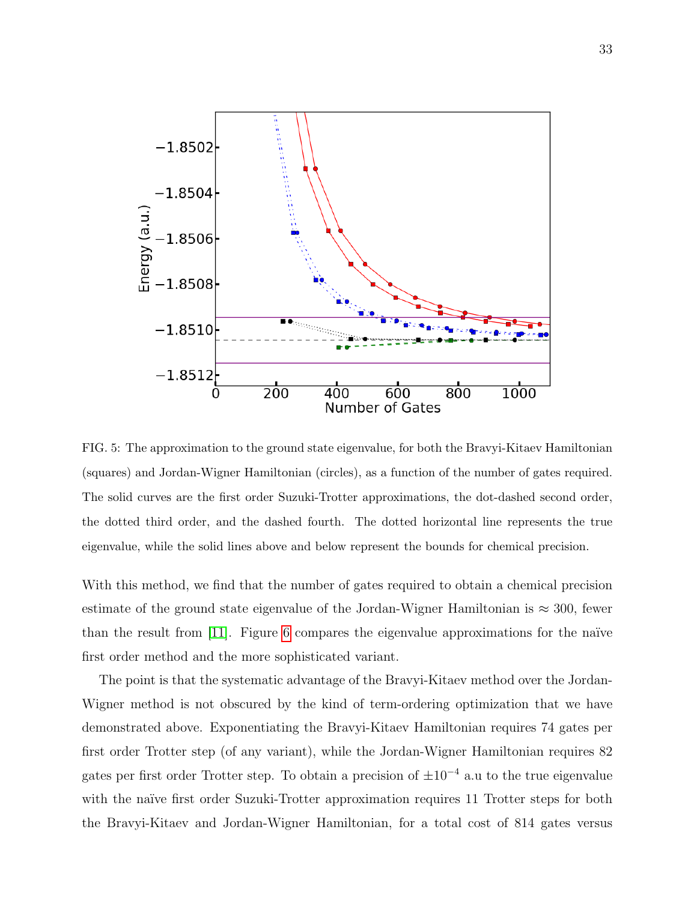FIG. 5: The approximation to the ground state eigenvalue, for both the Bravyi-Kitaev Hamiltonian (squares) and Jordan-Wigner Hamiltonian (circles), as a function of the number of gates required. The solid curves are the first order Suzuki-Trotter approximations, the dot-dashed second order, the dotted third order, and the dashed fourth. The dotted horizontal line represents the true eigenvalue, while the solid lines above and below represent the bounds for chemical precision.

With this method, we find that the number of gates required to obtain a chemical precision estimate of the ground state eigenvalue of the Jordan-Wigner Hamiltonian is $\approx 300$, fewer than the result from [11]. Figure 6 compares the eigenvalue approximations for the naïve first order method and the more sophisticated variant.

The point is that the systematic advantage of the Bravyi-Kitaev method over the Jordan-Wigner method is not obscured by the kind of term-ordering optimization that we have demonstrated above. Exponentiating the Bravyi-Kitaev Hamiltonian requires 74 gates per first order Trotter step (of any variant), while the Jordan-Wigner Hamiltonian requires 82 gates per first order Trotter step. To obtain a precision of $\pm 10^{-4}$ a.u to the true eigenvalue with the naïve first order Suzuki-Trotter approximation requires 11 Trotter steps for both the Bravyi-Kitaev and Jordan-Wigner Hamiltonian, for a total cost of 814 gates versus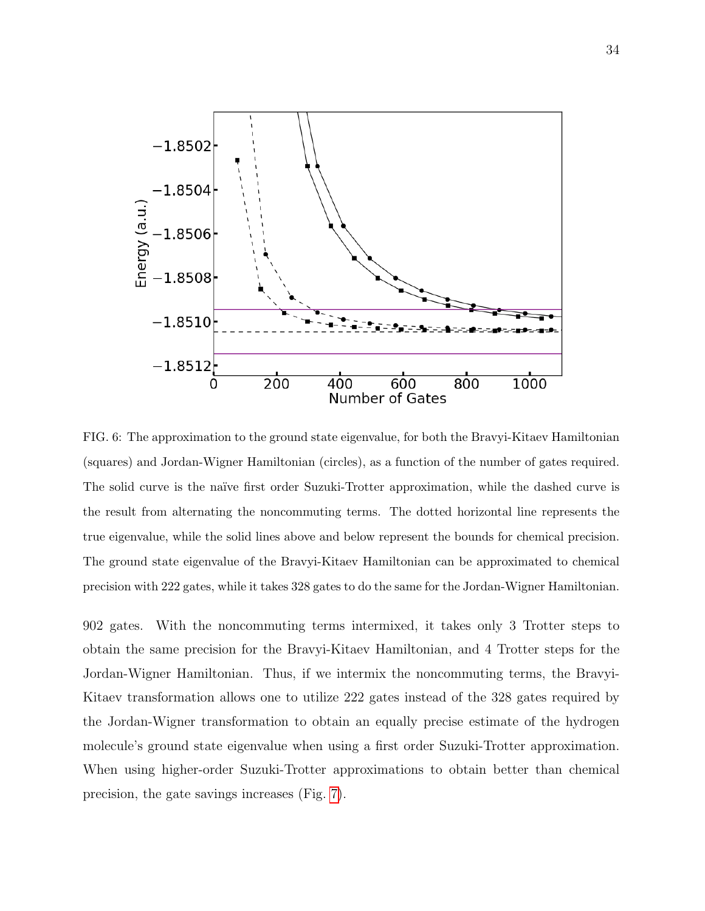FIG. 6: The approximation to the ground state eigenvalue, for both the Bravyi-Kitaev Hamiltonian (squares) and Jordan-Wigner Hamiltonian (circles), as a function of the number of gates required. The solid curve is the naïve first order Suzuki-Trotter approximation, while the dashed curve is the result from alternating the noncommuting terms. The dotted horizontal line represents the true eigenvalue, while the solid lines above and below represent the bounds for chemical precision. The ground state eigenvalue of the Bravyi-Kitaev Hamiltonian can be approximated to chemical precision with 222 gates, while it takes 328 gates to do the same for the Jordan-Wigner Hamiltonian.

902 gates. With the noncommuting terms intermixed, it takes only 3 Trotter steps to obtain the same precision for the Bravyi-Kitaev Hamiltonian, and 4 Trotter steps for the Jordan-Wigner Hamiltonian. Thus, if we intermix the noncommuting terms, the Bravyi-Kitaev transformation allows one to utilize 222 gates instead of the 328 gates required by the Jordan-Wigner transformation to obtain an equally precise estimate of the hydrogen molecule's ground state eigenvalue when using a first order Suzuki-Trotter approximation. When using higher-order Suzuki-Trotter approximations to obtain better than chemical precision, the gate savings increases (Fig. 7).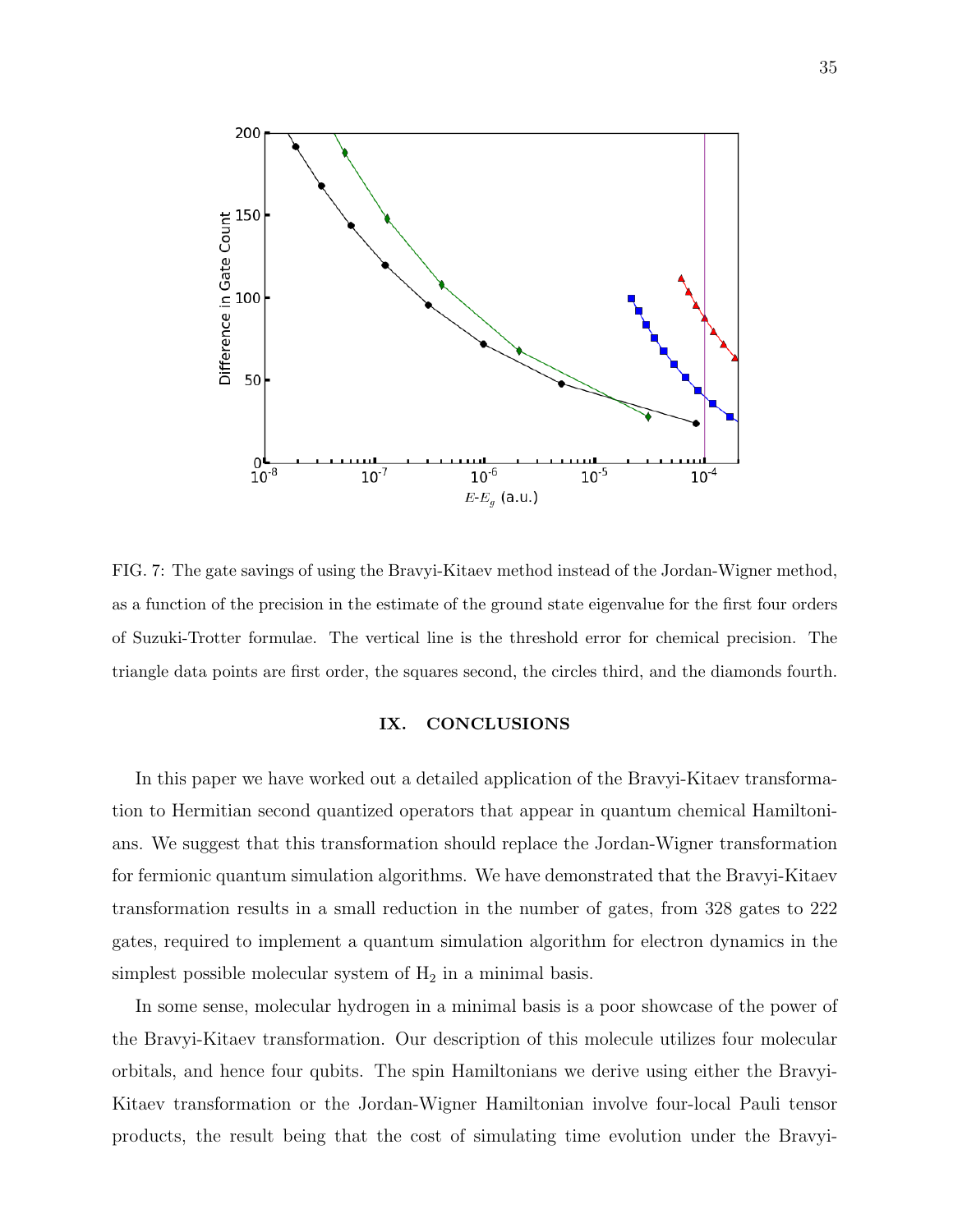FIG. 7: The gate savings of using the Bravyi-Kitaev method instead of the Jordan-Wigner method, as a function of the precision in the estimate of the ground state eigenvalue for the first four orders of Suzuki-Trotter formulae. The vertical line is the threshold error for chemical precision. The triangle data points are first order, the squares second, the circles third, and the diamonds fourth.

## IX. CONCLUSIONS

In this paper we have worked out a detailed application of the Bravyi-Kitaev transformation to Hermitian second quantized operators that appear in quantum chemical Hamiltonians. We suggest that this transformation should replace the Jordan-Wigner transformation for fermionic quantum simulation algorithms. We have demonstrated that the Bravyi-Kitaev transformation results in a small reduction in the number of gates, from 328 gates to 222 gates, required to implement a quantum simulation algorithm for electron dynamics in the simplest possible molecular system of $H_2$ in a minimal basis.

In some sense, molecular hydrogen in a minimal basis is a poor showcase of the power of the Bravyi-Kitaev transformation. Our description of this molecule utilizes four molecular orbitals, and hence four qubits. The spin Hamiltonians we derive using either the Bravyi-Kitaev transformation or the Jordan-Wigner Hamiltonian involve four-local Pauli tensor products, the result being that the cost of simulating time evolution under the Bravyi-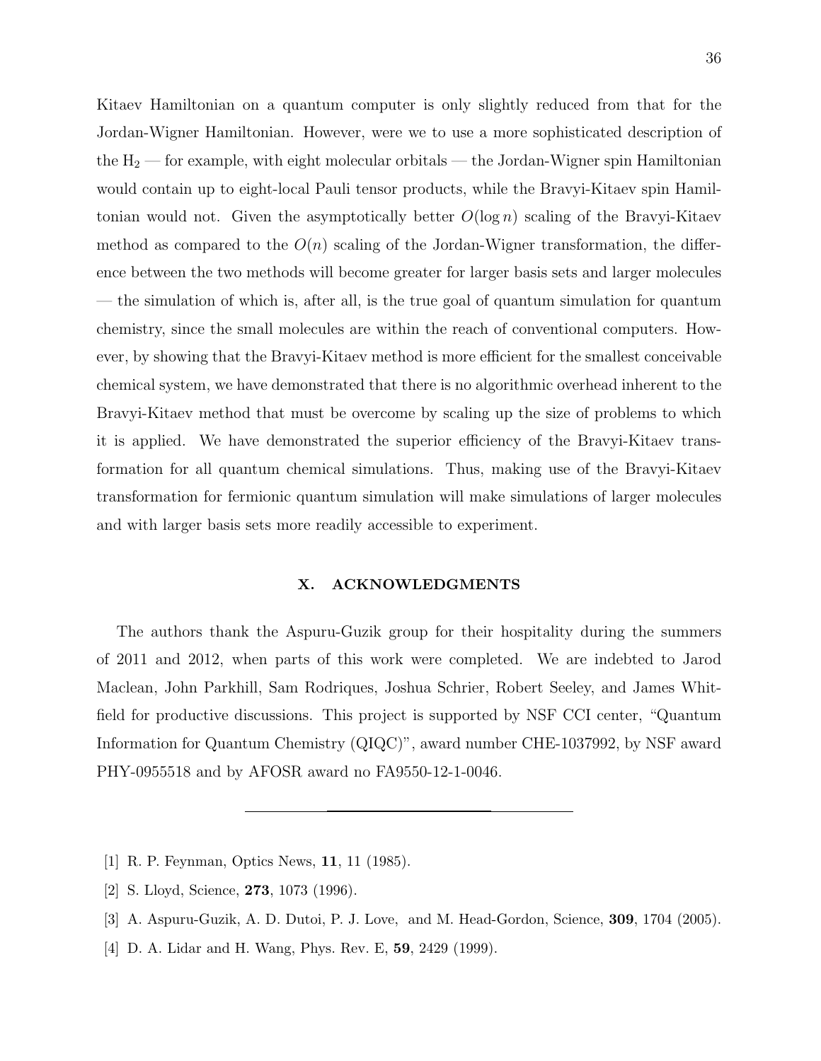Kitaev Hamiltonian on a quantum computer is only slightly reduced from that for the Jordan-Wigner Hamiltonian. However, were we to use a more sophisticated description of the $H_2$ — for example, with eight molecular orbitals — the Jordan-Wigner spin Hamiltonian would contain up to eight-local Pauli tensor products, while the Bravyi-Kitaev spin Hamiltonian would not. Given the asymptotically better $O(\log n)$ scaling of the Bravyi-Kitaev method as compared to the $O(n)$ scaling of the Jordan-Wigner transformation, the difference between the two methods will become greater for larger basis sets and larger molecules — the simulation of which is, after all, is the true goal of quantum simulation for quantum chemistry, since the small molecules are within the reach of conventional computers. However, by showing that the Bravyi-Kitaev method is more efficient for the smallest conceivable chemical system, we have demonstrated that there is no algorithmic overhead inherent to the Bravyi-Kitaev method that must be overcome by scaling up the size of problems to which it is applied. We have demonstrated the superior efficiency of the Bravyi-Kitaev transformation for all quantum chemical simulations. Thus, making use of the Bravyi-Kitaev transformation for fermionic quantum simulation will make simulations of larger molecules and with larger basis sets more readily accessible to experiment.

## X. ACKNOWLEDGMENTS

The authors thank the Aspuru-Guzik group for their hospitality during the summers of 2011 and 2012, when parts of this work were completed. We are indebted to Jarod Maclean, John Parkhill, Sam Rodriques, Joshua Schrier, Robert Seeley, and James Whitfield for productive discussions. This project is supported by NSF CCI center, "Quantum Information for Quantum Chemistry (QIQC)", award number CHE-1037992, by NSF award PHY-0955518 and by AFOSR award no FA9550-12-1-0046.

---

[1] R. P. Feynman, Optics News, **11**, 11 (1985).

[2] S. Lloyd, Science, **273**, 1073 (1996).

[3] A. Aspuru-Guzik, A. D. Dutoi, P. J. Love, and M. Head-Gordon, Science, **309**, 1704 (2005).

[4] D. A. Lidar and H. Wang, Phys. Rev. E, **59**, 2429 (1999).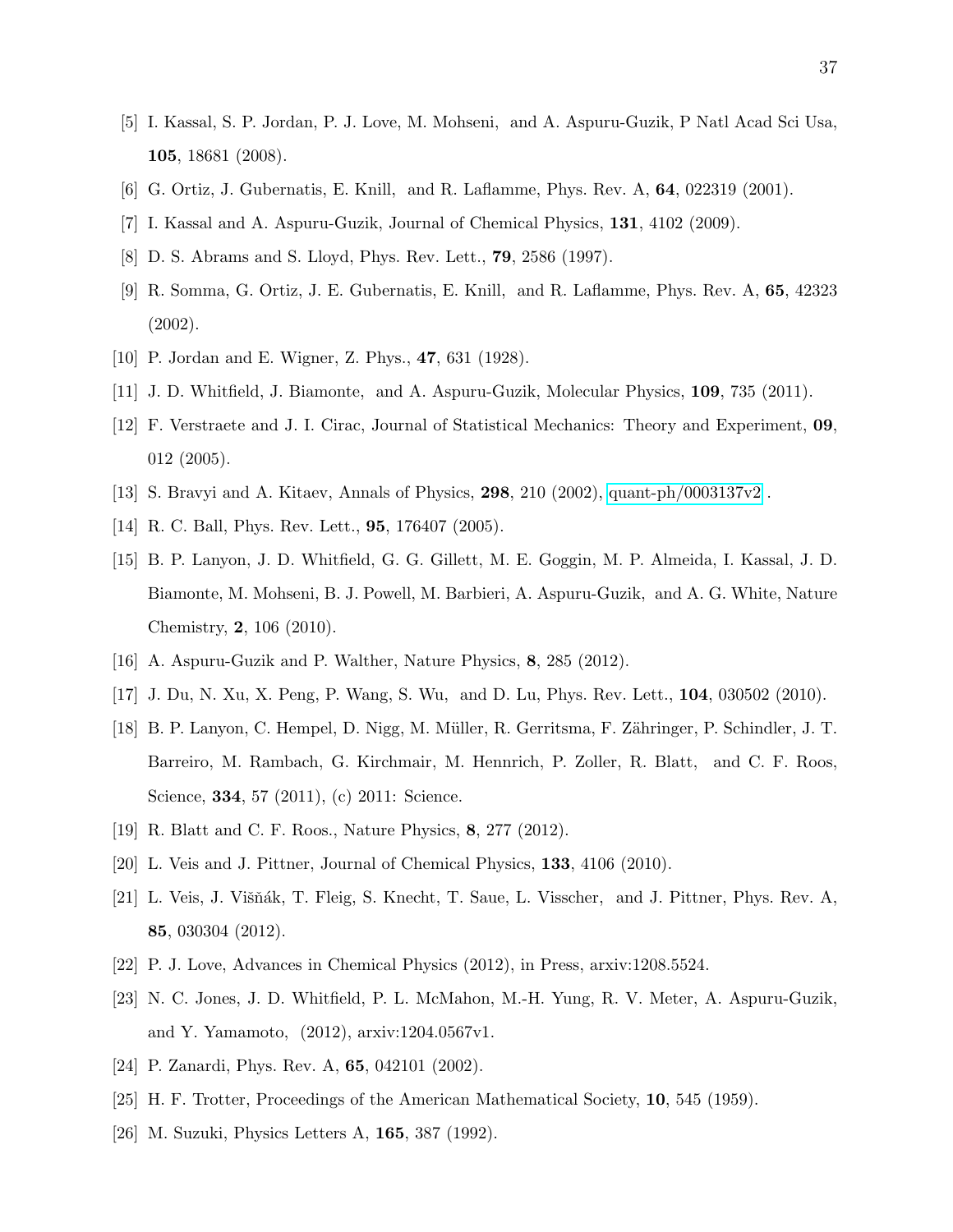[5] I. Kassal, S. P. Jordan, P. J. Love, M. Mohseni, and A. Aspuru-Guzik, P Natl Acad Sci Usa, **105**, 18681 (2008).

[6] G. Ortiz, J. Gubernatis, E. Knill, and R. Laflamme, Phys. Rev. A, **64**, 022319 (2001).

[7] I. Kassal and A. Aspuru-Guzik, Journal of Chemical Physics, **131**, 4102 (2009).

[8] D. S. Abrams and S. Lloyd, Phys. Rev. Lett., **79**, 2586 (1997).

[9] R. Somma, G. Ortiz, J. E. Gubernatis, E. Knill, and R. Laflamme, Phys. Rev. A, **65**, 42323 (2002).

[10] P. Jordan and E. Wigner, Z. Phys., **47**, 631 (1928).

[11] J. D. Whitfield, J. Biamonte, and A. Aspuru-Guzik, Molecular Physics, **109**, 735 (2011).

[12] F. Verstraete and J. I. Cirac, Journal of Statistical Mechanics: Theory and Experiment, **09**, 012 (2005).

[13] S. Bravyi and A. Kitaev, Annals of Physics, **298**, 210 (2002), quant-ph/0003137v2 .

[14] R. C. Ball, Phys. Rev. Lett., **95**, 176407 (2005).

[15] B. P. Lanyon, J. D. Whitfield, G. G. Gillett, M. E. Goggin, M. P. Almeida, I. Kassal, J. D. Biamonte, M. Mohseni, B. J. Powell, M. Barbieri, A. Aspuru-Guzik, and A. G. White, Nature Chemistry, **2**, 106 (2010).

[16] A. Aspuru-Guzik and P. Walther, Nature Physics, **8**, 285 (2012).

[17] J. Du, N. Xu, X. Peng, P. Wang, S. Wu, and D. Lu, Phys. Rev. Lett., **104**, 030502 (2010).

[18] B. P. Lanyon, C. Hempel, D. Nigg, M. Müller, R. Gerritsma, F. Zähringer, P. Schindler, J. T. Barreiro, M. Rambach, G. Kirchmair, M. Hennrich, P. Zoller, R. Blatt, and C. F. Roos, Science, **334**, 57 (2011), (c) 2011: Science.

[19] R. Blatt and C. F. Roos., Nature Physics, **8**, 277 (2012).

[20] L. Veis and J. Pittner, Journal of Chemical Physics, **133**, 4106 (2010).

[21] L. Veis, J. Višňák, T. Fleig, S. Knecht, T. Saue, L. Visscher, and J. Pittner, Phys. Rev. A, **85**, 030304 (2012).

[22] P. J. Love, Advances in Chemical Physics (2012), in Press, arxiv:1208.5524.

[23] N. C. Jones, J. D. Whitfield, P. L. McMahon, M.-H. Yung, R. V. Meter, A. Aspuru-Guzik, and Y. Yamamoto, (2012), arxiv:1204.0567v1.

[24] P. Zanardi, Phys. Rev. A, **65**, 042101 (2002).

[25] H. F. Trotter, Proceedings of the American Mathematical Society, **10**, 545 (1959).

[26] M. Suzuki, Physics Letters A, **165**, 387 (1992).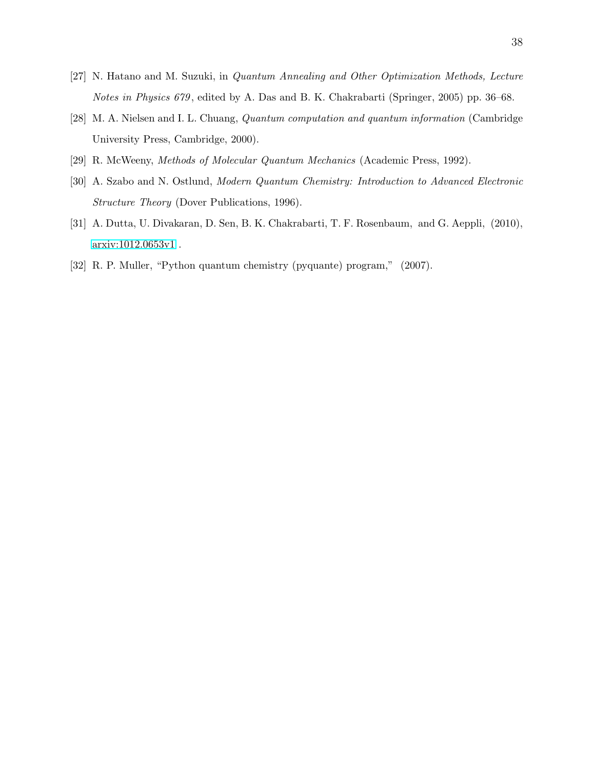[27] N. Hatano and M. Suzuki, in *Quantum Annealing and Other Optimization Methods, Lecture Notes in Physics 679*, edited by A. Das and B. K. Chakrabarti (Springer, 2005) pp. 36–68.

[28] M. A. Nielsen and I. L. Chuang, *Quantum computation and quantum information* (Cambridge University Press, Cambridge, 2000).

[29] R. McWeeny, *Methods of Molecular Quantum Mechanics* (Academic Press, 1992).

[30] A. Szabo and N. Ostlund, *Modern Quantum Chemistry: Introduction to Advanced Electronic Structure Theory* (Dover Publications, 1996).

[31] A. Dutta, U. Divakaran, D. Sen, B. K. Chakrabarti, T. F. Rosenbaum, and G. Aeppli, (2010), arxiv:1012.0653v1 .

[32] R. P. Muller, "Python quantum chemistry (pyquante) program," (2007).